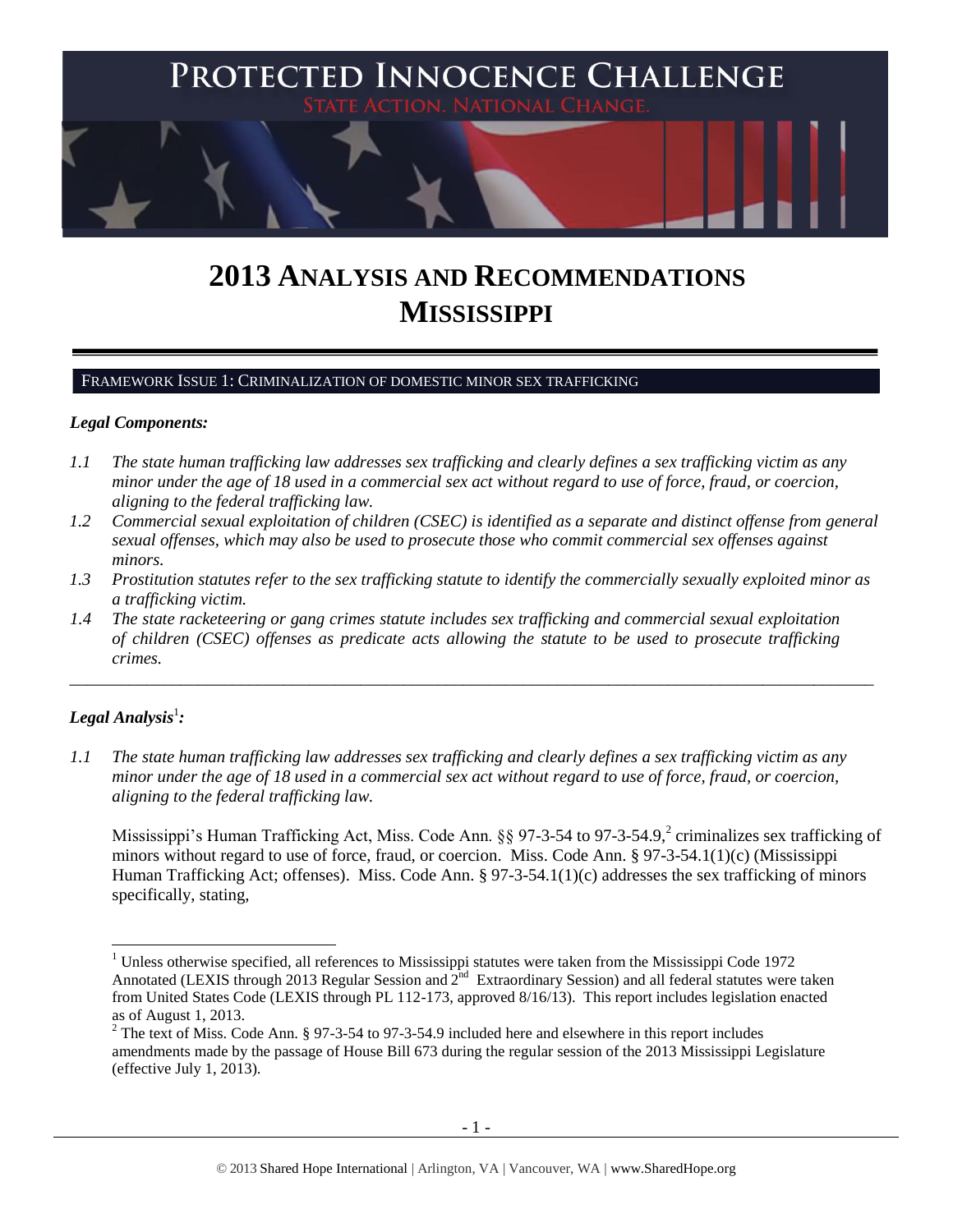# 2013 ANALYSIS AND RECOMMENDATIONS MISSISSIPPI

## FRAMEWORK ISSUE 1: CRIMINALIZATION OF DOMESTIC MINOR SEX TRAFFICKING

### *Legal Components:*

*1.1 The state human trafficking law addresses sex trafficking and clearly defines a sex trafficking victim as any minor under the age of 18 used in a commercial sex act without regard to use of force, fraud, or coercion, aligning to the federal trafficking law.*

*1.2 Commercial sexual exploitation of children (CSEC) is identified as a separate and distinct offense from general sexual offenses, which may also be used to prosecute those who commit commercial sex offenses against minors.*

*1.3 Prostitution statutes refer to the sex trafficking statute to identify the commercially sexually exploited minor as a trafficking victim.*

*1.4 The state racketeering or gang crimes statute includes sex trafficking and commercial sexual exploitation of children (CSEC) offenses as predicate acts allowing the statute to be used to prosecute trafficking crimes.*

---

### *Legal Analysis*[1]*:*

*1.1 The state human trafficking law addresses sex trafficking and clearly defines a sex trafficking victim as any minor under the age of 18 used in a commercial sex act without regard to use of force, fraud, or coercion, aligning to the federal trafficking law.*

Mississippi's Human Trafficking Act, Miss. Code Ann. §§ 97-3-54 to 97-3-54.9,[2] criminalizes sex trafficking of minors without regard to use of force, fraud, or coercion. Miss. Code Ann. § 97-3-54.1(1)(c) (Mississippi Human Trafficking Act; offenses). Miss. Code Ann. § 97-3-54.1(1)(c) addresses the sex trafficking of minors specifically, stating,

---

[1] Unless otherwise specified, all references to Mississippi statutes were taken from the Mississippi Code 1972 Annotated (LEXIS through 2013 Regular Session and 2nd Extraordinary Session) and all federal statutes were taken from United States Code (LEXIS through PL 112-173, approved 8/16/13). This report includes legislation enacted as of August 1, 2013.

[2] The text of Miss. Code Ann. § 97-3-54 to 97-3-54.9 included here and elsewhere in this report includes amendments made by the passage of House Bill 673 during the regular session of the 2013 Mississippi Legislature (effective July 1, 2013).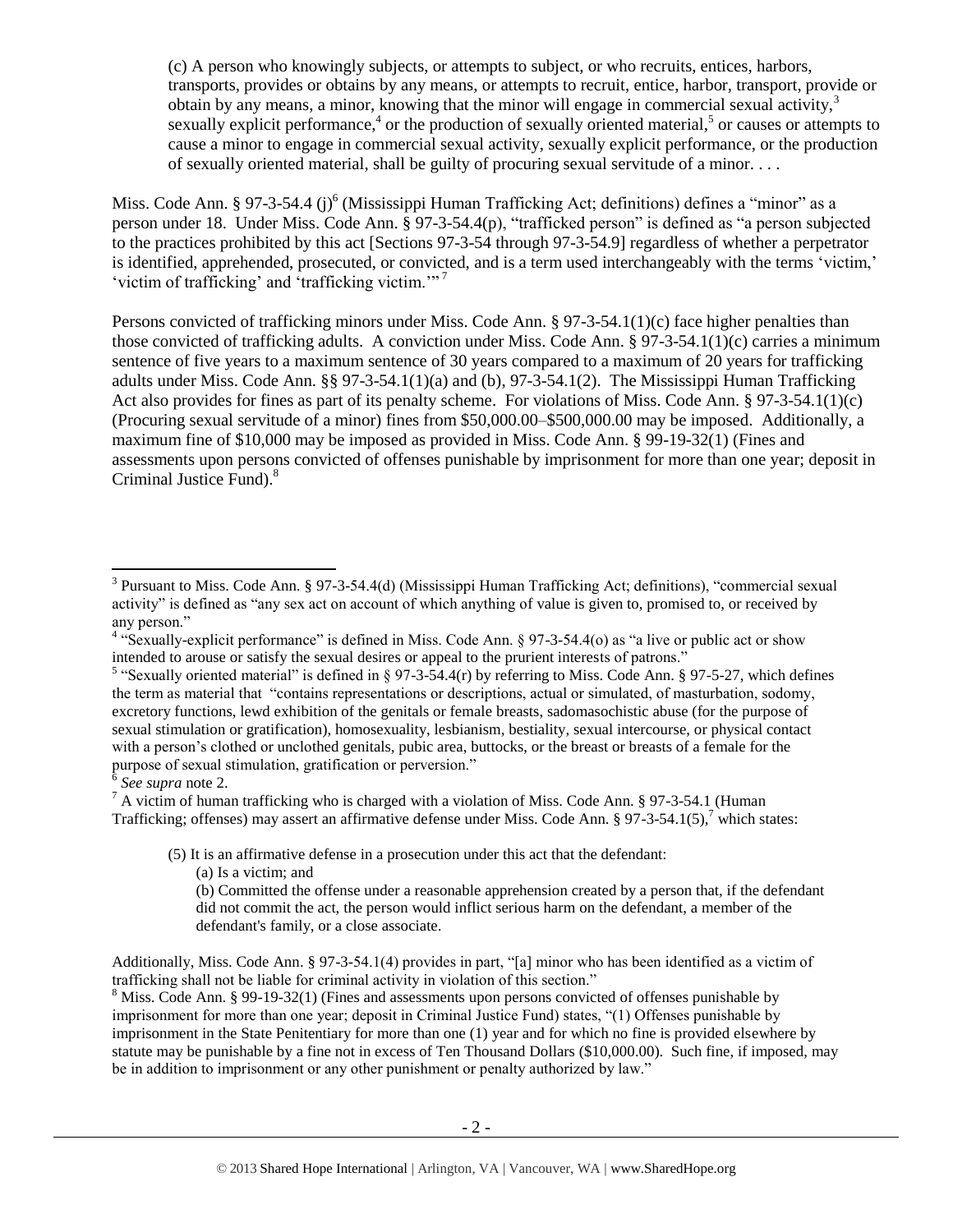> (c) A person who knowingly subjects, or attempts to subject, or who recruits, entices, harbors, transports, provides or obtains by any means, or attempts to recruit, entice, harbor, transport, provide or obtain by any means, a minor, knowing that the minor will engage in commercial sexual activity,[3] sexually explicit performance,[4] or the production of sexually oriented material,[5] or causes or attempts to cause a minor to engage in commercial sexual activity, sexually explicit performance, or the production of sexually oriented material, shall be guilty of procuring sexual servitude of a minor. . . .

Miss. Code Ann. § 97-3-54.4 (j)[6] (Mississippi Human Trafficking Act; definitions) defines a "minor" as a person under 18. Under Miss. Code Ann. § 97-3-54.4(p), "trafficked person" is defined as "a person subjected to the practices prohibited by this act [Sections 97-3-54 through 97-3-54.9] regardless of whether a perpetrator is identified, apprehended, prosecuted, or convicted, and is a term used interchangeably with the terms 'victim,' 'victim of trafficking' and 'trafficking victim.'"[7]

Persons convicted of trafficking minors under Miss. Code Ann. § 97-3-54.1(1)(c) face higher penalties than those convicted of trafficking adults. A conviction under Miss. Code Ann. § 97-3-54.1(1)(c) carries a minimum sentence of five years to a maximum sentence of 30 years compared to a maximum of 20 years for trafficking adults under Miss. Code Ann. §§ 97-3-54.1(1)(a) and (b), 97-3-54.1(2). The Mississippi Human Trafficking Act also provides for fines as part of its penalty scheme. For violations of Miss. Code Ann. § 97-3-54.1(1)(c) (Procuring sexual servitude of a minor) fines from \$50,000.00–\$500,000.00 may be imposed. Additionally, a maximum fine of \$10,000 may be imposed as provided in Miss. Code Ann. § 99-19-32(1) (Fines and assessments upon persons convicted of offenses punishable by imprisonment for more than one year; deposit in Criminal Justice Fund).[8]

---

[3] Pursuant to Miss. Code Ann. § 97-3-54.4(d) (Mississippi Human Trafficking Act; definitions), "commercial sexual activity" is defined as "any sex act on account of which anything of value is given to, promised to, or received by any person."

[4] "Sexually-explicit performance" is defined in Miss. Code Ann. § 97-3-54.4(o) as "a live or public act or show intended to arouse or satisfy the sexual desires or appeal to the prurient interests of patrons."

[5] "Sexually oriented material" is defined in § 97-3-54.4(r) by referring to Miss. Code Ann. § 97-5-27, which defines the term as material that "contains representations or descriptions, actual or simulated, of masturbation, sodomy, excretory functions, lewd exhibition of the genitals or female breasts, sadomasochistic abuse (for the purpose of sexual stimulation or gratification), homosexuality, lesbianism, bestiality, sexual intercourse, or physical contact with a person's clothed or unclothed genitals, pubic area, buttocks, or the breast or breasts of a female for the purpose of sexual stimulation, gratification or perversion."

[6] *See supra* note 2.

[7] A victim of human trafficking who is charged with a violation of Miss. Code Ann. § 97-3-54.1 (Human Trafficking; offenses) may assert an affirmative defense under Miss. Code Ann. § 97-3-54.1(5),[7] which states:

> (5) It is an affirmative defense in a prosecution under this act that the defendant:
>
> (a) Is a victim; and
>
> (b) Committed the offense under a reasonable apprehension created by a person that, if the defendant did not commit the act, the person would inflict serious harm on the defendant, a member of the defendant's family, or a close associate.

Additionally, Miss. Code Ann. § 97-3-54.1(4) provides in part, "[a] minor who has been identified as a victim of trafficking shall not be liable for criminal activity in violation of this section."

[8] Miss. Code Ann. § 99-19-32(1) (Fines and assessments upon persons convicted of offenses punishable by imprisonment for more than one year; deposit in Criminal Justice Fund) states, "(1) Offenses punishable by imprisonment in the State Penitentiary for more than one (1) year and for which no fine is provided elsewhere by statute may be punishable by a fine not in excess of Ten Thousand Dollars (\$10,000.00). Such fine, if imposed, may be in addition to imprisonment or any other punishment or penalty authorized by law."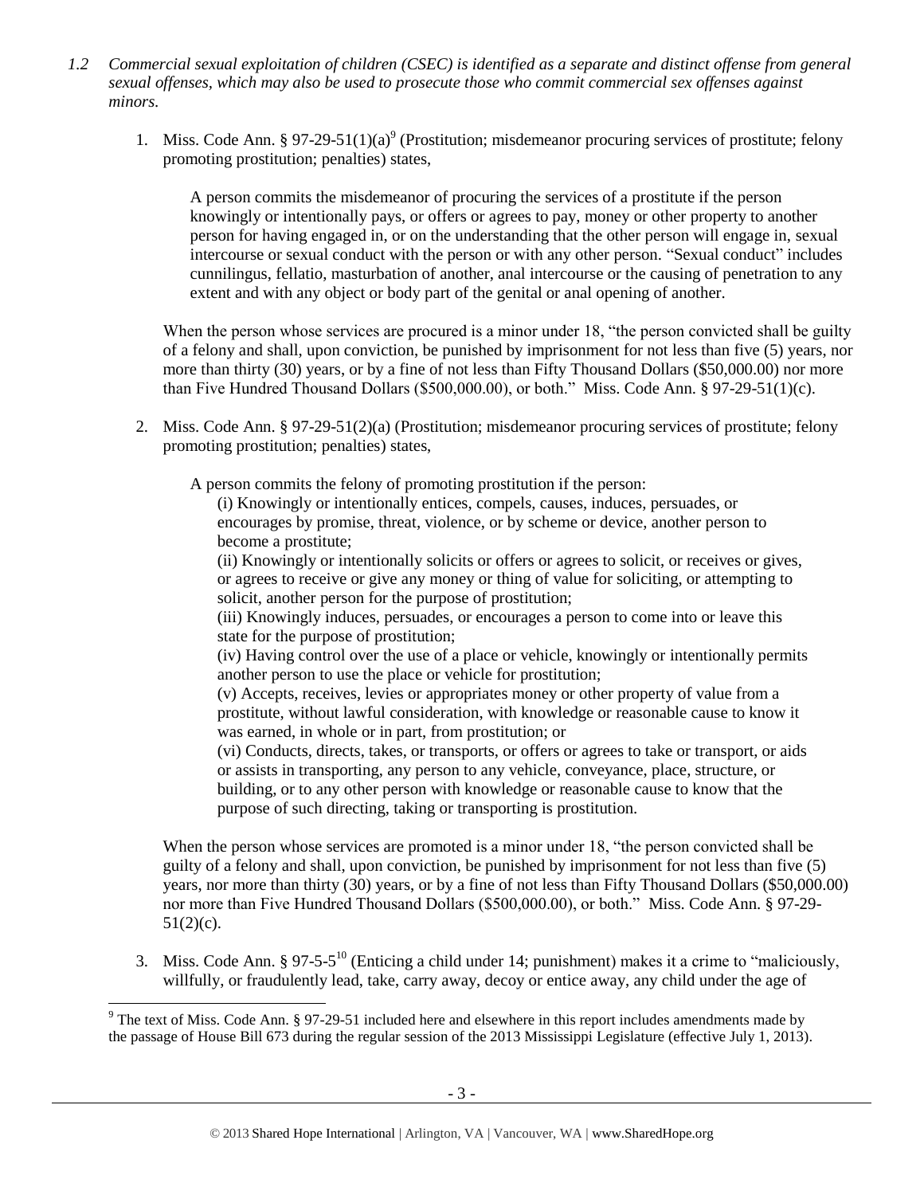*1.2 Commercial sexual exploitation of children (CSEC) is identified as a separate and distinct offense from general sexual offenses, which may also be used to prosecute those who commit commercial sex offenses against minors.*

1. Miss. Code Ann. § 97-29-51(1)(a)[9] (Prostitution; misdemeanor procuring services of prostitute; felony promoting prostitution; penalties) states,

   A person commits the misdemeanor of procuring the services of a prostitute if the person knowingly or intentionally pays, or offers or agrees to pay, money or other property to another person for having engaged in, or on the understanding that the other person will engage in, sexual intercourse or sexual conduct with the person or with any other person. "Sexual conduct" includes cunnilingus, fellatio, masturbation of another, anal intercourse or the causing of penetration to any extent and with any object or body part of the genital or anal opening of another.

   When the person whose services are procured is a minor under 18, "the person convicted shall be guilty of a felony and shall, upon conviction, be punished by imprisonment for not less than five (5) years, nor more than thirty (30) years, or by a fine of not less than Fifty Thousand Dollars ($50,000.00) nor more than Five Hundred Thousand Dollars ($500,000.00), or both." Miss. Code Ann. § 97-29-51(1)(c).

2. Miss. Code Ann. § 97-29-51(2)(a) (Prostitution; misdemeanor procuring services of prostitute; felony promoting prostitution; penalties) states,

   A person commits the felony of promoting prostitution if the person:
   
   (i) Knowingly or intentionally entices, compels, causes, induces, persuades, or encourages by promise, threat, violence, or by scheme or device, another person to become a prostitute;
   
   (ii) Knowingly or intentionally solicits or offers or agrees to solicit, or receives or gives, or agrees to receive or give any money or thing of value for soliciting, or attempting to solicit, another person for the purpose of prostitution;
   
   (iii) Knowingly induces, persuades, or encourages a person to come into or leave this state for the purpose of prostitution;
   
   (iv) Having control over the use of a place or vehicle, knowingly or intentionally permits another person to use the place or vehicle for prostitution;
   
   (v) Accepts, receives, levies or appropriates money or other property of value from a prostitute, without lawful consideration, with knowledge or reasonable cause to know it was earned, in whole or in part, from prostitution; or
   
   (vi) Conducts, directs, takes, or transports, or offers or agrees to take or transport, or aids or assists in transporting, any person to any vehicle, conveyance, place, structure, or building, or to any other person with knowledge or reasonable cause to know that the purpose of such directing, taking or transporting is prostitution.

   When the person whose services are promoted is a minor under 18, "the person convicted shall be guilty of a felony and shall, upon conviction, be punished by imprisonment for not less than five (5) years, nor more than thirty (30) years, or by a fine of not less than Fifty Thousand Dollars ($50,000.00) nor more than Five Hundred Thousand Dollars ($500,000.00), or both." Miss. Code Ann. § 97-29-51(2)(c).

3. Miss. Code Ann. § 97-5-5[10] (Enticing a child under 14; punishment) makes it a crime to "maliciously, willfully, or fraudulently lead, take, carry away, decoy or entice away, any child under the age of

---

[9] The text of Miss. Code Ann. § 97-29-51 included here and elsewhere in this report includes amendments made by the passage of House Bill 673 during the regular session of the 2013 Mississippi Legislature (effective July 1, 2013).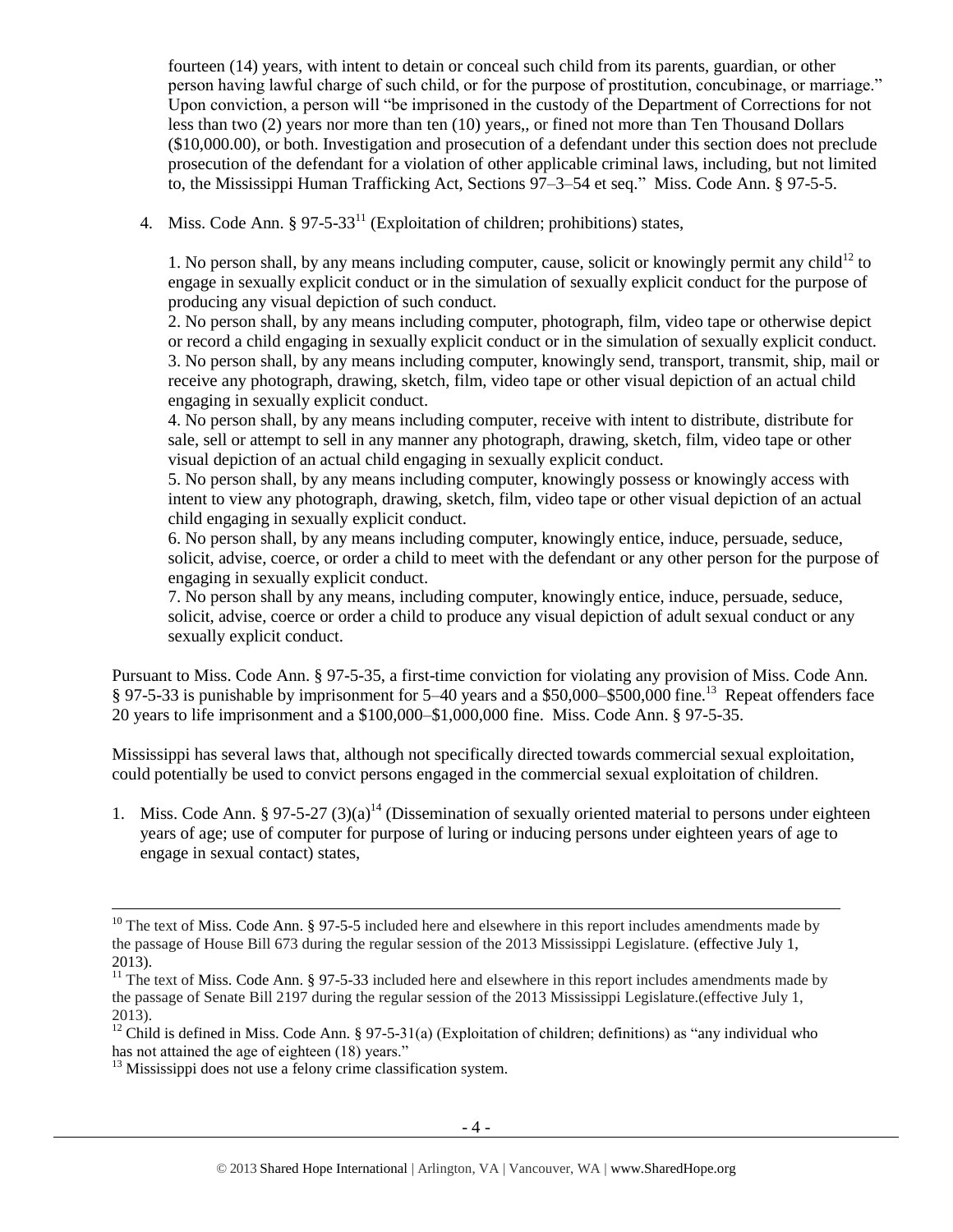fourteen (14) years, with intent to detain or conceal such child from its parents, guardian, or other person having lawful charge of such child, or for the purpose of prostitution, concubinage, or marriage." Upon conviction, a person will "be imprisoned in the custody of the Department of Corrections for not less than two (2) years nor more than ten (10) years,, or fined not more than Ten Thousand Dollars ($10,000.00), or both. Investigation and prosecution of a defendant under this section does not preclude prosecution of the defendant for a violation of other applicable criminal laws, including, but not limited to, the Mississippi Human Trafficking Act, Sections 97–3–54 et seq." Miss. Code Ann. § 97-5-5.

4. Miss. Code Ann. § 97-5-33[11] (Exploitation of children; prohibitions) states,

   1. No person shall, by any means including computer, cause, solicit or knowingly permit any child[12] to engage in sexually explicit conduct or in the simulation of sexually explicit conduct for the purpose of producing any visual depiction of such conduct.
   2. No person shall, by any means including computer, photograph, film, video tape or otherwise depict or record a child engaging in sexually explicit conduct or in the simulation of sexually explicit conduct.
   3. No person shall, by any means including computer, knowingly send, transport, transmit, ship, mail or receive any photograph, drawing, sketch, film, video tape or other visual depiction of an actual child engaging in sexually explicit conduct.
   4. No person shall, by any means including computer, receive with intent to distribute, distribute for sale, sell or attempt to sell in any manner any photograph, drawing, sketch, film, video tape or other visual depiction of an actual child engaging in sexually explicit conduct.
   5. No person shall, by any means including computer, knowingly possess or knowingly access with intent to view any photograph, drawing, sketch, film, video tape or other visual depiction of an actual child engaging in sexually explicit conduct.
   6. No person shall, by any means including computer, knowingly entice, induce, persuade, seduce, solicit, advise, coerce, or order a child to meet with the defendant or any other person for the purpose of engaging in sexually explicit conduct.
   7. No person shall by any means, including computer, knowingly entice, induce, persuade, seduce, solicit, advise, coerce or order a child to produce any visual depiction of adult sexual conduct or any sexually explicit conduct.

Pursuant to Miss. Code Ann. § 97-5-35, a first-time conviction for violating any provision of Miss. Code Ann. § 97-5-33 is punishable by imprisonment for 5–40 years and a $50,000–$500,000 fine.[13] Repeat offenders face 20 years to life imprisonment and a $100,000–$1,000,000 fine. Miss. Code Ann. § 97-5-35.

Mississippi has several laws that, although not specifically directed towards commercial sexual exploitation, could potentially be used to convict persons engaged in the commercial sexual exploitation of children.

1. Miss. Code Ann. § 97-5-27 (3)(a)[14] (Dissemination of sexually oriented material to persons under eighteen years of age; use of computer for purpose of luring or inducing persons under eighteen years of age to engage in sexual contact) states,

---

[10] The text of Miss. Code Ann. § 97-5-5 included here and elsewhere in this report includes amendments made by the passage of House Bill 673 during the regular session of the 2013 Mississippi Legislature. (effective July 1, 2013).

[11] The text of Miss. Code Ann. § 97-5-33 included here and elsewhere in this report includes amendments made by the passage of Senate Bill 2197 during the regular session of the 2013 Mississippi Legislature.(effective July 1, 2013).

[12] Child is defined in Miss. Code Ann. § 97-5-31(a) (Exploitation of children; definitions) as "any individual who has not attained the age of eighteen (18) years."

[13] Mississippi does not use a felony crime classification system.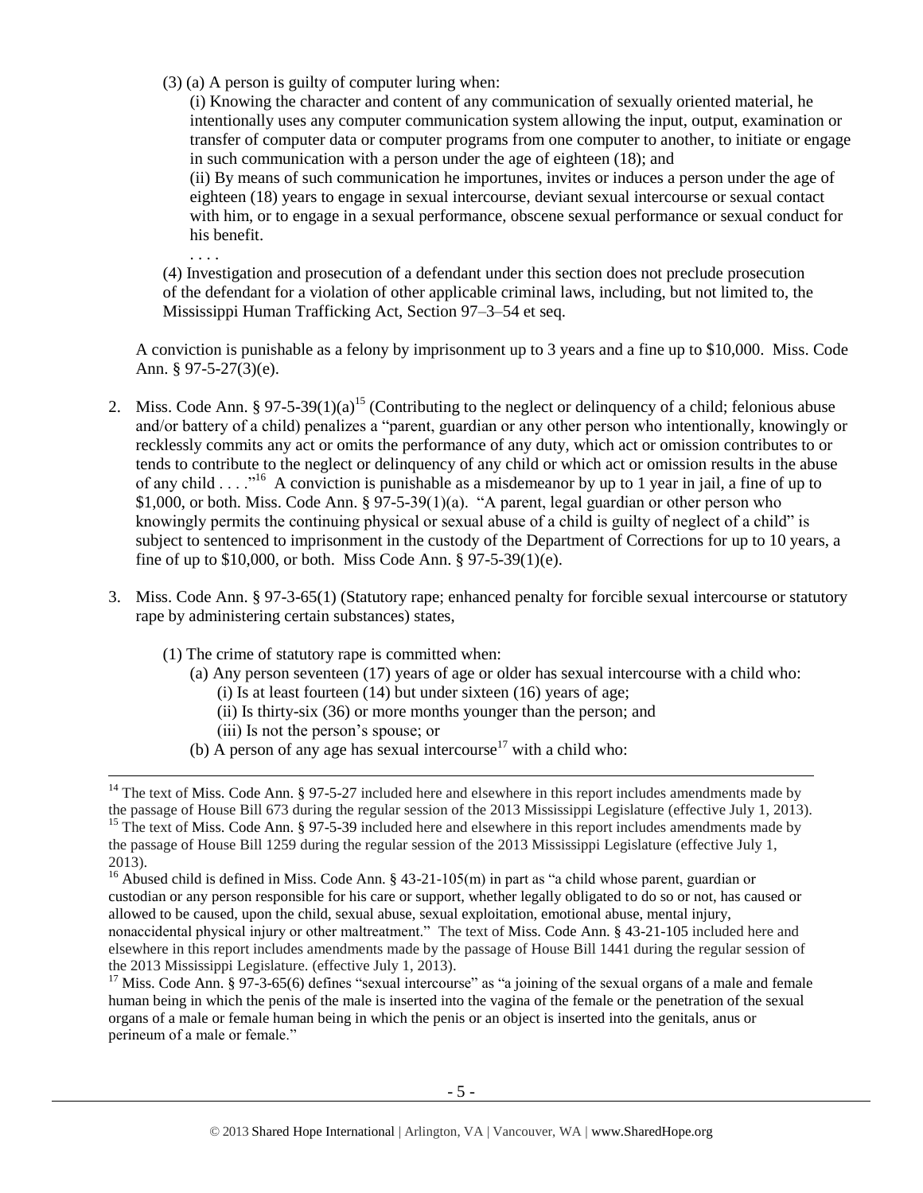(3) (a) A person is guilty of computer luring when:

(i) Knowing the character and content of any communication of sexually oriented material, he intentionally uses any computer communication system allowing the input, output, examination or transfer of computer data or computer programs from one computer to another, to initiate or engage in such communication with a person under the age of eighteen (18); and

(ii) By means of such communication he importunes, invites or induces a person under the age of eighteen (18) years to engage in sexual intercourse, deviant sexual intercourse or sexual contact with him, or to engage in a sexual performance, obscene sexual performance or sexual conduct for his benefit.

. . . .

(4) Investigation and prosecution of a defendant under this section does not preclude prosecution of the defendant for a violation of other applicable criminal laws, including, but not limited to, the Mississippi Human Trafficking Act, Section 97–3–54 et seq.

A conviction is punishable as a felony by imprisonment up to 3 years and a fine up to $10,000. Miss. Code Ann. § 97-5-27(3)(e).

2. Miss. Code Ann. § 97-5-39(1)(a)[15] (Contributing to the neglect or delinquency of a child; felonious abuse and/or battery of a child) penalizes a "parent, guardian or any other person who intentionally, knowingly or recklessly commits any act or omits the performance of any duty, which act or omission contributes to or tends to contribute to the neglect or delinquency of any child or which act or omission results in the abuse of any child . . . ."[16] A conviction is punishable as a misdemeanor by up to 1 year in jail, a fine of up to $1,000, or both. Miss. Code Ann. § 97-5-39(1)(a). "A parent, legal guardian or other person who knowingly permits the continuing physical or sexual abuse of a child is guilty of neglect of a child" is subject to sentenced to imprisonment in the custody of the Department of Corrections for up to 10 years, a fine of up to $10,000, or both. Miss Code Ann. § 97-5-39(1)(e).

3. Miss. Code Ann. § 97-3-65(1) (Statutory rape; enhanced penalty for forcible sexual intercourse or statutory rape by administering certain substances) states,

(1) The crime of statutory rape is committed when:

(a) Any person seventeen (17) years of age or older has sexual intercourse with a child who:

(i) Is at least fourteen (14) but under sixteen (16) years of age;

(ii) Is thirty-six (36) or more months younger than the person; and

(iii) Is not the person's spouse; or

(b) A person of any age has sexual intercourse[17] with a child who:

---

[14] The text of Miss. Code Ann. § 97-5-27 included here and elsewhere in this report includes amendments made by the passage of House Bill 673 during the regular session of the 2013 Mississippi Legislature (effective July 1, 2013).

[15] The text of Miss. Code Ann. § 97-5-39 included here and elsewhere in this report includes amendments made by the passage of House Bill 1259 during the regular session of the 2013 Mississippi Legislature (effective July 1, 2013).

[16] Abused child is defined in Miss. Code Ann. § 43-21-105(m) in part as "a child whose parent, guardian or custodian or any person responsible for his care or support, whether legally obligated to do so or not, has caused or allowed to be caused, upon the child, sexual abuse, sexual exploitation, emotional abuse, mental injury, nonaccidental physical injury or other maltreatment." The text of Miss. Code Ann. § 43-21-105 included here and elsewhere in this report includes amendments made by the passage of House Bill 1441 during the regular session of the 2013 Mississippi Legislature. (effective July 1, 2013).

[17] Miss. Code Ann. § 97-3-65(6) defines "sexual intercourse" as "a joining of the sexual organs of a male and female human being in which the penis of the male is inserted into the vagina of the female or the penetration of the sexual organs of a male or female human being in which the penis or an object is inserted into the genitals, anus or perineum of a male or female."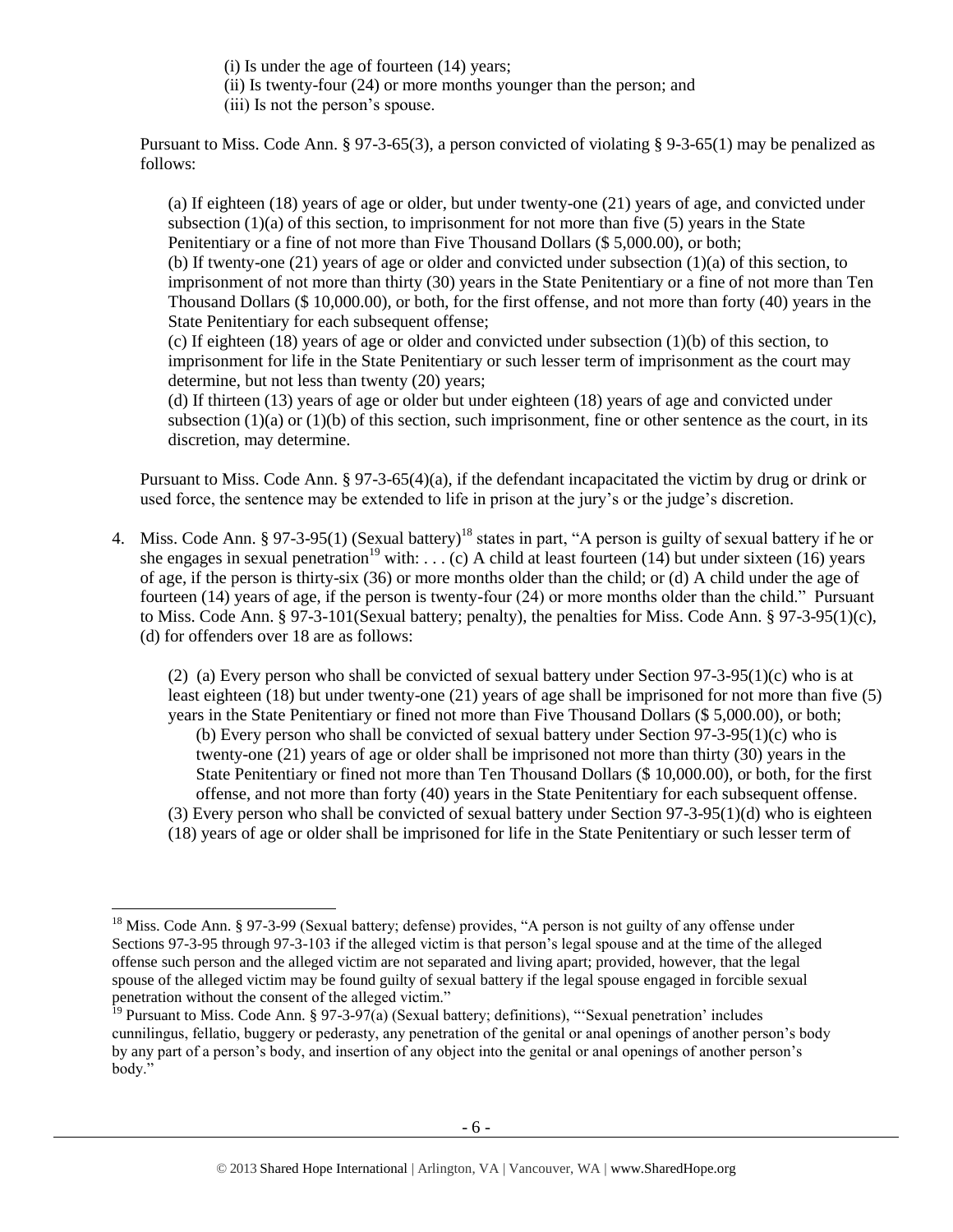(i) Is under the age of fourteen (14) years;
(ii) Is twenty-four (24) or more months younger than the person; and
(iii) Is not the person's spouse.

Pursuant to Miss. Code Ann. § 97-3-65(3), a person convicted of violating § 9-3-65(1) may be penalized as follows:

> (a) If eighteen (18) years of age or older, but under twenty-one (21) years of age, and convicted under subsection (1)(a) of this section, to imprisonment for not more than five (5) years in the State Penitentiary or a fine of not more than Five Thousand Dollars ($ 5,000.00), or both;
> (b) If twenty-one (21) years of age or older and convicted under subsection (1)(a) of this section, to imprisonment of not more than thirty (30) years in the State Penitentiary or a fine of not more than Ten Thousand Dollars ($ 10,000.00), or both, for the first offense, and not more than forty (40) years in the State Penitentiary for each subsequent offense;
> (c) If eighteen (18) years of age or older and convicted under subsection (1)(b) of this section, to imprisonment for life in the State Penitentiary or such lesser term of imprisonment as the court may determine, but not less than twenty (20) years;
> (d) If thirteen (13) years of age or older but under eighteen (18) years of age and convicted under subsection (1)(a) or (1)(b) of this section, such imprisonment, fine or other sentence as the court, in its discretion, may determine.

Pursuant to Miss. Code Ann. § 97-3-65(4)(a), if the defendant incapacitated the victim by drug or drink or used force, the sentence may be extended to life in prison at the jury's or the judge's discretion.

4. Miss. Code Ann. § 97-3-95(1) (Sexual battery)[18] states in part, "A person is guilty of sexual battery if he or she engages in sexual penetration[19] with: . . . (c) A child at least fourteen (14) but under sixteen (16) years of age, if the person is thirty-six (36) or more months older than the child; or (d) A child under the age of fourteen (14) years of age, if the person is twenty-four (24) or more months older than the child." Pursuant to Miss. Code Ann. § 97-3-101(Sexual battery; penalty), the penalties for Miss. Code Ann. § 97-3-95(1)(c), (d) for offenders over 18 are as follows:

> (2) (a) Every person who shall be convicted of sexual battery under Section 97-3-95(1)(c) who is at least eighteen (18) but under twenty-one (21) years of age shall be imprisoned for not more than five (5) years in the State Penitentiary or fined not more than Five Thousand Dollars ($ 5,000.00), or both;
> (b) Every person who shall be convicted of sexual battery under Section 97-3-95(1)(c) who is twenty-one (21) years of age or older shall be imprisoned not more than thirty (30) years in the State Penitentiary or fined not more than Ten Thousand Dollars ($ 10,000.00), or both, for the first offense, and not more than forty (40) years in the State Penitentiary for each subsequent offense.
> (3) Every person who shall be convicted of sexual battery under Section 97-3-95(1)(d) who is eighteen (18) years of age or older shall be imprisoned for life in the State Penitentiary or such lesser term of

[18] Miss. Code Ann. § 97-3-99 (Sexual battery; defense) provides, "A person is not guilty of any offense under Sections 97-3-95 through 97-3-103 if the alleged victim is that person's legal spouse and at the time of the alleged offense such person and the alleged victim are not separated and living apart; provided, however, that the legal spouse of the alleged victim may be found guilty of sexual battery if the legal spouse engaged in forcible sexual penetration without the consent of the alleged victim."

[19] Pursuant to Miss. Code Ann. § 97-3-97(a) (Sexual battery; definitions), "'Sexual penetration' includes cunnilingus, fellatio, buggery or pederasty, any penetration of the genital or anal openings of another person's body by any part of a person's body, and insertion of any object into the genital or anal openings of another person's body."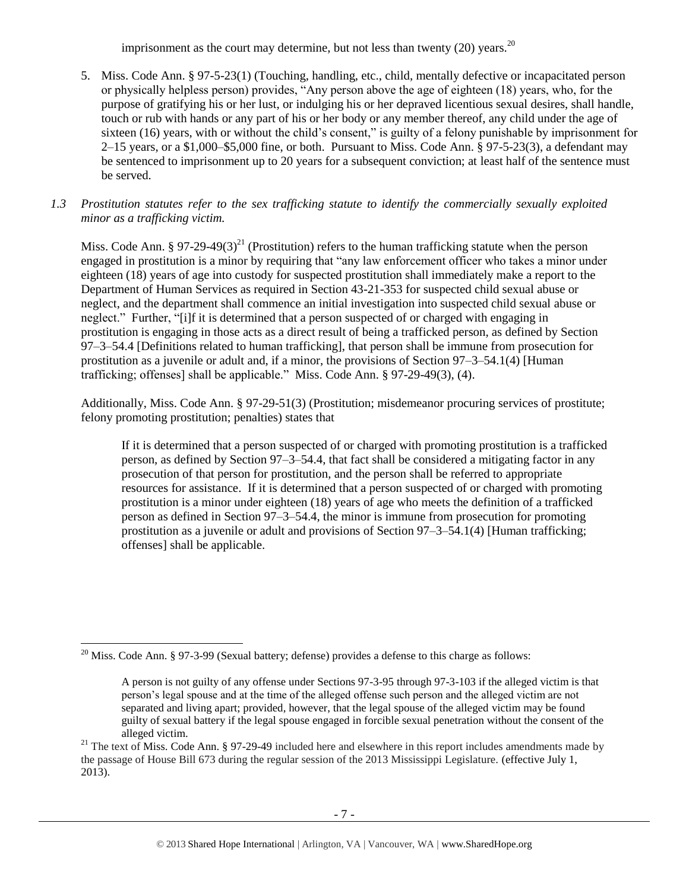imprisonment as the court may determine, but not less than twenty (20) years.[20]

5. Miss. Code Ann. § 97-5-23(1) (Touching, handling, etc., child, mentally defective or incapacitated person or physically helpless person) provides, "Any person above the age of eighteen (18) years, who, for the purpose of gratifying his or her lust, or indulging his or her depraved licentious sexual desires, shall handle, touch or rub with hands or any part of his or her body or any member thereof, any child under the age of sixteen (16) years, with or without the child's consent," is guilty of a felony punishable by imprisonment for 2–15 years, or a $1,000–$5,000 fine, or both. Pursuant to Miss. Code Ann. § 97-5-23(3), a defendant may be sentenced to imprisonment up to 20 years for a subsequent conviction; at least half of the sentence must be served.

*1.3 Prostitution statutes refer to the sex trafficking statute to identify the commercially sexually exploited minor as a trafficking victim.*

Miss. Code Ann. § 97-29-49(3)[21] (Prostitution) refers to the human trafficking statute when the person engaged in prostitution is a minor by requiring that "any law enforcement officer who takes a minor under eighteen (18) years of age into custody for suspected prostitution shall immediately make a report to the Department of Human Services as required in Section 43-21-353 for suspected child sexual abuse or neglect, and the department shall commence an initial investigation into suspected child sexual abuse or neglect." Further, "[i]f it is determined that a person suspected of or charged with engaging in prostitution is engaging in those acts as a direct result of being a trafficked person, as defined by Section 97–3–54.4 [Definitions related to human trafficking], that person shall be immune from prosecution for prostitution as a juvenile or adult and, if a minor, the provisions of Section 97–3–54.1(4) [Human trafficking; offenses] shall be applicable." Miss. Code Ann. § 97-29-49(3), (4).

Additionally, Miss. Code Ann. § 97-29-51(3) (Prostitution; misdemeanor procuring services of prostitute; felony promoting prostitution; penalties) states that

> If it is determined that a person suspected of or charged with promoting prostitution is a trafficked person, as defined by Section 97–3–54.4, that fact shall be considered a mitigating factor in any prosecution of that person for prostitution, and the person shall be referred to appropriate resources for assistance. If it is determined that a person suspected of or charged with promoting prostitution is a minor under eighteen (18) years of age who meets the definition of a trafficked person as defined in Section 97–3–54.4, the minor is immune from prosecution for promoting prostitution as a juvenile or adult and provisions of Section 97–3–54.1(4) [Human trafficking; offenses] shall be applicable.

---

[20] Miss. Code Ann. § 97-3-99 (Sexual battery; defense) provides a defense to this charge as follows:

> A person is not guilty of any offense under Sections 97-3-95 through 97-3-103 if the alleged victim is that person's legal spouse and at the time of the alleged offense such person and the alleged victim are not separated and living apart; provided, however, that the legal spouse of the alleged victim may be found guilty of sexual battery if the legal spouse engaged in forcible sexual penetration without the consent of the alleged victim.

[21] The text of Miss. Code Ann. § 97-29-49 included here and elsewhere in this report includes amendments made by the passage of House Bill 673 during the regular session of the 2013 Mississippi Legislature. (effective July 1, 2013).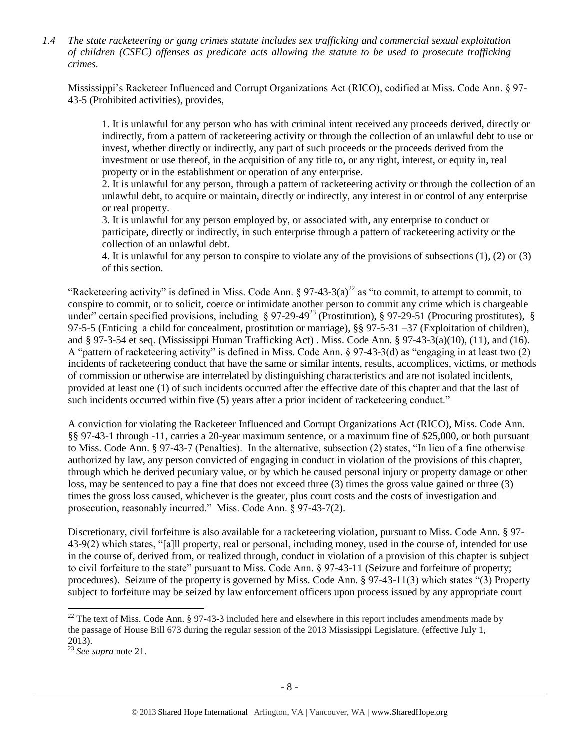*1.4 The state racketeering or gang crimes statute includes sex trafficking and commercial sexual exploitation of children (CSEC) offenses as predicate acts allowing the statute to be used to prosecute trafficking crimes.*

Mississippi's Racketeer Influenced and Corrupt Organizations Act (RICO), codified at Miss. Code Ann. § 97-43-5 (Prohibited activities), provides,

> 1. It is unlawful for any person who has with criminal intent received any proceeds derived, directly or indirectly, from a pattern of racketeering activity or through the collection of an unlawful debt to use or invest, whether directly or indirectly, any part of such proceeds or the proceeds derived from the investment or use thereof, in the acquisition of any title to, or any right, interest, or equity in, real property or in the establishment or operation of any enterprise.
> 2. It is unlawful for any person, through a pattern of racketeering activity or through the collection of an unlawful debt, to acquire or maintain, directly or indirectly, any interest in or control of any enterprise or real property.
> 3. It is unlawful for any person employed by, or associated with, any enterprise to conduct or participate, directly or indirectly, in such enterprise through a pattern of racketeering activity or the collection of an unlawful debt.
> 4. It is unlawful for any person to conspire to violate any of the provisions of subsections (1), (2) or (3) of this section.

"Racketeering activity" is defined in Miss. Code Ann. § 97-43-3(a)[22] as "to commit, to attempt to commit, to conspire to commit, or to solicit, coerce or intimidate another person to commit any crime which is chargeable under" certain specified provisions, including § 97-29-49[23] (Prostitution), § 97-29-51 (Procuring prostitutes), § 97-5-5 (Enticing a child for concealment, prostitution or marriage), §§ 97-5-31 –37 (Exploitation of children), and § 97-3-54 et seq. (Mississippi Human Trafficking Act) . Miss. Code Ann. § 97-43-3(a)(10), (11), and (16). A "pattern of racketeering activity" is defined in Miss. Code Ann. § 97-43-3(d) as "engaging in at least two (2) incidents of racketeering conduct that have the same or similar intents, results, accomplices, victims, or methods of commission or otherwise are interrelated by distinguishing characteristics and are not isolated incidents, provided at least one (1) of such incidents occurred after the effective date of this chapter and that the last of such incidents occurred within five (5) years after a prior incident of racketeering conduct."

A conviction for violating the Racketeer Influenced and Corrupt Organizations Act (RICO), Miss. Code Ann. §§ 97-43-1 through -11, carries a 20-year maximum sentence, or a maximum fine of $25,000, or both pursuant to Miss. Code Ann. § 97-43-7 (Penalties). In the alternative, subsection (2) states, "In lieu of a fine otherwise authorized by law, any person convicted of engaging in conduct in violation of the provisions of this chapter, through which he derived pecuniary value, or by which he caused personal injury or property damage or other loss, may be sentenced to pay a fine that does not exceed three (3) times the gross value gained or three (3) times the gross loss caused, whichever is the greater, plus court costs and the costs of investigation and prosecution, reasonably incurred." Miss. Code Ann. § 97-43-7(2).

Discretionary, civil forfeiture is also available for a racketeering violation, pursuant to Miss. Code Ann. § 97-43-9(2) which states, "[a]ll property, real or personal, including money, used in the course of, intended for use in the course of, derived from, or realized through, conduct in violation of a provision of this chapter is subject to civil forfeiture to the state" pursuant to Miss. Code Ann. § 97-43-11 (Seizure and forfeiture of property; procedures). Seizure of the property is governed by Miss. Code Ann. § 97-43-11(3) which states "(3) Property subject to forfeiture may be seized by law enforcement officers upon process issued by any appropriate court

---

[22] The text of Miss. Code Ann. § 97-43-3 included here and elsewhere in this report includes amendments made by the passage of House Bill 673 during the regular session of the 2013 Mississippi Legislature. (effective July 1, 2013).

[23] *See supra* note 21.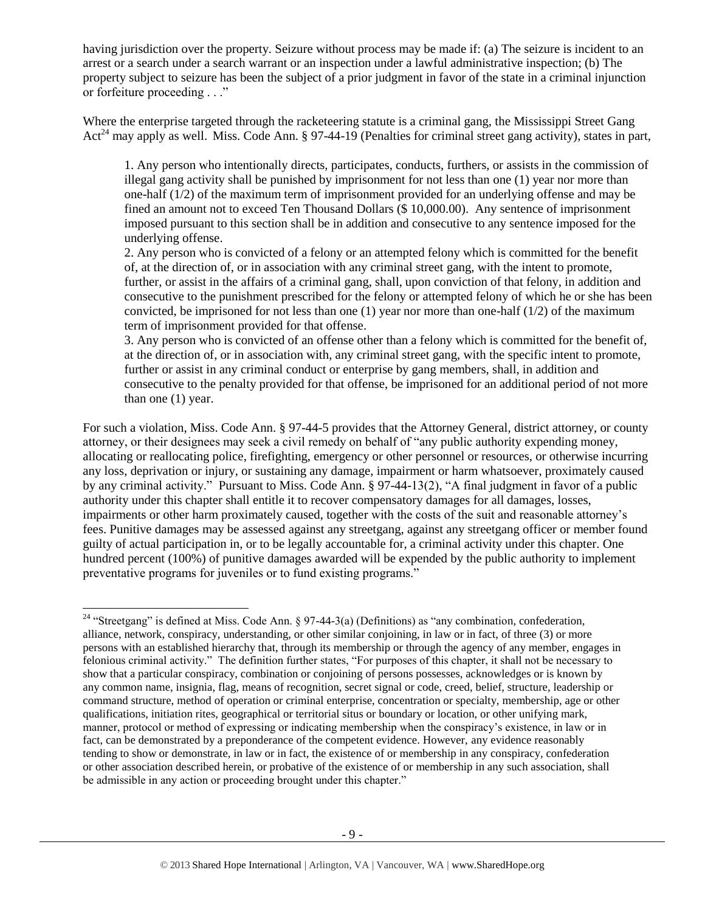having jurisdiction over the property. Seizure without process may be made if: (a) The seizure is incident to an arrest or a search under a search warrant or an inspection under a lawful administrative inspection; (b) The property subject to seizure has been the subject of a prior judgment in favor of the state in a criminal injunction or forfeiture proceeding . . ."

Where the enterprise targeted through the racketeering statute is a criminal gang, the Mississippi Street Gang Act[24] may apply as well. Miss. Code Ann. § 97-44-19 (Penalties for criminal street gang activity), states in part,

> 1. Any person who intentionally directs, participates, conducts, furthers, or assists in the commission of illegal gang activity shall be punished by imprisonment for not less than one (1) year nor more than one-half (1/2) of the maximum term of imprisonment provided for an underlying offense and may be fined an amount not to exceed Ten Thousand Dollars ($ 10,000.00). Any sentence of imprisonment imposed pursuant to this section shall be in addition and consecutive to any sentence imposed for the underlying offense.
>
> 2. Any person who is convicted of a felony or an attempted felony which is committed for the benefit of, at the direction of, or in association with any criminal street gang, with the intent to promote, further, or assist in the affairs of a criminal gang, shall, upon conviction of that felony, in addition and consecutive to the punishment prescribed for the felony or attempted felony of which he or she has been convicted, be imprisoned for not less than one (1) year nor more than one-half (1/2) of the maximum term of imprisonment provided for that offense.
>
> 3. Any person who is convicted of an offense other than a felony which is committed for the benefit of, at the direction of, or in association with, any criminal street gang, with the specific intent to promote, further or assist in any criminal conduct or enterprise by gang members, shall, in addition and consecutive to the penalty provided for that offense, be imprisoned for an additional period of not more than one (1) year.

For such a violation, Miss. Code Ann. § 97-44-5 provides that the Attorney General, district attorney, or county attorney, or their designees may seek a civil remedy on behalf of "any public authority expending money, allocating or reallocating police, firefighting, emergency or other personnel or resources, or otherwise incurring any loss, deprivation or injury, or sustaining any damage, impairment or harm whatsoever, proximately caused by any criminal activity." Pursuant to Miss. Code Ann. § 97-44-13(2), "A final judgment in favor of a public authority under this chapter shall entitle it to recover compensatory damages for all damages, losses, impairments or other harm proximately caused, together with the costs of the suit and reasonable attorney's fees. Punitive damages may be assessed against any streetgang, against any streetgang officer or member found guilty of actual participation in, or to be legally accountable for, a criminal activity under this chapter. One hundred percent (100%) of punitive damages awarded will be expended by the public authority to implement preventative programs for juveniles or to fund existing programs."

---

[24] "Streetgang" is defined at Miss. Code Ann. § 97-44-3(a) (Definitions) as "any combination, confederation, alliance, network, conspiracy, understanding, or other similar conjoining, in law or in fact, of three (3) or more persons with an established hierarchy that, through its membership or through the agency of any member, engages in felonious criminal activity." The definition further states, "For purposes of this chapter, it shall not be necessary to show that a particular conspiracy, combination or conjoining of persons possesses, acknowledges or is known by any common name, insignia, flag, means of recognition, secret signal or code, creed, belief, structure, leadership or command structure, method of operation or criminal enterprise, concentration or specialty, membership, age or other qualifications, initiation rites, geographical or territorial situs or boundary or location, or other unifying mark, manner, protocol or method of expressing or indicating membership when the conspiracy's existence, in law or in fact, can be demonstrated by a preponderance of the competent evidence. However, any evidence reasonably tending to show or demonstrate, in law or in fact, the existence of or membership in any conspiracy, confederation or other association described herein, or probative of the existence of or membership in any such association, shall be admissible in any action or proceeding brought under this chapter."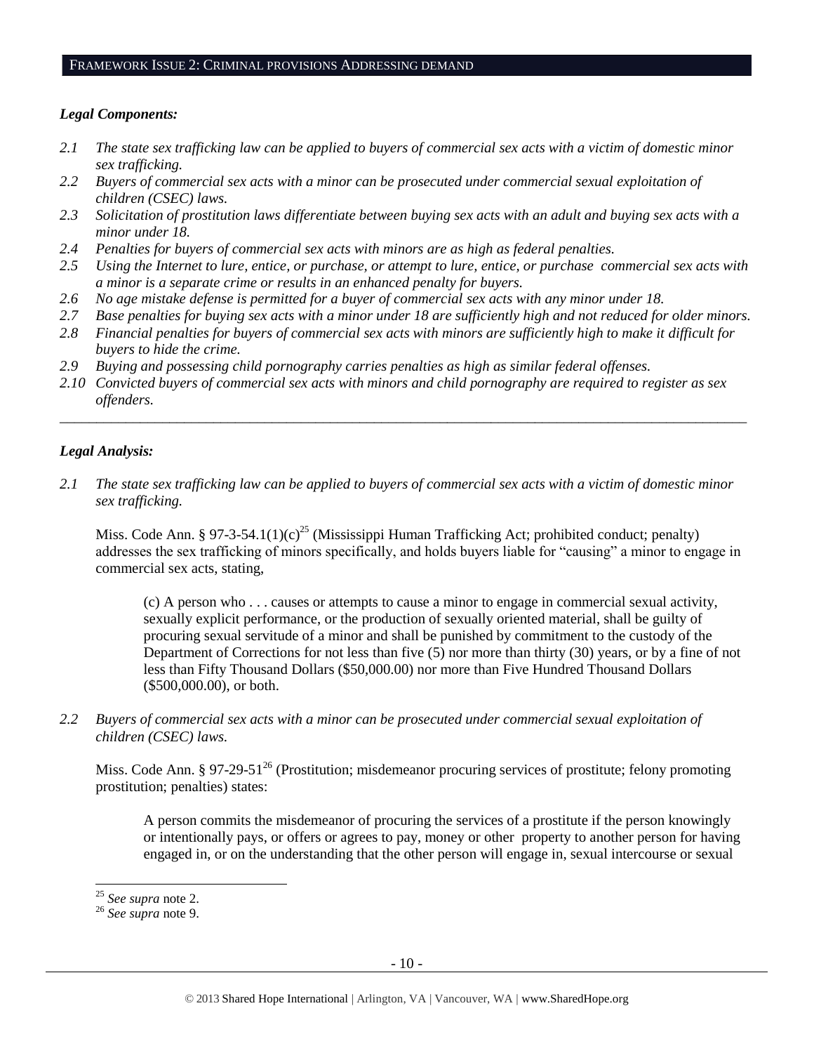## FRAMEWORK ISSUE 2: CRIMINAL PROVISIONS ADDRESSING DEMAND

### *Legal Components:*

*2.1 The state sex trafficking law can be applied to buyers of commercial sex acts with a victim of domestic minor sex trafficking.*

*2.2 Buyers of commercial sex acts with a minor can be prosecuted under commercial sexual exploitation of children (CSEC) laws.*

*2.3 Solicitation of prostitution laws differentiate between buying sex acts with an adult and buying sex acts with a minor under 18.*

*2.4 Penalties for buyers of commercial sex acts with minors are as high as federal penalties.*

*2.5 Using the Internet to lure, entice, or purchase, or attempt to lure, entice, or purchase commercial sex acts with a minor is a separate crime or results in an enhanced penalty for buyers.*

*2.6 No age mistake defense is permitted for a buyer of commercial sex acts with any minor under 18.*

*2.7 Base penalties for buying sex acts with a minor under 18 are sufficiently high and not reduced for older minors.*

*2.8 Financial penalties for buyers of commercial sex acts with minors are sufficiently high to make it difficult for buyers to hide the crime.*

*2.9 Buying and possessing child pornography carries penalties as high as similar federal offenses.*

*2.10 Convicted buyers of commercial sex acts with minors and child pornography are required to register as sex offenders.*

---

### *Legal Analysis:*

*2.1 The state sex trafficking law can be applied to buyers of commercial sex acts with a victim of domestic minor sex trafficking.*

Miss. Code Ann. § 97-3-54.1(1)(c)[25] (Mississippi Human Trafficking Act; prohibited conduct; penalty) addresses the sex trafficking of minors specifically, and holds buyers liable for "causing" a minor to engage in commercial sex acts, stating,

> (c) A person who . . . causes or attempts to cause a minor to engage in commercial sexual activity, sexually explicit performance, or the production of sexually oriented material, shall be guilty of procuring sexual servitude of a minor and shall be punished by commitment to the custody of the Department of Corrections for not less than five (5) nor more than thirty (30) years, or by a fine of not less than Fifty Thousand Dollars ($50,000.00) nor more than Five Hundred Thousand Dollars ($500,000.00), or both.

*2.2 Buyers of commercial sex acts with a minor can be prosecuted under commercial sexual exploitation of children (CSEC) laws.*

Miss. Code Ann. § 97-29-51[26] (Prostitution; misdemeanor procuring services of prostitute; felony promoting prostitution; penalties) states:

> A person commits the misdemeanor of procuring the services of a prostitute if the person knowingly or intentionally pays, or offers or agrees to pay, money or other property to another person for having engaged in, or on the understanding that the other person will engage in, sexual intercourse or sexual

---

[25] *See supra* note 2.

[26] *See supra* note 9.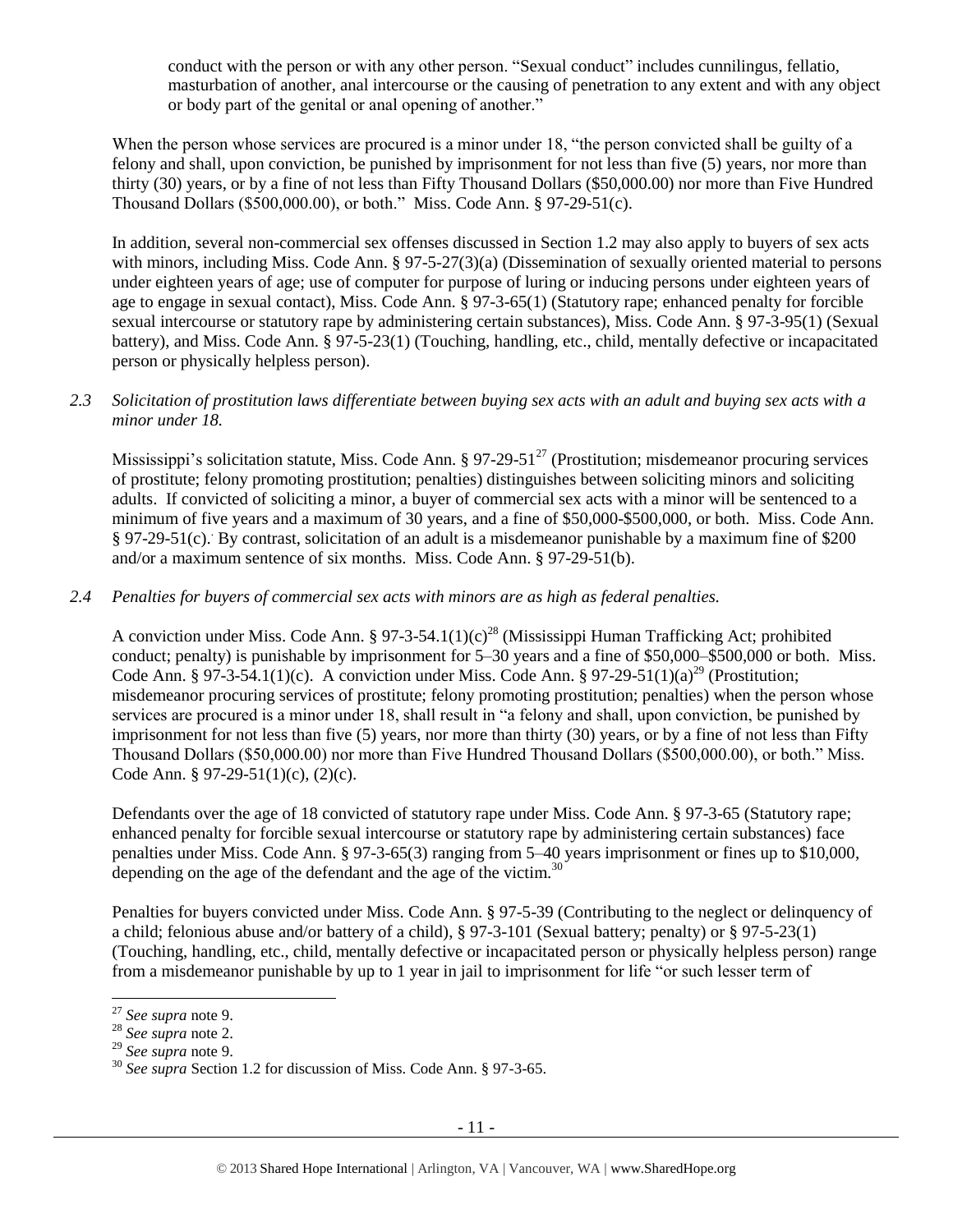conduct with the person or with any other person. "Sexual conduct" includes cunnilingus, fellatio, masturbation of another, anal intercourse or the causing of penetration to any extent and with any object or body part of the genital or anal opening of another."

When the person whose services are procured is a minor under 18, "the person convicted shall be guilty of a felony and shall, upon conviction, be punished by imprisonment for not less than five (5) years, nor more than thirty (30) years, or by a fine of not less than Fifty Thousand Dollars ($50,000.00) nor more than Five Hundred Thousand Dollars ($500,000.00), or both." Miss. Code Ann. § 97-29-51(c).

In addition, several non-commercial sex offenses discussed in Section 1.2 may also apply to buyers of sex acts with minors, including Miss. Code Ann. § 97-5-27(3)(a) (Dissemination of sexually oriented material to persons under eighteen years of age; use of computer for purpose of luring or inducing persons under eighteen years of age to engage in sexual contact), Miss. Code Ann. § 97-3-65(1) (Statutory rape; enhanced penalty for forcible sexual intercourse or statutory rape by administering certain substances), Miss. Code Ann. § 97-3-95(1) (Sexual battery), and Miss. Code Ann. § 97-5-23(1) (Touching, handling, etc., child, mentally defective or incapacitated person or physically helpless person).

*2.3 Solicitation of prostitution laws differentiate between buying sex acts with an adult and buying sex acts with a minor under 18.*

Mississippi's solicitation statute, Miss. Code Ann. § 97-29-51[27] (Prostitution; misdemeanor procuring services of prostitute; felony promoting prostitution; penalties) distinguishes between soliciting minors and soliciting adults. If convicted of soliciting a minor, a buyer of commercial sex acts with a minor will be sentenced to a minimum of five years and a maximum of 30 years, and a fine of $50,000-$500,000, or both. Miss. Code Ann. § 97-29-51(c). By contrast, solicitation of an adult is a misdemeanor punishable by a maximum fine of $200 and/or a maximum sentence of six months. Miss. Code Ann. § 97-29-51(b).

*2.4 Penalties for buyers of commercial sex acts with minors are as high as federal penalties.*

A conviction under Miss. Code Ann. § 97-3-54.1(1)(c)[28] (Mississippi Human Trafficking Act; prohibited conduct; penalty) is punishable by imprisonment for 5–30 years and a fine of $50,000–$500,000 or both. Miss. Code Ann. § 97-3-54.1(1)(c). A conviction under Miss. Code Ann. § 97-29-51(1)(a)[29] (Prostitution; misdemeanor procuring services of prostitute; felony promoting prostitution; penalties) when the person whose services are procured is a minor under 18, shall result in "a felony and shall, upon conviction, be punished by imprisonment for not less than five (5) years, nor more than thirty (30) years, or by a fine of not less than Fifty Thousand Dollars ($50,000.00) nor more than Five Hundred Thousand Dollars ($500,000.00), or both." Miss. Code Ann. § 97-29-51(1)(c), (2)(c).

Defendants over the age of 18 convicted of statutory rape under Miss. Code Ann. § 97-3-65 (Statutory rape; enhanced penalty for forcible sexual intercourse or statutory rape by administering certain substances) face penalties under Miss. Code Ann. § 97-3-65(3) ranging from 5–40 years imprisonment or fines up to $10,000, depending on the age of the defendant and the age of the victim.[30]

Penalties for buyers convicted under Miss. Code Ann. § 97-5-39 (Contributing to the neglect or delinquency of a child; felonious abuse and/or battery of a child), § 97-3-101 (Sexual battery; penalty) or § 97-5-23(1) (Touching, handling, etc., child, mentally defective or incapacitated person or physically helpless person) range from a misdemeanor punishable by up to 1 year in jail to imprisonment for life "or such lesser term of

[27] *See supra* note 9.
[28] *See supra* note 2.
[29] *See supra* note 9.
[30] *See supra* Section 1.2 for discussion of Miss. Code Ann. § 97-3-65.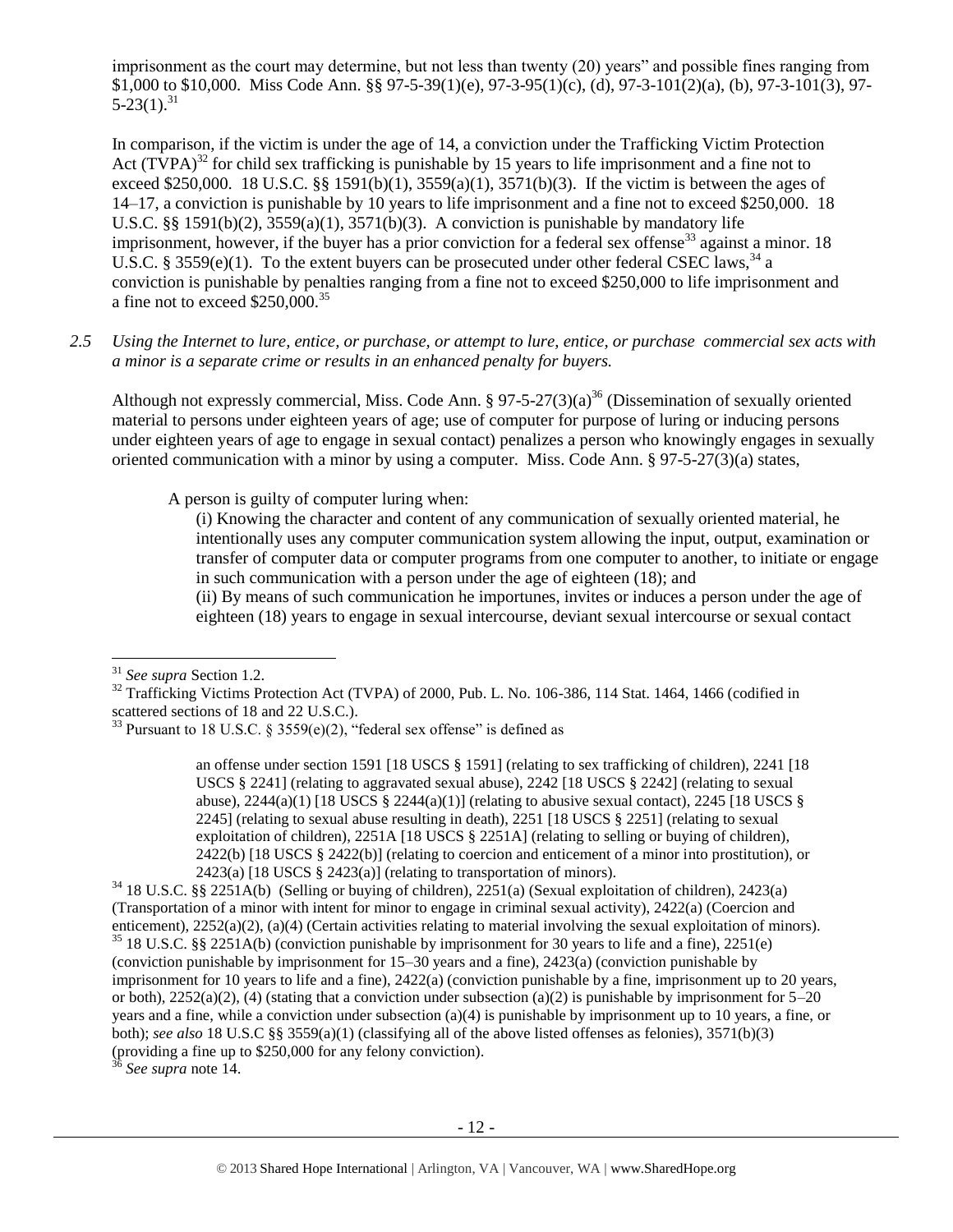imprisonment as the court may determine, but not less than twenty (20) years" and possible fines ranging from $1,000 to $10,000. Miss Code Ann. §§ 97-5-39(1)(e), 97-3-95(1)(c), (d), 97-3-101(2)(a), (b), 97-3-101(3), 97-5-23(1).[31]

In comparison, if the victim is under the age of 14, a conviction under the Trafficking Victim Protection Act (TVPA)[32] for child sex trafficking is punishable by 15 years to life imprisonment and a fine not to exceed $250,000. 18 U.S.C. §§ 1591(b)(1), 3559(a)(1), 3571(b)(3). If the victim is between the ages of 14–17, a conviction is punishable by 10 years to life imprisonment and a fine not to exceed $250,000. 18 U.S.C. §§ 1591(b)(2), 3559(a)(1), 3571(b)(3). A conviction is punishable by mandatory life imprisonment, however, if the buyer has a prior conviction for a federal sex offense[33] against a minor. 18 U.S.C. § 3559(e)(1). To the extent buyers can be prosecuted under other federal CSEC laws,[34] a conviction is punishable by penalties ranging from a fine not to exceed $250,000 to life imprisonment and a fine not to exceed $250,000.[35]

*2.5 Using the Internet to lure, entice, or purchase, or attempt to lure, entice, or purchase commercial sex acts with a minor is a separate crime or results in an enhanced penalty for buyers.*

Although not expressly commercial, Miss. Code Ann. § 97-5-27(3)(a)[36] (Dissemination of sexually oriented material to persons under eighteen years of age; use of computer for purpose of luring or inducing persons under eighteen years of age to engage in sexual contact) penalizes a person who knowingly engages in sexually oriented communication with a minor by using a computer. Miss. Code Ann. § 97-5-27(3)(a) states,

> A person is guilty of computer luring when:
>
> (i) Knowing the character and content of any communication of sexually oriented material, he intentionally uses any computer communication system allowing the input, output, examination or transfer of computer data or computer programs from one computer to another, to initiate or engage in such communication with a person under the age of eighteen (18); and
>
> (ii) By means of such communication he importunes, invites or induces a person under the age of eighteen (18) years to engage in sexual intercourse, deviant sexual intercourse or sexual contact

---

[31] *See supra* Section 1.2.

[32] Trafficking Victims Protection Act (TVPA) of 2000, Pub. L. No. 106-386, 114 Stat. 1464, 1466 (codified in scattered sections of 18 and 22 U.S.C.).

[33] Pursuant to 18 U.S.C. § 3559(e)(2), "federal sex offense" is defined as

> an offense under section 1591 [18 USCS § 1591] (relating to sex trafficking of children), 2241 [18 USCS § 2241] (relating to aggravated sexual abuse), 2242 [18 USCS § 2242] (relating to sexual abuse), 2244(a)(1) [18 USCS § 2244(a)(1)] (relating to abusive sexual contact), 2245 [18 USCS § 2245] (relating to sexual abuse resulting in death), 2251 [18 USCS § 2251] (relating to sexual exploitation of children), 2251A [18 USCS § 2251A] (relating to selling or buying of children), 2422(b) [18 USCS § 2422(b)] (relating to coercion and enticement of a minor into prostitution), or 2423(a) [18 USCS § 2423(a)] (relating to transportation of minors).

[34] 18 U.S.C. §§ 2251A(b) (Selling or buying of children), 2251(a) (Sexual exploitation of children), 2423(a) (Transportation of a minor with intent for minor to engage in criminal sexual activity), 2422(a) (Coercion and enticement), 2252(a)(2), (a)(4) (Certain activities relating to material involving the sexual exploitation of minors).

[35] 18 U.S.C. §§ 2251A(b) (conviction punishable by imprisonment for 30 years to life and a fine), 2251(e) (conviction punishable by imprisonment for 15–30 years and a fine), 2423(a) (conviction punishable by imprisonment for 10 years to life and a fine), 2422(a) (conviction punishable by a fine, imprisonment up to 20 years, or both), 2252(a)(2), (4) (stating that a conviction under subsection (a)(2) is punishable by imprisonment for 5–20 years and a fine, while a conviction under subsection (a)(4) is punishable by imprisonment up to 10 years, a fine, or both); *see also* 18 U.S.C §§ 3559(a)(1) (classifying all of the above listed offenses as felonies), 3571(b)(3) (providing a fine up to $250,000 for any felony conviction).

[36] *See supra* note 14.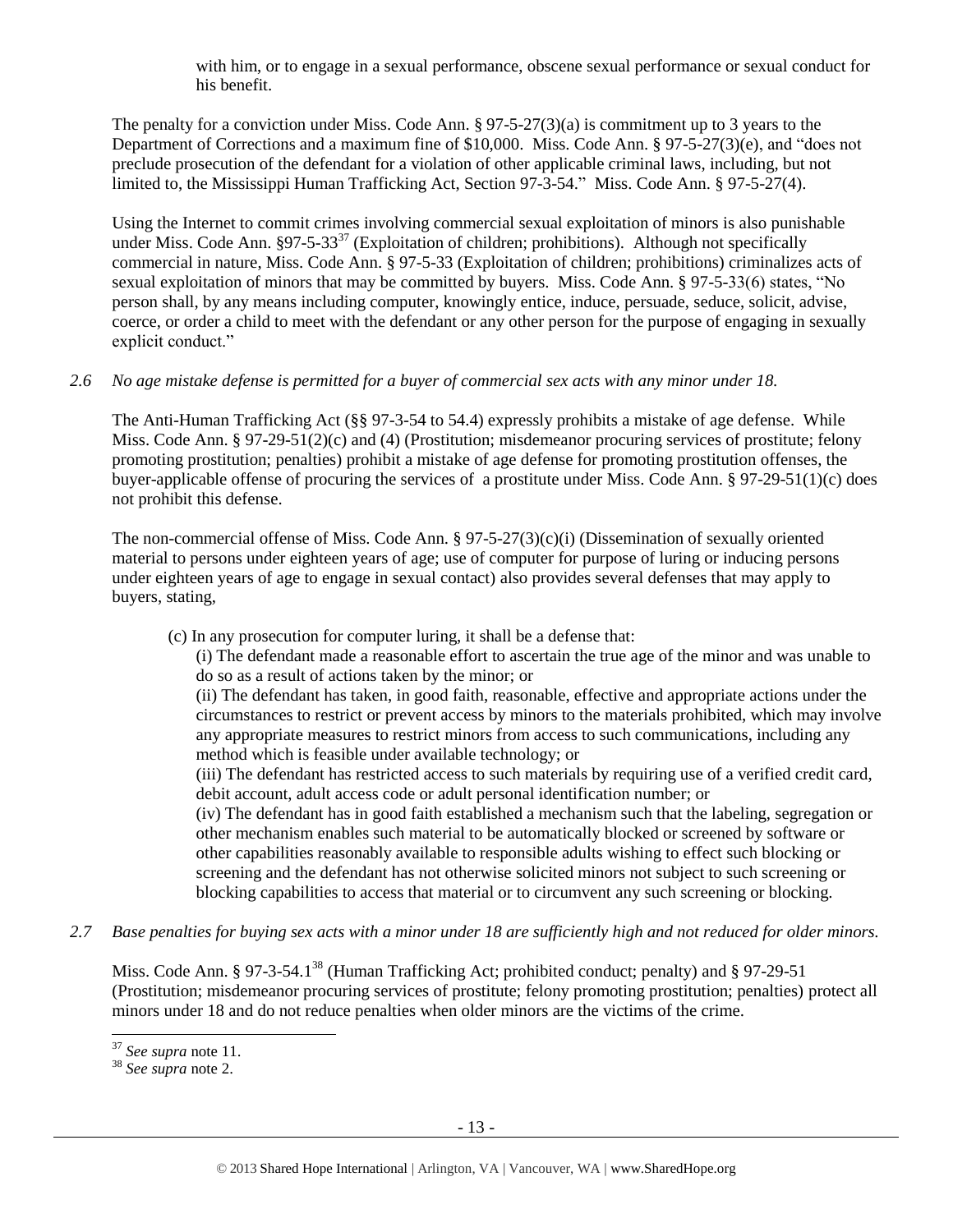with him, or to engage in a sexual performance, obscene sexual performance or sexual conduct for his benefit.

The penalty for a conviction under Miss. Code Ann. § 97-5-27(3)(a) is commitment up to 3 years to the Department of Corrections and a maximum fine of $10,000. Miss. Code Ann. § 97-5-27(3)(e), and "does not preclude prosecution of the defendant for a violation of other applicable criminal laws, including, but not limited to, the Mississippi Human Trafficking Act, Section 97-3-54." Miss. Code Ann. § 97-5-27(4).

Using the Internet to commit crimes involving commercial sexual exploitation of minors is also punishable under Miss. Code Ann. §97-5-33[37] (Exploitation of children; prohibitions). Although not specifically commercial in nature, Miss. Code Ann. § 97-5-33 (Exploitation of children; prohibitions) criminalizes acts of sexual exploitation of minors that may be committed by buyers. Miss. Code Ann. § 97-5-33(6) states, "No person shall, by any means including computer, knowingly entice, induce, persuade, seduce, solicit, advise, coerce, or order a child to meet with the defendant or any other person for the purpose of engaging in sexually explicit conduct."

*2.6 No age mistake defense is permitted for a buyer of commercial sex acts with any minor under 18.*

The Anti-Human Trafficking Act (§§ 97-3-54 to 54.4) expressly prohibits a mistake of age defense. While Miss. Code Ann. § 97-29-51(2)(c) and (4) (Prostitution; misdemeanor procuring services of prostitute; felony promoting prostitution; penalties) prohibit a mistake of age defense for promoting prostitution offenses, the buyer-applicable offense of procuring the services of a prostitute under Miss. Code Ann. § 97-29-51(1)(c) does not prohibit this defense.

The non-commercial offense of Miss. Code Ann. § 97-5-27(3)(c)(i) (Dissemination of sexually oriented material to persons under eighteen years of age; use of computer for purpose of luring or inducing persons under eighteen years of age to engage in sexual contact) also provides several defenses that may apply to buyers, stating,

> (c) In any prosecution for computer luring, it shall be a defense that:
>
> (i) The defendant made a reasonable effort to ascertain the true age of the minor and was unable to do so as a result of actions taken by the minor; or
>
> (ii) The defendant has taken, in good faith, reasonable, effective and appropriate actions under the circumstances to restrict or prevent access by minors to the materials prohibited, which may involve any appropriate measures to restrict minors from access to such communications, including any method which is feasible under available technology; or
>
> (iii) The defendant has restricted access to such materials by requiring use of a verified credit card, debit account, adult access code or adult personal identification number; or
>
> (iv) The defendant has in good faith established a mechanism such that the labeling, segregation or other mechanism enables such material to be automatically blocked or screened by software or other capabilities reasonably available to responsible adults wishing to effect such blocking or screening and the defendant has not otherwise solicited minors not subject to such screening or blocking capabilities to access that material or to circumvent any such screening or blocking.

*2.7 Base penalties for buying sex acts with a minor under 18 are sufficiently high and not reduced for older minors.*

Miss. Code Ann. § 97-3-54.1[38] (Human Trafficking Act; prohibited conduct; penalty) and § 97-29-51 (Prostitution; misdemeanor procuring services of prostitute; felony promoting prostitution; penalties) protect all minors under 18 and do not reduce penalties when older minors are the victims of the crime.

---

[37] *See supra* note 11.

[38] *See supra* note 2.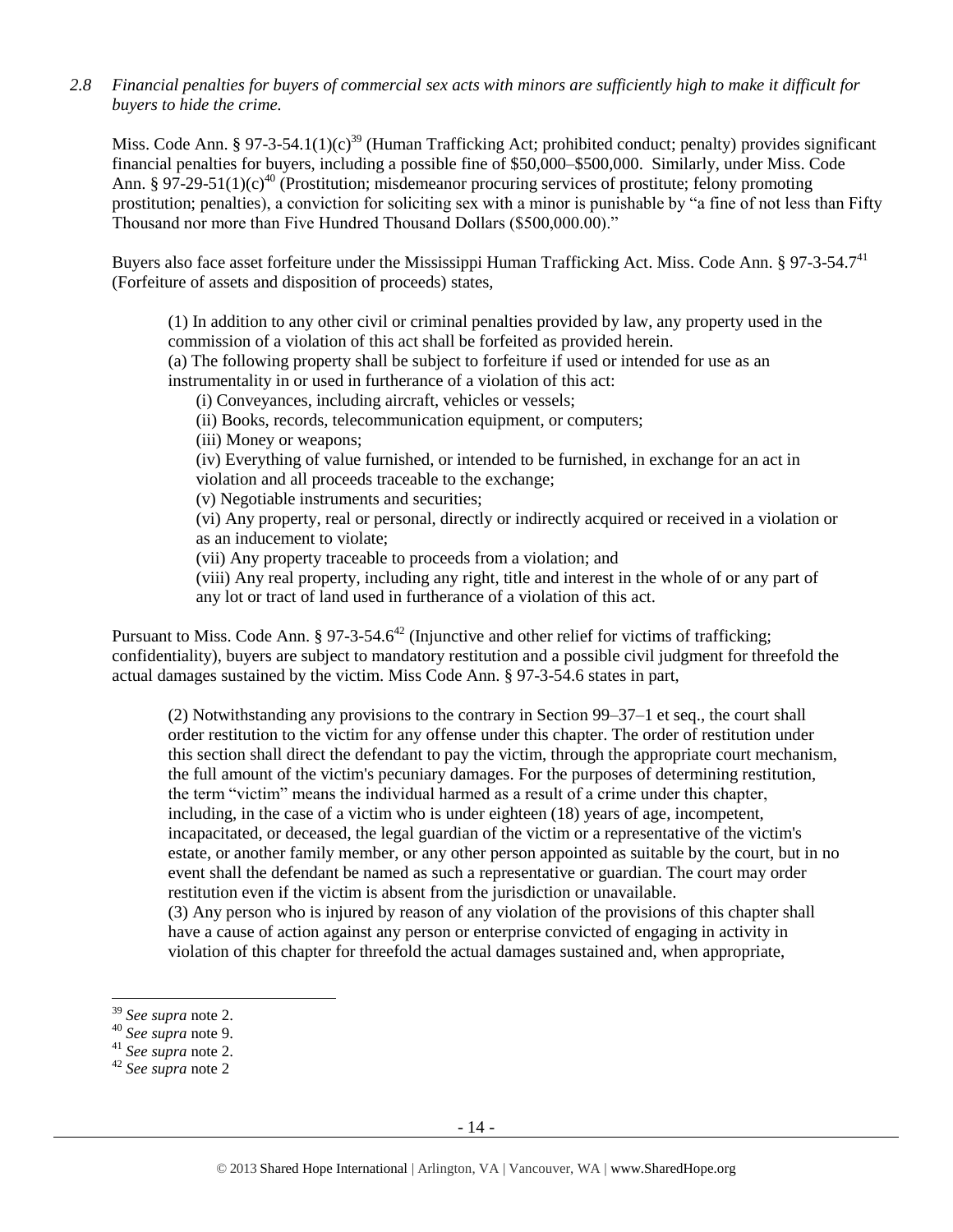*2.8 Financial penalties for buyers of commercial sex acts with minors are sufficiently high to make it difficult for buyers to hide the crime.*

Miss. Code Ann. § 97-3-54.1(1)(c)[39] (Human Trafficking Act; prohibited conduct; penalty) provides significant financial penalties for buyers, including a possible fine of $50,000–$500,000. Similarly, under Miss. Code Ann. § 97-29-51(1)(c)[40] (Prostitution; misdemeanor procuring services of prostitute; felony promoting prostitution; penalties), a conviction for soliciting sex with a minor is punishable by "a fine of not less than Fifty Thousand nor more than Five Hundred Thousand Dollars ($500,000.00)."

Buyers also face asset forfeiture under the Mississippi Human Trafficking Act. Miss. Code Ann. § 97-3-54.7[41] (Forfeiture of assets and disposition of proceeds) states,

> (1) In addition to any other civil or criminal penalties provided by law, any property used in the commission of a violation of this act shall be forfeited as provided herein.
> (a) The following property shall be subject to forfeiture if used or intended for use as an instrumentality in or used in furtherance of a violation of this act:
> (i) Conveyances, including aircraft, vehicles or vessels;
> (ii) Books, records, telecommunication equipment, or computers;
> (iii) Money or weapons;
> (iv) Everything of value furnished, or intended to be furnished, in exchange for an act in violation and all proceeds traceable to the exchange;
> (v) Negotiable instruments and securities;
> (vi) Any property, real or personal, directly or indirectly acquired or received in a violation or as an inducement to violate;
> (vii) Any property traceable to proceeds from a violation; and
> (viii) Any real property, including any right, title and interest in the whole of or any part of any lot or tract of land used in furtherance of a violation of this act.

Pursuant to Miss. Code Ann. § 97-3-54.6[42] (Injunctive and other relief for victims of trafficking; confidentiality), buyers are subject to mandatory restitution and a possible civil judgment for threefold the actual damages sustained by the victim. Miss Code Ann. § 97-3-54.6 states in part,

> (2) Notwithstanding any provisions to the contrary in Section 99–37–1 et seq., the court shall order restitution to the victim for any offense under this chapter. The order of restitution under this section shall direct the defendant to pay the victim, through the appropriate court mechanism, the full amount of the victim's pecuniary damages. For the purposes of determining restitution, the term "victim" means the individual harmed as a result of a crime under this chapter, including, in the case of a victim who is under eighteen (18) years of age, incompetent, incapacitated, or deceased, the legal guardian of the victim or a representative of the victim's estate, or another family member, or any other person appointed as suitable by the court, but in no event shall the defendant be named as such a representative or guardian. The court may order restitution even if the victim is absent from the jurisdiction or unavailable.
> (3) Any person who is injured by reason of any violation of the provisions of this chapter shall have a cause of action against any person or enterprise convicted of engaging in activity in violation of this chapter for threefold the actual damages sustained and, when appropriate,

---

[39] *See supra* note 2.
[40] *See supra* note 9.
[41] *See supra* note 2.
[42] *See supra* note 2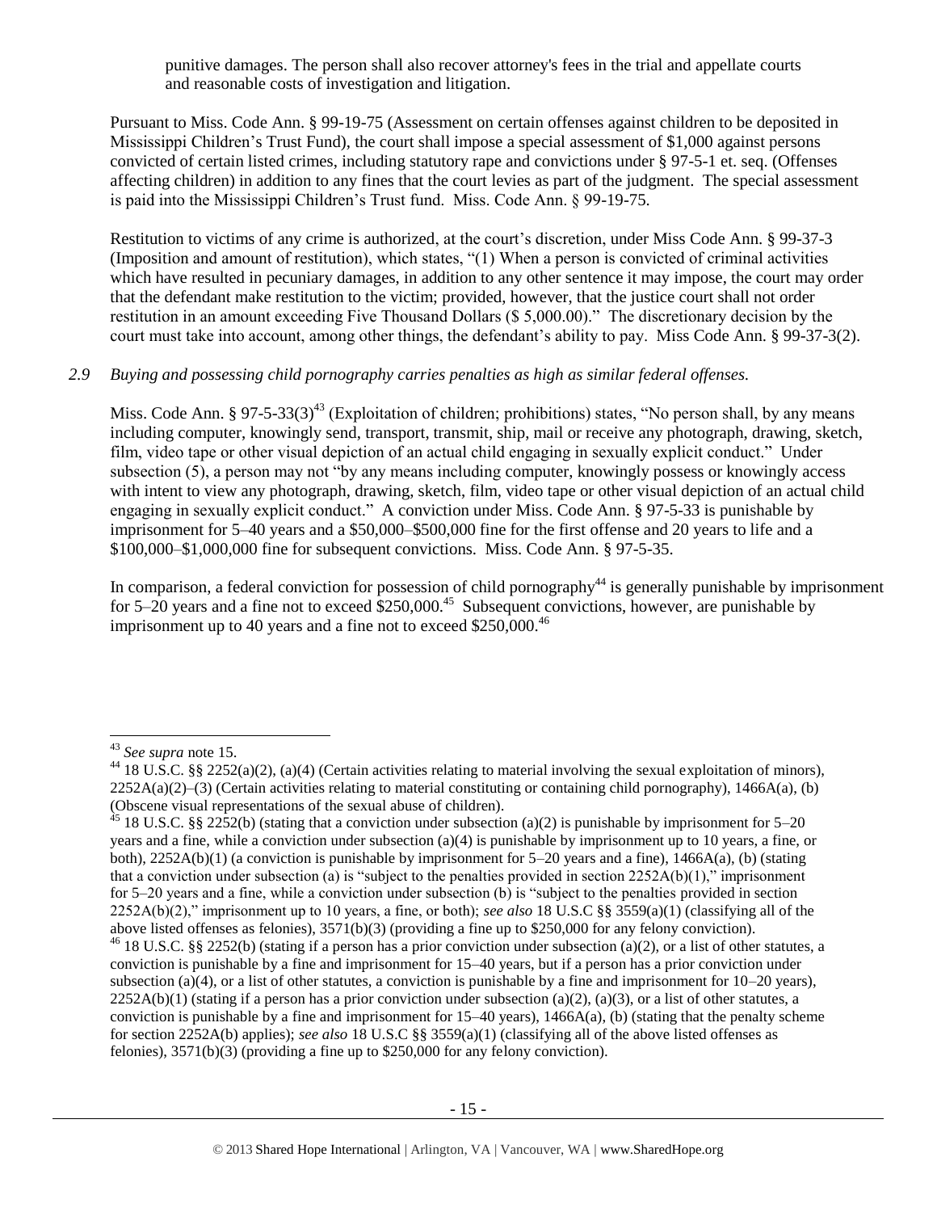punitive damages. The person shall also recover attorney's fees in the trial and appellate courts and reasonable costs of investigation and litigation.

Pursuant to Miss. Code Ann. § 99-19-75 (Assessment on certain offenses against children to be deposited in Mississippi Children's Trust Fund), the court shall impose a special assessment of $1,000 against persons convicted of certain listed crimes, including statutory rape and convictions under § 97-5-1 et. seq. (Offenses affecting children) in addition to any fines that the court levies as part of the judgment. The special assessment is paid into the Mississippi Children's Trust fund. Miss. Code Ann. § 99-19-75.

Restitution to victims of any crime is authorized, at the court's discretion, under Miss Code Ann. § 99-37-3 (Imposition and amount of restitution), which states, "(1) When a person is convicted of criminal activities which have resulted in pecuniary damages, in addition to any other sentence it may impose, the court may order that the defendant make restitution to the victim; provided, however, that the justice court shall not order restitution in an amount exceeding Five Thousand Dollars ($ 5,000.00)." The discretionary decision by the court must take into account, among other things, the defendant's ability to pay. Miss Code Ann. § 99-37-3(2).

*2.9 Buying and possessing child pornography carries penalties as high as similar federal offenses.*

Miss. Code Ann. § 97-5-33(3)[43] (Exploitation of children; prohibitions) states, "No person shall, by any means including computer, knowingly send, transport, transmit, ship, mail or receive any photograph, drawing, sketch, film, video tape or other visual depiction of an actual child engaging in sexually explicit conduct." Under subsection (5), a person may not "by any means including computer, knowingly possess or knowingly access with intent to view any photograph, drawing, sketch, film, video tape or other visual depiction of an actual child engaging in sexually explicit conduct." A conviction under Miss. Code Ann. § 97-5-33 is punishable by imprisonment for 5–40 years and a $50,000–$500,000 fine for the first offense and 20 years to life and a $100,000–$1,000,000 fine for subsequent convictions. Miss. Code Ann. § 97-5-35.

In comparison, a federal conviction for possession of child pornography[44] is generally punishable by imprisonment for 5–20 years and a fine not to exceed $250,000.[45] Subsequent convictions, however, are punishable by imprisonment up to 40 years and a fine not to exceed $250,000.[46]

---

[43] *See supra* note 15.

[44] 18 U.S.C. §§ 2252(a)(2), (a)(4) (Certain activities relating to material involving the sexual exploitation of minors), 2252A(a)(2)–(3) (Certain activities relating to material constituting or containing child pornography), 1466A(a), (b) (Obscene visual representations of the sexual abuse of children).

[45] 18 U.S.C. §§ 2252(b) (stating that a conviction under subsection (a)(2) is punishable by imprisonment for 5–20 years and a fine, while a conviction under subsection (a)(4) is punishable by imprisonment up to 10 years, a fine, or both), 2252A(b)(1) (a conviction is punishable by imprisonment for 5–20 years and a fine), 1466A(a), (b) (stating that a conviction under subsection (a) is "subject to the penalties provided in section 2252A(b)(1)," imprisonment for 5–20 years and a fine, while a conviction under subsection (b) is "subject to the penalties provided in section 2252A(b)(2)," imprisonment up to 10 years, a fine, or both); *see also* 18 U.S.C §§ 3559(a)(1) (classifying all of the above listed offenses as felonies), 3571(b)(3) (providing a fine up to $250,000 for any felony conviction).

[46] 18 U.S.C. §§ 2252(b) (stating if a person has a prior conviction under subsection (a)(2), or a list of other statutes, a conviction is punishable by a fine and imprisonment for 15–40 years, but if a person has a prior conviction under subsection (a)(4), or a list of other statutes, a conviction is punishable by a fine and imprisonment for 10–20 years), 2252A(b)(1) (stating if a person has a prior conviction under subsection (a)(2), (a)(3), or a list of other statutes, a conviction is punishable by a fine and imprisonment for 15–40 years), 1466A(a), (b) (stating that the penalty scheme for section 2252A(b) applies); *see also* 18 U.S.C §§ 3559(a)(1) (classifying all of the above listed offenses as felonies), 3571(b)(3) (providing a fine up to $250,000 for any felony conviction).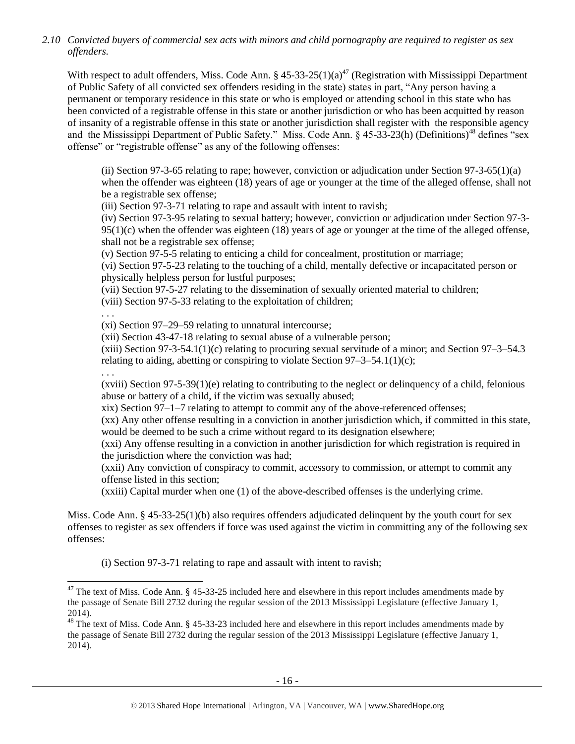*2.10 Convicted buyers of commercial sex acts with minors and child pornography are required to register as sex offenders.*

With respect to adult offenders, Miss. Code Ann. § 45-33-25(1)(a)[47] (Registration with Mississippi Department of Public Safety of all convicted sex offenders residing in the state) states in part, "Any person having a permanent or temporary residence in this state or who is employed or attending school in this state who has been convicted of a registrable offense in this state or another jurisdiction or who has been acquitted by reason of insanity of a registrable offense in this state or another jurisdiction shall register with the responsible agency and the Mississippi Department of Public Safety." Miss. Code Ann. § 45-33-23(h) (Definitions)[48] defines "sex offense" or "registrable offense" as any of the following offenses:

> (ii) Section 97-3-65 relating to rape; however, conviction or adjudication under Section 97-3-65(1)(a) when the offender was eighteen (18) years of age or younger at the time of the alleged offense, shall not be a registrable sex offense;
> (iii) Section 97-3-71 relating to rape and assault with intent to ravish;
> (iv) Section 97-3-95 relating to sexual battery; however, conviction or adjudication under Section 97-3-95(1)(c) when the offender was eighteen (18) years of age or younger at the time of the alleged offense, shall not be a registrable sex offense;
> (v) Section 97-5-5 relating to enticing a child for concealment, prostitution or marriage;
> (vi) Section 97-5-23 relating to the touching of a child, mentally defective or incapacitated person or physically helpless person for lustful purposes;
> (vii) Section 97-5-27 relating to the dissemination of sexually oriented material to children;
> (viii) Section 97-5-33 relating to the exploitation of children;
> . . .
> (xi) Section 97–29–59 relating to unnatural intercourse;
> (xii) Section 43-47-18 relating to sexual abuse of a vulnerable person;
> (xiii) Section 97-3-54.1(1)(c) relating to procuring sexual servitude of a minor; and Section 97–3–54.3 relating to aiding, abetting or conspiring to violate Section 97–3–54.1(1)(c);
> . . .
> (xviii) Section 97-5-39(1)(e) relating to contributing to the neglect or delinquency of a child, felonious abuse or battery of a child, if the victim was sexually abused;
> xix) Section 97–1–7 relating to attempt to commit any of the above-referenced offenses;
> (xx) Any other offense resulting in a conviction in another jurisdiction which, if committed in this state, would be deemed to be such a crime without regard to its designation elsewhere;
> (xxi) Any offense resulting in a conviction in another jurisdiction for which registration is required in the jurisdiction where the conviction was had;
> (xxii) Any conviction of conspiracy to commit, accessory to commission, or attempt to commit any offense listed in this section;
> (xxiii) Capital murder when one (1) of the above-described offenses is the underlying crime.

Miss. Code Ann. § 45-33-25(1)(b) also requires offenders adjudicated delinquent by the youth court for sex offenses to register as sex offenders if force was used against the victim in committing any of the following sex offenses:

> (i) Section 97-3-71 relating to rape and assault with intent to ravish;

---

[47] The text of Miss. Code Ann. § 45-33-25 included here and elsewhere in this report includes amendments made by the passage of Senate Bill 2732 during the regular session of the 2013 Mississippi Legislature (effective January 1, 2014).

[48] The text of Miss. Code Ann. § 45-33-23 included here and elsewhere in this report includes amendments made by the passage of Senate Bill 2732 during the regular session of the 2013 Mississippi Legislature (effective January 1, 2014).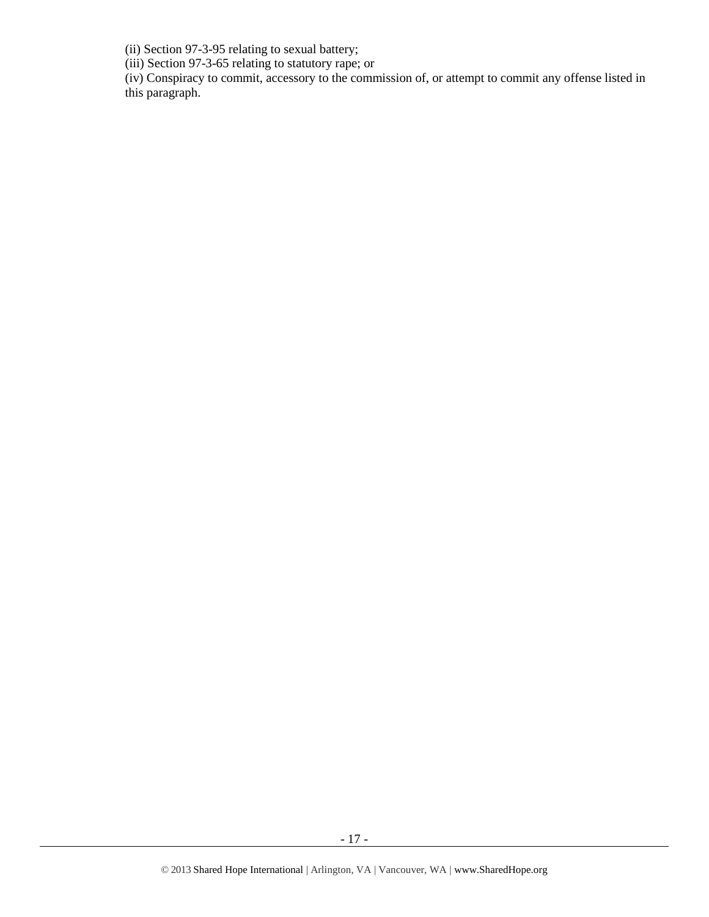(ii) Section 97-3-95 relating to sexual battery;
(iii) Section 97-3-65 relating to statutory rape; or
(iv) Conspiracy to commit, accessory to the commission of, or attempt to commit any offense listed in this paragraph.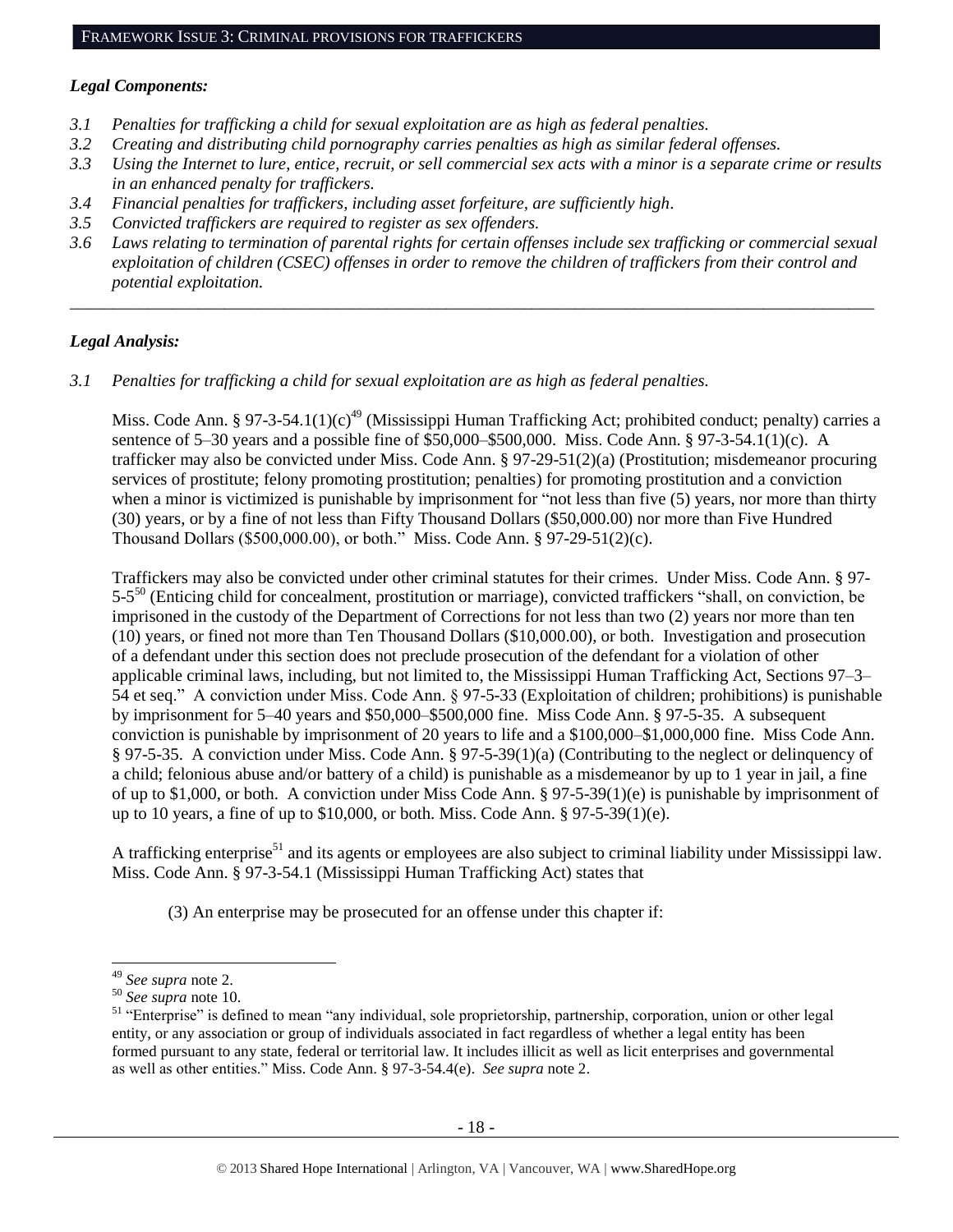FRAMEWORK ISSUE 3: CRIMINAL PROVISIONS FOR TRAFFICKERS

***Legal Components:***

*3.1 Penalties for trafficking a child for sexual exploitation are as high as federal penalties.*
*3.2 Creating and distributing child pornography carries penalties as high as similar federal offenses.*
*3.3 Using the Internet to lure, entice, recruit, or sell commercial sex acts with a minor is a separate crime or results in an enhanced penalty for traffickers.*
*3.4 Financial penalties for traffickers, including asset forfeiture, are sufficiently high.*
*3.5 Convicted traffickers are required to register as sex offenders.*
*3.6 Laws relating to termination of parental rights for certain offenses include sex trafficking or commercial sexual exploitation of children (CSEC) offenses in order to remove the children of traffickers from their control and potential exploitation.*

---

***Legal Analysis:***

*3.1 Penalties for trafficking a child for sexual exploitation are as high as federal penalties.*

Miss. Code Ann. § 97-3-54.1(1)(c)[49] (Mississippi Human Trafficking Act; prohibited conduct; penalty) carries a sentence of 5–30 years and a possible fine of $50,000–$500,000. Miss. Code Ann. § 97-3-54.1(1)(c). A trafficker may also be convicted under Miss. Code Ann. § 97-29-51(2)(a) (Prostitution; misdemeanor procuring services of prostitute; felony promoting prostitution; penalties) for promoting prostitution and a conviction when a minor is victimized is punishable by imprisonment for "not less than five (5) years, nor more than thirty (30) years, or by a fine of not less than Fifty Thousand Dollars ($50,000.00) nor more than Five Hundred Thousand Dollars ($500,000.00), or both." Miss. Code Ann. § 97-29-51(2)(c).

Traffickers may also be convicted under other criminal statutes for their crimes. Under Miss. Code Ann. § 97-5-5[50] (Enticing child for concealment, prostitution or marriage), convicted traffickers "shall, on conviction, be imprisoned in the custody of the Department of Corrections for not less than two (2) years nor more than ten (10) years, or fined not more than Ten Thousand Dollars ($10,000.00), or both. Investigation and prosecution of a defendant under this section does not preclude prosecution of the defendant for a violation of other applicable criminal laws, including, but not limited to, the Mississippi Human Trafficking Act, Sections 97–3–54 et seq." A conviction under Miss. Code Ann. § 97-5-33 (Exploitation of children; prohibitions) is punishable by imprisonment for 5–40 years and $50,000–$500,000 fine. Miss Code Ann. § 97-5-35. A subsequent conviction is punishable by imprisonment of 20 years to life and a $100,000–$1,000,000 fine. Miss Code Ann. § 97-5-35. A conviction under Miss. Code Ann. § 97-5-39(1)(a) (Contributing to the neglect or delinquency of a child; felonious abuse and/or battery of a child) is punishable as a misdemeanor by up to 1 year in jail, a fine of up to $1,000, or both. A conviction under Miss Code Ann. § 97-5-39(1)(e) is punishable by imprisonment of up to 10 years, a fine of up to $10,000, or both. Miss. Code Ann. § 97-5-39(1)(e).

A trafficking enterprise[51] and its agents or employees are also subject to criminal liability under Mississippi law. Miss. Code Ann. § 97-3-54.1 (Mississippi Human Trafficking Act) states that

> (3) An enterprise may be prosecuted for an offense under this chapter if:

---

[49] *See supra* note 2.
[50] *See supra* note 10.
[51] "Enterprise" is defined to mean "any individual, sole proprietorship, partnership, corporation, union or other legal entity, or any association or group of individuals associated in fact regardless of whether a legal entity has been formed pursuant to any state, federal or territorial law. It includes illicit as well as licit enterprises and governmental as well as other entities." Miss. Code Ann. § 97-3-54.4(e). *See supra* note 2.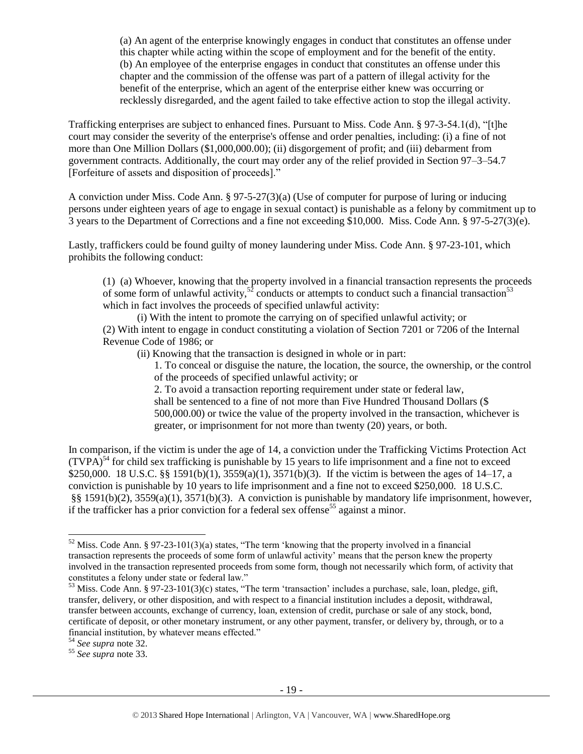(a) An agent of the enterprise knowingly engages in conduct that constitutes an offense under this chapter while acting within the scope of employment and for the benefit of the entity.
(b) An employee of the enterprise engages in conduct that constitutes an offense under this chapter and the commission of the offense was part of a pattern of illegal activity for the benefit of the enterprise, which an agent of the enterprise either knew was occurring or recklessly disregarded, and the agent failed to take effective action to stop the illegal activity.

Trafficking enterprises are subject to enhanced fines. Pursuant to Miss. Code Ann. § 97-3-54.1(d), "[t]he court may consider the severity of the enterprise's offense and order penalties, including: (i) a fine of not more than One Million Dollars ($1,000,000.00); (ii) disgorgement of profit; and (iii) debarment from government contracts. Additionally, the court may order any of the relief provided in Section 97–3–54.7 [Forfeiture of assets and disposition of proceeds]."

A conviction under Miss. Code Ann. § 97-5-27(3)(a) (Use of computer for purpose of luring or inducing persons under eighteen years of age to engage in sexual contact) is punishable as a felony by commitment up to 3 years to the Department of Corrections and a fine not exceeding $10,000. Miss. Code Ann. § 97-5-27(3)(e).

Lastly, traffickers could be found guilty of money laundering under Miss. Code Ann. § 97-23-101, which prohibits the following conduct:

> (1) (a) Whoever, knowing that the property involved in a financial transaction represents the proceeds of some form of unlawful activity,[52] conducts or attempts to conduct such a financial transaction[53] which in fact involves the proceeds of specified unlawful activity:
>
> (i) With the intent to promote the carrying on of specified unlawful activity; or
>
> (2) With intent to engage in conduct constituting a violation of Section 7201 or 7206 of the Internal Revenue Code of 1986; or
>
> (ii) Knowing that the transaction is designed in whole or in part:
>
> 1. To conceal or disguise the nature, the location, the source, the ownership, or the control of the proceeds of specified unlawful activity; or
>
> 2. To avoid a transaction reporting requirement under state or federal law,
>
> shall be sentenced to a fine of not more than Five Hundred Thousand Dollars ($ 500,000.00) or twice the value of the property involved in the transaction, whichever is greater, or imprisonment for not more than twenty (20) years, or both.

In comparison, if the victim is under the age of 14, a conviction under the Trafficking Victims Protection Act (TVPA)[54] for child sex trafficking is punishable by 15 years to life imprisonment and a fine not to exceed $250,000. 18 U.S.C. §§ 1591(b)(1), 3559(a)(1), 3571(b)(3). If the victim is between the ages of 14–17, a conviction is punishable by 10 years to life imprisonment and a fine not to exceed $250,000. 18 U.S.C. §§ 1591(b)(2), 3559(a)(1), 3571(b)(3). A conviction is punishable by mandatory life imprisonment, however, if the trafficker has a prior conviction for a federal sex offense[55] against a minor.

---

[52] Miss. Code Ann. § 97-23-101(3)(a) states, "The term 'knowing that the property involved in a financial transaction represents the proceeds of some form of unlawful activity' means that the person knew the property involved in the transaction represented proceeds from some form, though not necessarily which form, of activity that constitutes a felony under state or federal law."

[53] Miss. Code Ann. § 97-23-101(3)(c) states, "The term 'transaction' includes a purchase, sale, loan, pledge, gift, transfer, delivery, or other disposition, and with respect to a financial institution includes a deposit, withdrawal, transfer between accounts, exchange of currency, loan, extension of credit, purchase or sale of any stock, bond, certificate of deposit, or other monetary instrument, or any other payment, transfer, or delivery by, through, or to a financial institution, by whatever means effected."

[54] *See supra* note 32.

[55] *See supra* note 33.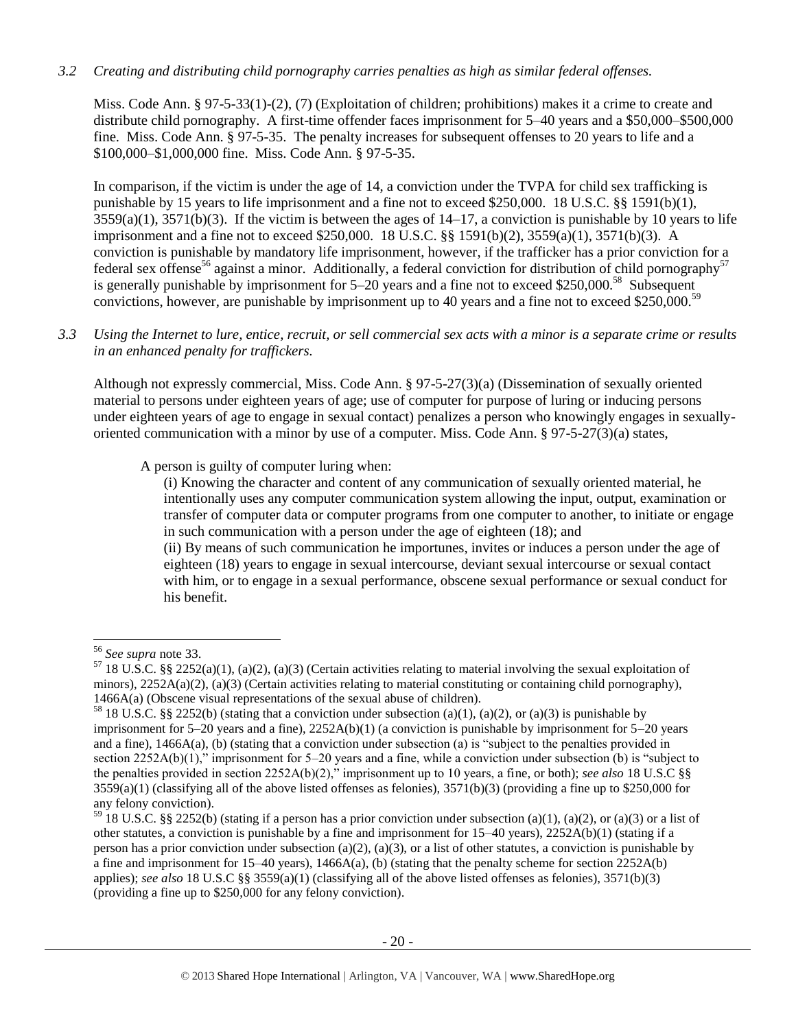*3.2 Creating and distributing child pornography carries penalties as high as similar federal offenses.*

Miss. Code Ann. § 97-5-33(1)-(2), (7) (Exploitation of children; prohibitions) makes it a crime to create and distribute child pornography. A first-time offender faces imprisonment for 5–40 years and a $50,000–$500,000 fine. Miss. Code Ann. § 97-5-35. The penalty increases for subsequent offenses to 20 years to life and a $100,000–$1,000,000 fine. Miss. Code Ann. § 97-5-35.

In comparison, if the victim is under the age of 14, a conviction under the TVPA for child sex trafficking is punishable by 15 years to life imprisonment and a fine not to exceed $250,000. 18 U.S.C. §§ 1591(b)(1), 3559(a)(1), 3571(b)(3). If the victim is between the ages of 14–17, a conviction is punishable by 10 years to life imprisonment and a fine not to exceed $250,000. 18 U.S.C. §§ 1591(b)(2), 3559(a)(1), 3571(b)(3). A conviction is punishable by mandatory life imprisonment, however, if the trafficker has a prior conviction for a federal sex offense[56] against a minor. Additionally, a federal conviction for distribution of child pornography[57] is generally punishable by imprisonment for 5–20 years and a fine not to exceed $250,000.[58] Subsequent convictions, however, are punishable by imprisonment up to 40 years and a fine not to exceed $250,000.[59]

*3.3 Using the Internet to lure, entice, recruit, or sell commercial sex acts with a minor is a separate crime or results in an enhanced penalty for traffickers.*

Although not expressly commercial, Miss. Code Ann. § 97-5-27(3)(a) (Dissemination of sexually oriented material to persons under eighteen years of age; use of computer for purpose of luring or inducing persons under eighteen years of age to engage in sexual contact) penalizes a person who knowingly engages in sexually-oriented communication with a minor by use of a computer. Miss. Code Ann. § 97-5-27(3)(a) states,

> A person is guilty of computer luring when:
>
> (i) Knowing the character and content of any communication of sexually oriented material, he intentionally uses any computer communication system allowing the input, output, examination or transfer of computer data or computer programs from one computer to another, to initiate or engage in such communication with a person under the age of eighteen (18); and
>
> (ii) By means of such communication he importunes, invites or induces a person under the age of eighteen (18) years to engage in sexual intercourse, deviant sexual intercourse or sexual contact with him, or to engage in a sexual performance, obscene sexual performance or sexual conduct for his benefit.

---

[56] *See supra* note 33.

[57] 18 U.S.C. §§ 2252(a)(1), (a)(2), (a)(3) (Certain activities relating to material involving the sexual exploitation of minors), 2252A(a)(2), (a)(3) (Certain activities relating to material constituting or containing child pornography), 1466A(a) (Obscene visual representations of the sexual abuse of children).

[58] 18 U.S.C. §§ 2252(b) (stating that a conviction under subsection (a)(1), (a)(2), or (a)(3) is punishable by imprisonment for 5–20 years and a fine), 2252A(b)(1) (a conviction is punishable by imprisonment for 5–20 years and a fine), 1466A(a), (b) (stating that a conviction under subsection (a) is "subject to the penalties provided in section 2252A(b)(1)," imprisonment for 5–20 years and a fine, while a conviction under subsection (b) is "subject to the penalties provided in section 2252A(b)(2)," imprisonment up to 10 years, a fine, or both); *see also* 18 U.S.C §§ 3559(a)(1) (classifying all of the above listed offenses as felonies), 3571(b)(3) (providing a fine up to $250,000 for any felony conviction).

[59] 18 U.S.C. §§ 2252(b) (stating if a person has a prior conviction under subsection (a)(1), (a)(2), or (a)(3) or a list of other statutes, a conviction is punishable by a fine and imprisonment for 15–40 years), 2252A(b)(1) (stating if a person has a prior conviction under subsection (a)(2), (a)(3), or a list of other statutes, a conviction is punishable by a fine and imprisonment for 15–40 years), 1466A(a), (b) (stating that the penalty scheme for section 2252A(b) applies); *see also* 18 U.S.C §§ 3559(a)(1) (classifying all of the above listed offenses as felonies), 3571(b)(3) (providing a fine up to $250,000 for any felony conviction).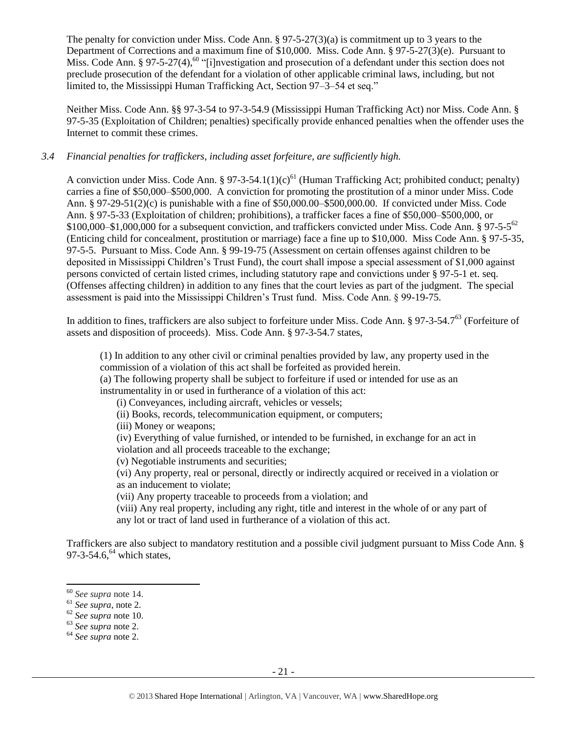The penalty for conviction under Miss. Code Ann. § 97-5-27(3)(a) is commitment up to 3 years to the Department of Corrections and a maximum fine of $10,000. Miss. Code Ann. § 97-5-27(3)(e). Pursuant to Miss. Code Ann. § 97-5-27(4),[60] "[i]nvestigation and prosecution of a defendant under this section does not preclude prosecution of the defendant for a violation of other applicable criminal laws, including, but not limited to, the Mississippi Human Trafficking Act, Section 97–3–54 et seq."

Neither Miss. Code Ann. §§ 97-3-54 to 97-3-54.9 (Mississippi Human Trafficking Act) nor Miss. Code Ann. § 97-5-35 (Exploitation of Children; penalties) specifically provide enhanced penalties when the offender uses the Internet to commit these crimes.

*3.4 Financial penalties for traffickers, including asset forfeiture, are sufficiently high.*

A conviction under Miss. Code Ann. § 97-3-54.1(1)(c)[61] (Human Trafficking Act; prohibited conduct; penalty) carries a fine of $50,000–$500,000. A conviction for promoting the prostitution of a minor under Miss. Code Ann. § 97-29-51(2)(c) is punishable with a fine of $50,000.00–$500,000.00. If convicted under Miss. Code Ann. § 97-5-33 (Exploitation of children; prohibitions), a trafficker faces a fine of $50,000–$500,000, or $100,000–$1,000,000 for a subsequent conviction, and traffickers convicted under Miss. Code Ann. § 97-5-5[62] (Enticing child for concealment, prostitution or marriage) face a fine up to $10,000. Miss Code Ann. § 97-5-35, 97-5-5. Pursuant to Miss. Code Ann. § 99-19-75 (Assessment on certain offenses against children to be deposited in Mississippi Children's Trust Fund), the court shall impose a special assessment of $1,000 against persons convicted of certain listed crimes, including statutory rape and convictions under § 97-5-1 et. seq. (Offenses affecting children) in addition to any fines that the court levies as part of the judgment. The special assessment is paid into the Mississippi Children's Trust fund. Miss. Code Ann. § 99-19-75.

In addition to fines, traffickers are also subject to forfeiture under Miss. Code Ann. § 97-3-54.7[63] (Forfeiture of assets and disposition of proceeds). Miss. Code Ann. § 97-3-54.7 states,

> (1) In addition to any other civil or criminal penalties provided by law, any property used in the commission of a violation of this act shall be forfeited as provided herein.
>
> (a) The following property shall be subject to forfeiture if used or intended for use as an instrumentality in or used in furtherance of a violation of this act:
>
> (i) Conveyances, including aircraft, vehicles or vessels;
>
> (ii) Books, records, telecommunication equipment, or computers;
>
> (iii) Money or weapons;
>
> (iv) Everything of value furnished, or intended to be furnished, in exchange for an act in violation and all proceeds traceable to the exchange;
>
> (v) Negotiable instruments and securities;
>
> (vi) Any property, real or personal, directly or indirectly acquired or received in a violation or as an inducement to violate;
>
> (vii) Any property traceable to proceeds from a violation; and
>
> (viii) Any real property, including any right, title and interest in the whole of or any part of any lot or tract of land used in furtherance of a violation of this act.

Traffickers are also subject to mandatory restitution and a possible civil judgment pursuant to Miss Code Ann. § 97-3-54.6,[64] which states,

---

[60] *See supra* note 14.

[61] *See supra*, note 2.

[62] *See supra* note 10.

[63] *See supra* note 2.

[64] *See supra* note 2.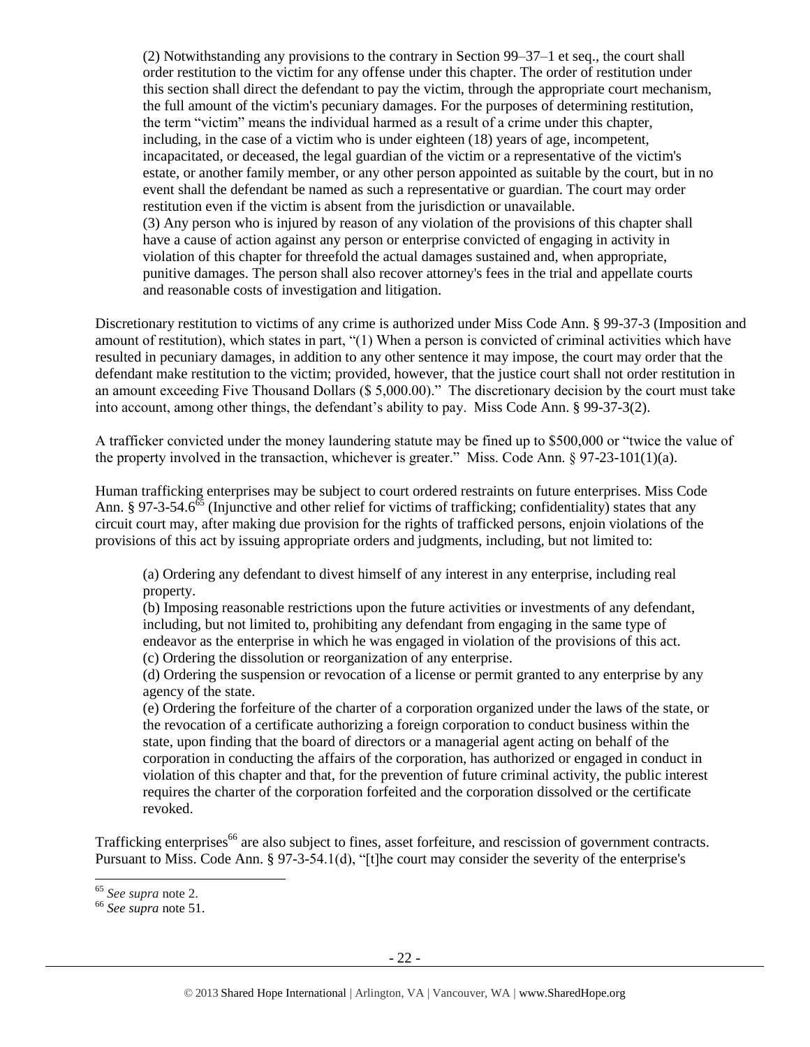> (2) Notwithstanding any provisions to the contrary in Section 99–37–1 et seq., the court shall order restitution to the victim for any offense under this chapter. The order of restitution under this section shall direct the defendant to pay the victim, through the appropriate court mechanism, the full amount of the victim's pecuniary damages. For the purposes of determining restitution, the term "victim" means the individual harmed as a result of a crime under this chapter, including, in the case of a victim who is under eighteen (18) years of age, incompetent, incapacitated, or deceased, the legal guardian of the victim or a representative of the victim's estate, or another family member, or any other person appointed as suitable by the court, but in no event shall the defendant be named as such a representative or guardian. The court may order restitution even if the victim is absent from the jurisdiction or unavailable.
> (3) Any person who is injured by reason of any violation of the provisions of this chapter shall have a cause of action against any person or enterprise convicted of engaging in activity in violation of this chapter for threefold the actual damages sustained and, when appropriate, punitive damages. The person shall also recover attorney's fees in the trial and appellate courts and reasonable costs of investigation and litigation.

Discretionary restitution to victims of any crime is authorized under Miss Code Ann. § 99-37-3 (Imposition and amount of restitution), which states in part, "(1) When a person is convicted of criminal activities which have resulted in pecuniary damages, in addition to any other sentence it may impose, the court may order that the defendant make restitution to the victim; provided, however, that the justice court shall not order restitution in an amount exceeding Five Thousand Dollars ($ 5,000.00)." The discretionary decision by the court must take into account, among other things, the defendant's ability to pay. Miss Code Ann. § 99-37-3(2).

A trafficker convicted under the money laundering statute may be fined up to $500,000 or "twice the value of the property involved in the transaction, whichever is greater." Miss. Code Ann. § 97-23-101(1)(a).

Human trafficking enterprises may be subject to court ordered restraints on future enterprises. Miss Code Ann. § 97-3-54.6[65] (Injunctive and other relief for victims of trafficking; confidentiality) states that any circuit court may, after making due provision for the rights of trafficked persons, enjoin violations of the provisions of this act by issuing appropriate orders and judgments, including, but not limited to:

> (a) Ordering any defendant to divest himself of any interest in any enterprise, including real property.
> (b) Imposing reasonable restrictions upon the future activities or investments of any defendant, including, but not limited to, prohibiting any defendant from engaging in the same type of endeavor as the enterprise in which he was engaged in violation of the provisions of this act.
> (c) Ordering the dissolution or reorganization of any enterprise.
> (d) Ordering the suspension or revocation of a license or permit granted to any enterprise by any agency of the state.
> (e) Ordering the forfeiture of the charter of a corporation organized under the laws of the state, or the revocation of a certificate authorizing a foreign corporation to conduct business within the state, upon finding that the board of directors or a managerial agent acting on behalf of the corporation in conducting the affairs of the corporation, has authorized or engaged in conduct in violation of this chapter and that, for the prevention of future criminal activity, the public interest requires the charter of the corporation forfeited and the corporation dissolved or the certificate revoked.

Trafficking enterprises[66] are also subject to fines, asset forfeiture, and rescission of government contracts. Pursuant to Miss. Code Ann. § 97-3-54.1(d), "[t]he court may consider the severity of the enterprise's

---

[65] *See supra* note 2.
[66] *See supra* note 51.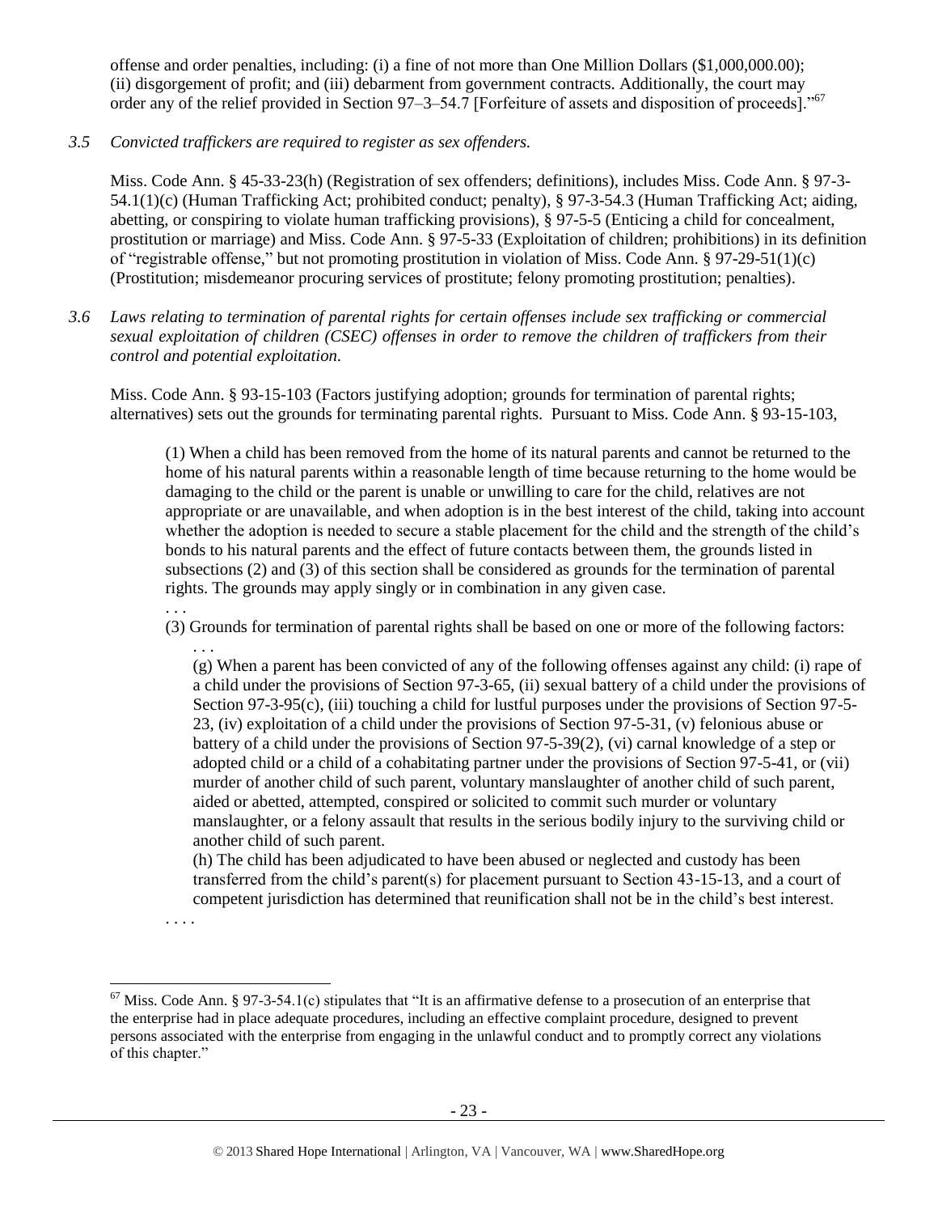offense and order penalties, including: (i) a fine of not more than One Million Dollars ($1,000,000.00); (ii) disgorgement of profit; and (iii) debarment from government contracts. Additionally, the court may order any of the relief provided in Section 97–3–54.7 [Forfeiture of assets and disposition of proceeds]."[67]

*3.5 Convicted traffickers are required to register as sex offenders.*

Miss. Code Ann. § 45-33-23(h) (Registration of sex offenders; definitions), includes Miss. Code Ann. § 97-3-54.1(1)(c) (Human Trafficking Act; prohibited conduct; penalty), § 97-3-54.3 (Human Trafficking Act; aiding, abetting, or conspiring to violate human trafficking provisions), § 97-5-5 (Enticing a child for concealment, prostitution or marriage) and Miss. Code Ann. § 97-5-33 (Exploitation of children; prohibitions) in its definition of "registrable offense," but not promoting prostitution in violation of Miss. Code Ann. § 97-29-51(1)(c) (Prostitution; misdemeanor procuring services of prostitute; felony promoting prostitution; penalties).

*3.6 Laws relating to termination of parental rights for certain offenses include sex trafficking or commercial sexual exploitation of children (CSEC) offenses in order to remove the children of traffickers from their control and potential exploitation.*

Miss. Code Ann. § 93-15-103 (Factors justifying adoption; grounds for termination of parental rights; alternatives) sets out the grounds for terminating parental rights. Pursuant to Miss. Code Ann. § 93-15-103,

> (1) When a child has been removed from the home of its natural parents and cannot be returned to the home of his natural parents within a reasonable length of time because returning to the home would be damaging to the child or the parent is unable or unwilling to care for the child, relatives are not appropriate or are unavailable, and when adoption is in the best interest of the child, taking into account whether the adoption is needed to secure a stable placement for the child and the strength of the child's bonds to his natural parents and the effect of future contacts between them, the grounds listed in subsections (2) and (3) of this section shall be considered as grounds for the termination of parental rights. The grounds may apply singly or in combination in any given case.
>
> . . .
>
> (3) Grounds for termination of parental rights shall be based on one or more of the following factors:
>
> . . .
>
> (g) When a parent has been convicted of any of the following offenses against any child: (i) rape of a child under the provisions of Section 97-3-65, (ii) sexual battery of a child under the provisions of Section 97-3-95(c), (iii) touching a child for lustful purposes under the provisions of Section 97-5-23, (iv) exploitation of a child under the provisions of Section 97-5-31, (v) felonious abuse or battery of a child under the provisions of Section 97-5-39(2), (vi) carnal knowledge of a step or adopted child or a child of a cohabitating partner under the provisions of Section 97-5-41, or (vii) murder of another child of such parent, voluntary manslaughter of another child of such parent, aided or abetted, attempted, conspired or solicited to commit such murder or voluntary manslaughter, or a felony assault that results in the serious bodily injury to the surviving child or another child of such parent.
>
> (h) The child has been adjudicated to have been abused or neglected and custody has been transferred from the child's parent(s) for placement pursuant to Section 43-15-13, and a court of competent jurisdiction has determined that reunification shall not be in the child's best interest.
>
> . . . .

[67] Miss. Code Ann. § 97-3-54.1(c) stipulates that "It is an affirmative defense to a prosecution of an enterprise that the enterprise had in place adequate procedures, including an effective complaint procedure, designed to prevent persons associated with the enterprise from engaging in the unlawful conduct and to promptly correct any violations of this chapter."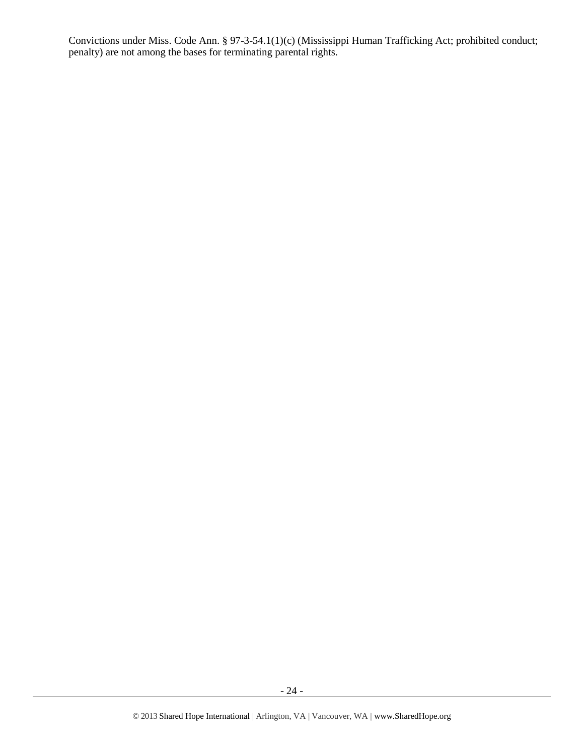Convictions under Miss. Code Ann. § 97-3-54.1(1)(c) (Mississippi Human Trafficking Act; prohibited conduct; penalty) are not among the bases for terminating parental rights.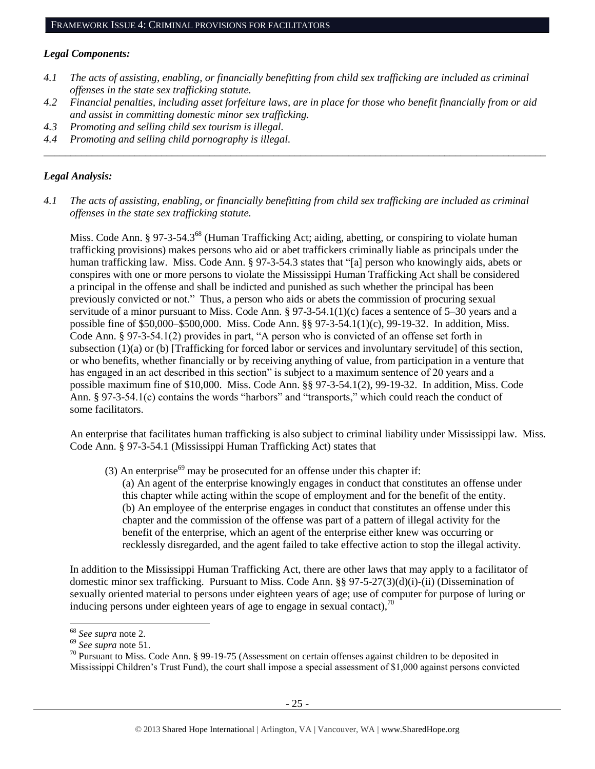## FRAMEWORK ISSUE 4: CRIMINAL PROVISIONS FOR FACILITATORS

### *Legal Components:*

*4.1 The acts of assisting, enabling, or financially benefitting from child sex trafficking are included as criminal offenses in the state sex trafficking statute.*

*4.2 Financial penalties, including asset forfeiture laws, are in place for those who benefit financially from or aid and assist in committing domestic minor sex trafficking.*

*4.3 Promoting and selling child sex tourism is illegal.*

*4.4 Promoting and selling child pornography is illegal.*

---

### *Legal Analysis:*

*4.1 The acts of assisting, enabling, or financially benefitting from child sex trafficking are included as criminal offenses in the state sex trafficking statute.*

Miss. Code Ann. § 97-3-54.3[68] (Human Trafficking Act; aiding, abetting, or conspiring to violate human trafficking provisions) makes persons who aid or abet traffickers criminally liable as principals under the human trafficking law. Miss. Code Ann. § 97-3-54.3 states that "[a] person who knowingly aids, abets or conspires with one or more persons to violate the Mississippi Human Trafficking Act shall be considered a principal in the offense and shall be indicted and punished as such whether the principal has been previously convicted or not." Thus, a person who aids or abets the commission of procuring sexual servitude of a minor pursuant to Miss. Code Ann. § 97-3-54.1(1)(c) faces a sentence of 5–30 years and a possible fine of $50,000–$500,000. Miss. Code Ann. §§ 97-3-54.1(1)(c), 99-19-32. In addition, Miss. Code Ann. § 97-3-54.1(2) provides in part, "A person who is convicted of an offense set forth in subsection (1)(a) or (b) [Trafficking for forced labor or services and involuntary servitude] of this section, or who benefits, whether financially or by receiving anything of value, from participation in a venture that has engaged in an act described in this section" is subject to a maximum sentence of 20 years and a possible maximum fine of $10,000. Miss. Code Ann. §§ 97-3-54.1(2), 99-19-32. In addition, Miss. Code Ann. § 97-3-54.1(c) contains the words "harbors" and "transports," which could reach the conduct of some facilitators.

An enterprise that facilitates human trafficking is also subject to criminal liability under Mississippi law. Miss. Code Ann. § 97-3-54.1 (Mississippi Human Trafficking Act) states that

> (3) An enterprise[69] may be prosecuted for an offense under this chapter if:
>
> (a) An agent of the enterprise knowingly engages in conduct that constitutes an offense under this chapter while acting within the scope of employment and for the benefit of the entity.
>
> (b) An employee of the enterprise engages in conduct that constitutes an offense under this chapter and the commission of the offense was part of a pattern of illegal activity for the benefit of the enterprise, which an agent of the enterprise either knew was occurring or recklessly disregarded, and the agent failed to take effective action to stop the illegal activity.

In addition to the Mississippi Human Trafficking Act, there are other laws that may apply to a facilitator of domestic minor sex trafficking. Pursuant to Miss. Code Ann. §§ 97-5-27(3)(d)(i)-(ii) (Dissemination of sexually oriented material to persons under eighteen years of age; use of computer for purpose of luring or inducing persons under eighteen years of age to engage in sexual contact),[70]

---

[68] *See supra* note 2.

[69] *See supra* note 51.

[70] Pursuant to Miss. Code Ann. § 99-19-75 (Assessment on certain offenses against children to be deposited in Mississippi Children's Trust Fund), the court shall impose a special assessment of $1,000 against persons convicted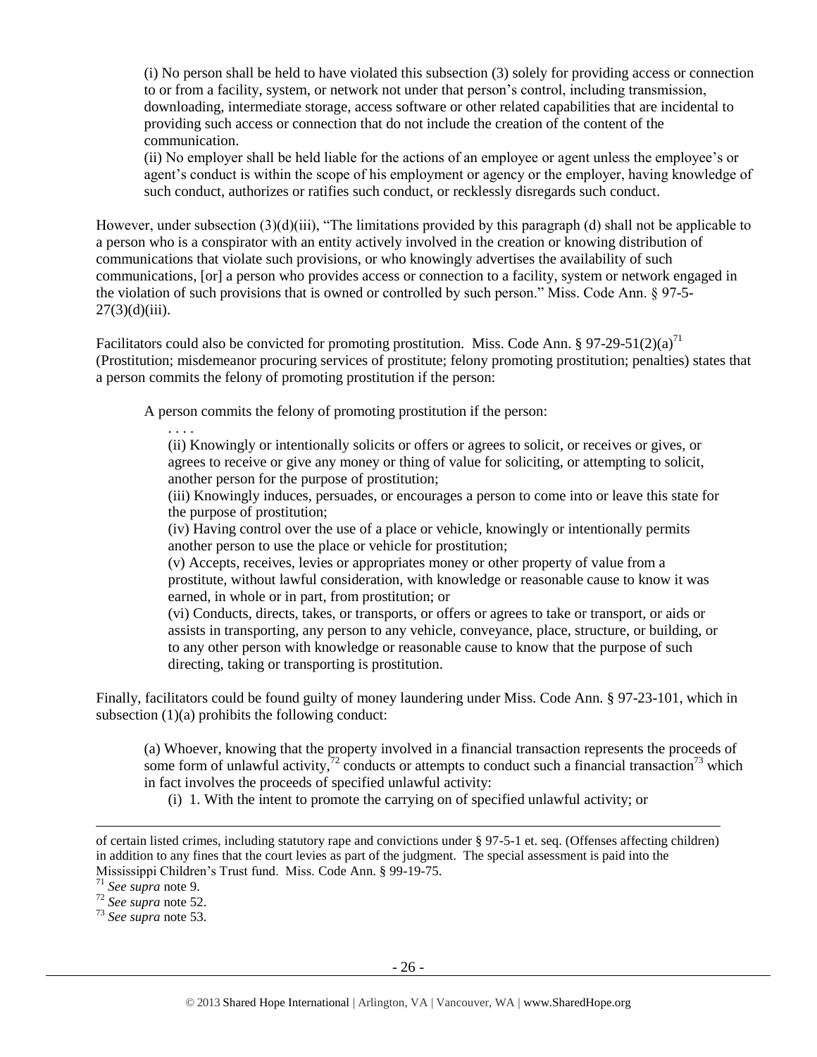(i) No person shall be held to have violated this subsection (3) solely for providing access or connection to or from a facility, system, or network not under that person's control, including transmission, downloading, intermediate storage, access software or other related capabilities that are incidental to providing such access or connection that do not include the creation of the content of the communication.

(ii) No employer shall be held liable for the actions of an employee or agent unless the employee's or agent's conduct is within the scope of his employment or agency or the employer, having knowledge of such conduct, authorizes or ratifies such conduct, or recklessly disregards such conduct.

However, under subsection (3)(d)(iii), "The limitations provided by this paragraph (d) shall not be applicable to a person who is a conspirator with an entity actively involved in the creation or knowing distribution of communications that violate such provisions, or who knowingly advertises the availability of such communications, [or] a person who provides access or connection to a facility, system or network engaged in the violation of such provisions that is owned or controlled by such person." Miss. Code Ann. § 97-5-27(3)(d)(iii).

Facilitators could also be convicted for promoting prostitution. Miss. Code Ann. § 97-29-51(2)(a)[71] (Prostitution; misdemeanor procuring services of prostitute; felony promoting prostitution; penalties) states that a person commits the felony of promoting prostitution if the person:

> A person commits the felony of promoting prostitution if the person:
>
> . . . .
>
> (ii) Knowingly or intentionally solicits or offers or agrees to solicit, or receives or gives, or agrees to receive or give any money or thing of value for soliciting, or attempting to solicit, another person for the purpose of prostitution;
>
> (iii) Knowingly induces, persuades, or encourages a person to come into or leave this state for the purpose of prostitution;
>
> (iv) Having control over the use of a place or vehicle, knowingly or intentionally permits another person to use the place or vehicle for prostitution;
>
> (v) Accepts, receives, levies or appropriates money or other property of value from a prostitute, without lawful consideration, with knowledge or reasonable cause to know it was earned, in whole or in part, from prostitution; or
>
> (vi) Conducts, directs, takes, or transports, or offers or agrees to take or transport, or aids or assists in transporting, any person to any vehicle, conveyance, place, structure, or building, or to any other person with knowledge or reasonable cause to know that the purpose of such directing, taking or transporting is prostitution.

Finally, facilitators could be found guilty of money laundering under Miss. Code Ann. § 97-23-101, which in subsection (1)(a) prohibits the following conduct:

> (a) Whoever, knowing that the property involved in a financial transaction represents the proceeds of some form of unlawful activity,[72] conducts or attempts to conduct such a financial transaction[73] which in fact involves the proceeds of specified unlawful activity:
>
> (i) 1. With the intent to promote the carrying on of specified unlawful activity; or

---

of certain listed crimes, including statutory rape and convictions under § 97-5-1 et. seq. (Offenses affecting children) in addition to any fines that the court levies as part of the judgment. The special assessment is paid into the Mississippi Children's Trust fund. Miss. Code Ann. § 99-19-75.

[71] *See supra* note 9.

[72] *See supra* note 52.

[73] *See supra* note 53.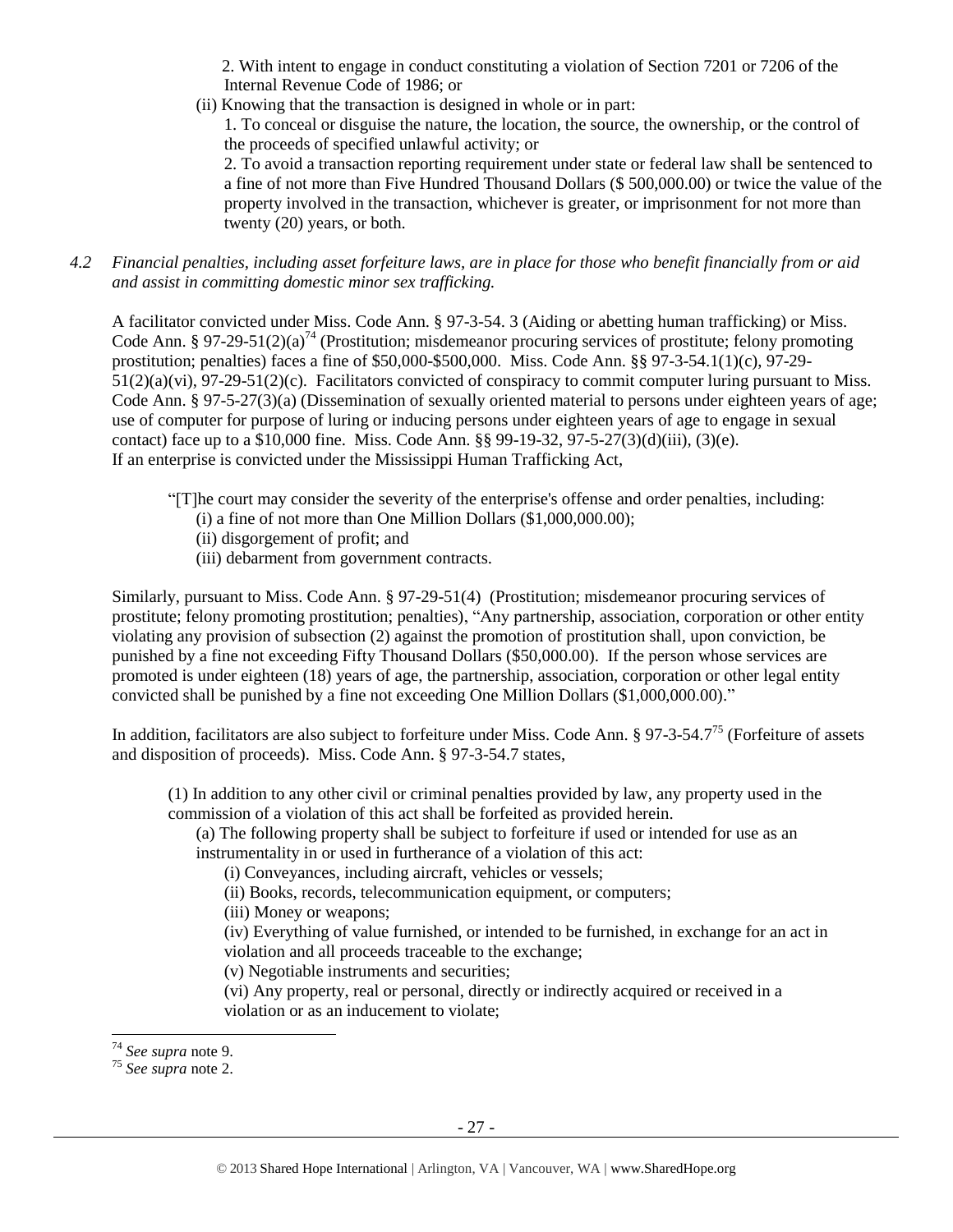2. With intent to engage in conduct constituting a violation of Section 7201 or 7206 of the Internal Revenue Code of 1986; or

(ii) Knowing that the transaction is designed in whole or in part:

1. To conceal or disguise the nature, the location, the source, the ownership, or the control of the proceeds of specified unlawful activity; or

2. To avoid a transaction reporting requirement under state or federal law shall be sentenced to a fine of not more than Five Hundred Thousand Dollars ($ 500,000.00) or twice the value of the property involved in the transaction, whichever is greater, or imprisonment for not more than twenty (20) years, or both.

*4.2 Financial penalties, including asset forfeiture laws, are in place for those who benefit financially from or aid and assist in committing domestic minor sex trafficking.*

A facilitator convicted under Miss. Code Ann. § 97-3-54. 3 (Aiding or abetting human trafficking) or Miss. Code Ann. § 97-29-51(2)(a)[74] (Prostitution; misdemeanor procuring services of prostitute; felony promoting prostitution; penalties) faces a fine of $50,000-$500,000. Miss. Code Ann. §§ 97-3-54.1(1)(c), 97-29-51(2)(a)(vi), 97-29-51(2)(c). Facilitators convicted of conspiracy to commit computer luring pursuant to Miss. Code Ann. § 97-5-27(3)(a) (Dissemination of sexually oriented material to persons under eighteen years of age; use of computer for purpose of luring or inducing persons under eighteen years of age to engage in sexual contact) face up to a $10,000 fine. Miss. Code Ann. §§ 99-19-32, 97-5-27(3)(d)(iii), (3)(e).
If an enterprise is convicted under the Mississippi Human Trafficking Act,

> "[T]he court may consider the severity of the enterprise's offense and order penalties, including:
> (i) a fine of not more than One Million Dollars ($1,000,000.00);
> (ii) disgorgement of profit; and
> (iii) debarment from government contracts.

Similarly, pursuant to Miss. Code Ann. § 97-29-51(4) (Prostitution; misdemeanor procuring services of prostitute; felony promoting prostitution; penalties), "Any partnership, association, corporation or other entity violating any provision of subsection (2) against the promotion of prostitution shall, upon conviction, be punished by a fine not exceeding Fifty Thousand Dollars ($50,000.00). If the person whose services are promoted is under eighteen (18) years of age, the partnership, association, corporation or other legal entity convicted shall be punished by a fine not exceeding One Million Dollars ($1,000,000.00)."

In addition, facilitators are also subject to forfeiture under Miss. Code Ann. § 97-3-54.7[75] (Forfeiture of assets and disposition of proceeds). Miss. Code Ann. § 97-3-54.7 states,

> (1) In addition to any other civil or criminal penalties provided by law, any property used in the commission of a violation of this act shall be forfeited as provided herein.
>
> (a) The following property shall be subject to forfeiture if used or intended for use as an instrumentality in or used in furtherance of a violation of this act:
>
> (i) Conveyances, including aircraft, vehicles or vessels;
> (ii) Books, records, telecommunication equipment, or computers;
> (iii) Money or weapons;
> (iv) Everything of value furnished, or intended to be furnished, in exchange for an act in violation and all proceeds traceable to the exchange;
> (v) Negotiable instruments and securities;
> (vi) Any property, real or personal, directly or indirectly acquired or received in a violation or as an inducement to violate;

---

[74] *See supra* note 9.
[75] *See supra* note 2.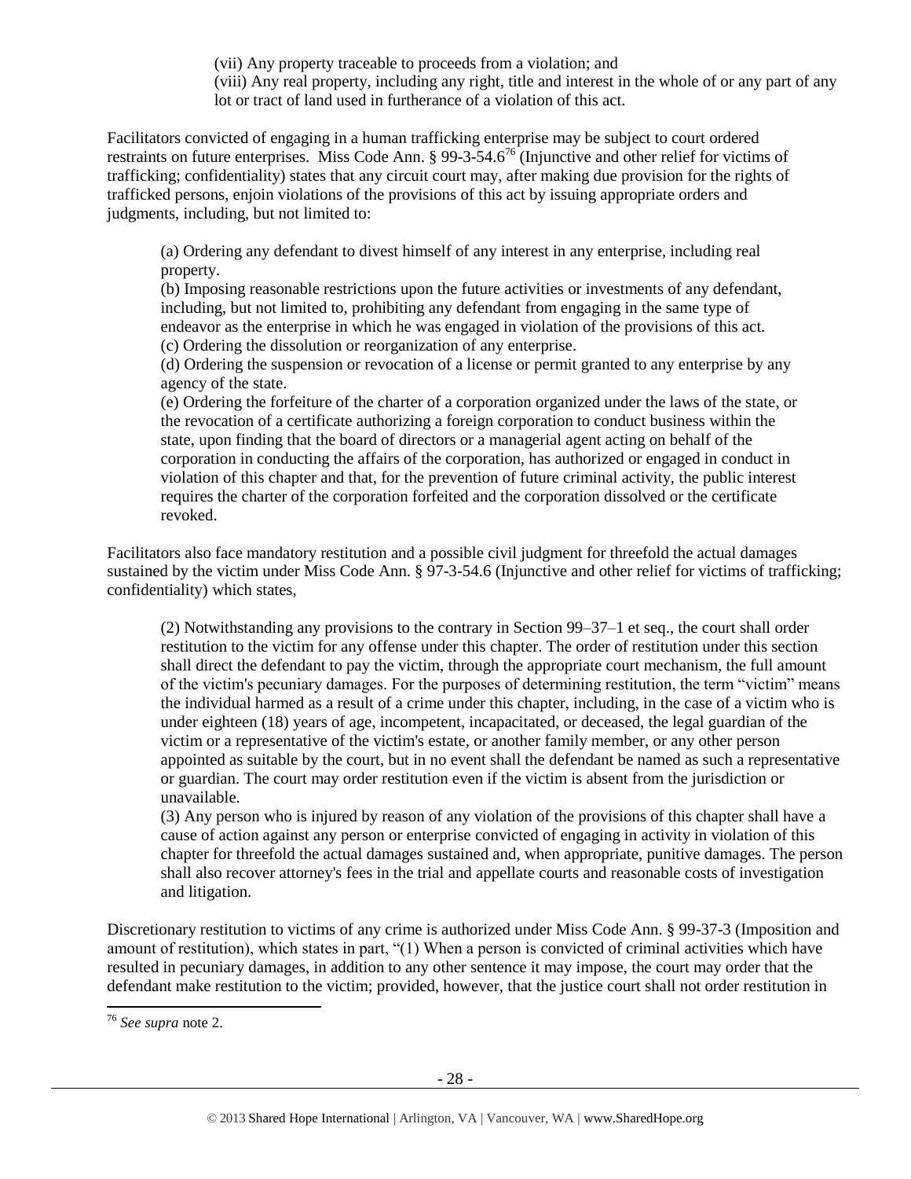(vii) Any property traceable to proceeds from a violation; and

(viii) Any real property, including any right, title and interest in the whole of or any part of any lot or tract of land used in furtherance of a violation of this act.

Facilitators convicted of engaging in a human trafficking enterprise may be subject to court ordered restraints on future enterprises. Miss Code Ann. § 99-3-54.6[76] (Injunctive and other relief for victims of trafficking; confidentiality) states that any circuit court may, after making due provision for the rights of trafficked persons, enjoin violations of the provisions of this act by issuing appropriate orders and judgments, including, but not limited to:

> (a) Ordering any defendant to divest himself of any interest in any enterprise, including real property.
>
> (b) Imposing reasonable restrictions upon the future activities or investments of any defendant, including, but not limited to, prohibiting any defendant from engaging in the same type of endeavor as the enterprise in which he was engaged in violation of the provisions of this act.
>
> (c) Ordering the dissolution or reorganization of any enterprise.
>
> (d) Ordering the suspension or revocation of a license or permit granted to any enterprise by any agency of the state.
>
> (e) Ordering the forfeiture of the charter of a corporation organized under the laws of the state, or the revocation of a certificate authorizing a foreign corporation to conduct business within the state, upon finding that the board of directors or a managerial agent acting on behalf of the corporation in conducting the affairs of the corporation, has authorized or engaged in conduct in violation of this chapter and that, for the prevention of future criminal activity, the public interest requires the charter of the corporation forfeited and the corporation dissolved or the certificate revoked.

Facilitators also face mandatory restitution and a possible civil judgment for threefold the actual damages sustained by the victim under Miss Code Ann. § 97-3-54.6 (Injunctive and other relief for victims of trafficking; confidentiality) which states,

> (2) Notwithstanding any provisions to the contrary in Section 99–37–1 et seq., the court shall order restitution to the victim for any offense under this chapter. The order of restitution under this section shall direct the defendant to pay the victim, through the appropriate court mechanism, the full amount of the victim's pecuniary damages. For the purposes of determining restitution, the term "victim" means the individual harmed as a result of a crime under this chapter, including, in the case of a victim who is under eighteen (18) years of age, incompetent, incapacitated, or deceased, the legal guardian of the victim or a representative of the victim's estate, or another family member, or any other person appointed as suitable by the court, but in no event shall the defendant be named as such a representative or guardian. The court may order restitution even if the victim is absent from the jurisdiction or unavailable.
>
> (3) Any person who is injured by reason of any violation of the provisions of this chapter shall have a cause of action against any person or enterprise convicted of engaging in activity in violation of this chapter for threefold the actual damages sustained and, when appropriate, punitive damages. The person shall also recover attorney's fees in the trial and appellate courts and reasonable costs of investigation and litigation.

Discretionary restitution to victims of any crime is authorized under Miss Code Ann. § 99-37-3 (Imposition and amount of restitution), which states in part, "(1) When a person is convicted of criminal activities which have resulted in pecuniary damages, in addition to any other sentence it may impose, the court may order that the defendant make restitution to the victim; provided, however, that the justice court shall not order restitution in

---

[76] *See supra* note 2.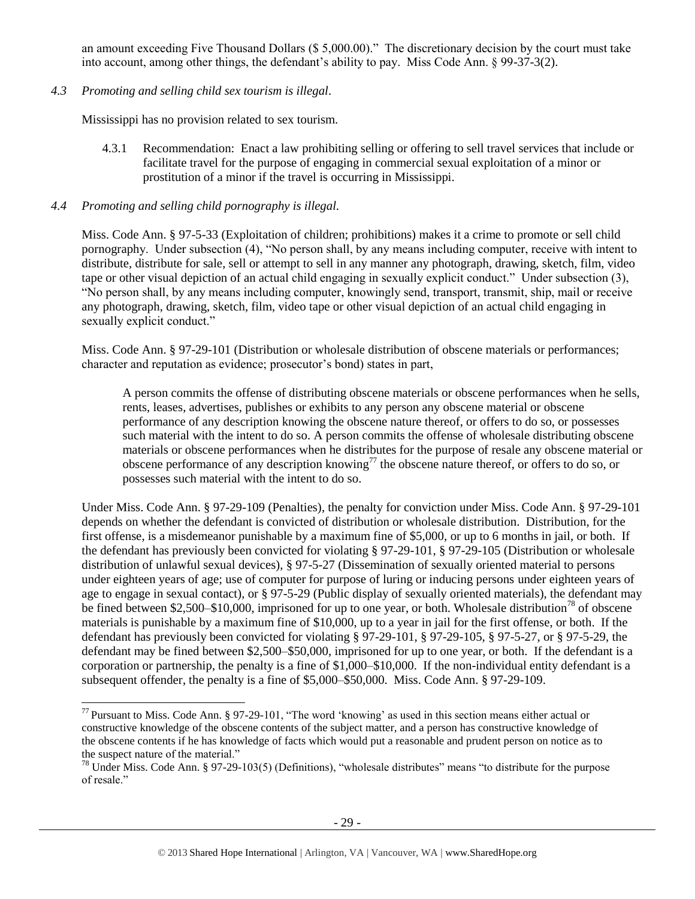an amount exceeding Five Thousand Dollars ($ 5,000.00)." The discretionary decision by the court must take into account, among other things, the defendant's ability to pay. Miss Code Ann. § 99-37-3(2).

*4.3 Promoting and selling child sex tourism is illegal.*

Mississippi has no provision related to sex tourism.

4.3.1 Recommendation: Enact a law prohibiting selling or offering to sell travel services that include or facilitate travel for the purpose of engaging in commercial sexual exploitation of a minor or prostitution of a minor if the travel is occurring in Mississippi.

*4.4 Promoting and selling child pornography is illegal.*

Miss. Code Ann. § 97-5-33 (Exploitation of children; prohibitions) makes it a crime to promote or sell child pornography. Under subsection (4), "No person shall, by any means including computer, receive with intent to distribute, distribute for sale, sell or attempt to sell in any manner any photograph, drawing, sketch, film, video tape or other visual depiction of an actual child engaging in sexually explicit conduct." Under subsection (3), "No person shall, by any means including computer, knowingly send, transport, transmit, ship, mail or receive any photograph, drawing, sketch, film, video tape or other visual depiction of an actual child engaging in sexually explicit conduct."

Miss. Code Ann. § 97-29-101 (Distribution or wholesale distribution of obscene materials or performances; character and reputation as evidence; prosecutor's bond) states in part,

> A person commits the offense of distributing obscene materials or obscene performances when he sells, rents, leases, advertises, publishes or exhibits to any person any obscene material or obscene performance of any description knowing the obscene nature thereof, or offers to do so, or possesses such material with the intent to do so. A person commits the offense of wholesale distributing obscene materials or obscene performances when he distributes for the purpose of resale any obscene material or obscene performance of any description knowing[77] the obscene nature thereof, or offers to do so, or possesses such material with the intent to do so.

Under Miss. Code Ann. § 97-29-109 (Penalties), the penalty for conviction under Miss. Code Ann. § 97-29-101 depends on whether the defendant is convicted of distribution or wholesale distribution. Distribution, for the first offense, is a misdemeanor punishable by a maximum fine of $5,000, or up to 6 months in jail, or both. If the defendant has previously been convicted for violating § 97-29-101, § 97-29-105 (Distribution or wholesale distribution of unlawful sexual devices), § 97-5-27 (Dissemination of sexually oriented material to persons under eighteen years of age; use of computer for purpose of luring or inducing persons under eighteen years of age to engage in sexual contact), or § 97-5-29 (Public display of sexually oriented materials), the defendant may be fined between $2,500–$10,000, imprisoned for up to one year, or both. Wholesale distribution[78] of obscene materials is punishable by a maximum fine of $10,000, up to a year in jail for the first offense, or both. If the defendant has previously been convicted for violating § 97-29-101, § 97-29-105, § 97-5-27, or § 97-5-29, the defendant may be fined between $2,500–$50,000, imprisoned for up to one year, or both. If the defendant is a corporation or partnership, the penalty is a fine of $1,000–$10,000. If the non-individual entity defendant is a subsequent offender, the penalty is a fine of $5,000–$50,000. Miss. Code Ann. § 97-29-109.

---

[77] Pursuant to Miss. Code Ann. § 97-29-101, "The word 'knowing' as used in this section means either actual or constructive knowledge of the obscene contents of the subject matter, and a person has constructive knowledge of the obscene contents if he has knowledge of facts which would put a reasonable and prudent person on notice as to the suspect nature of the material."

[78] Under Miss. Code Ann. § 97-29-103(5) (Definitions), "wholesale distributes" means "to distribute for the purpose of resale."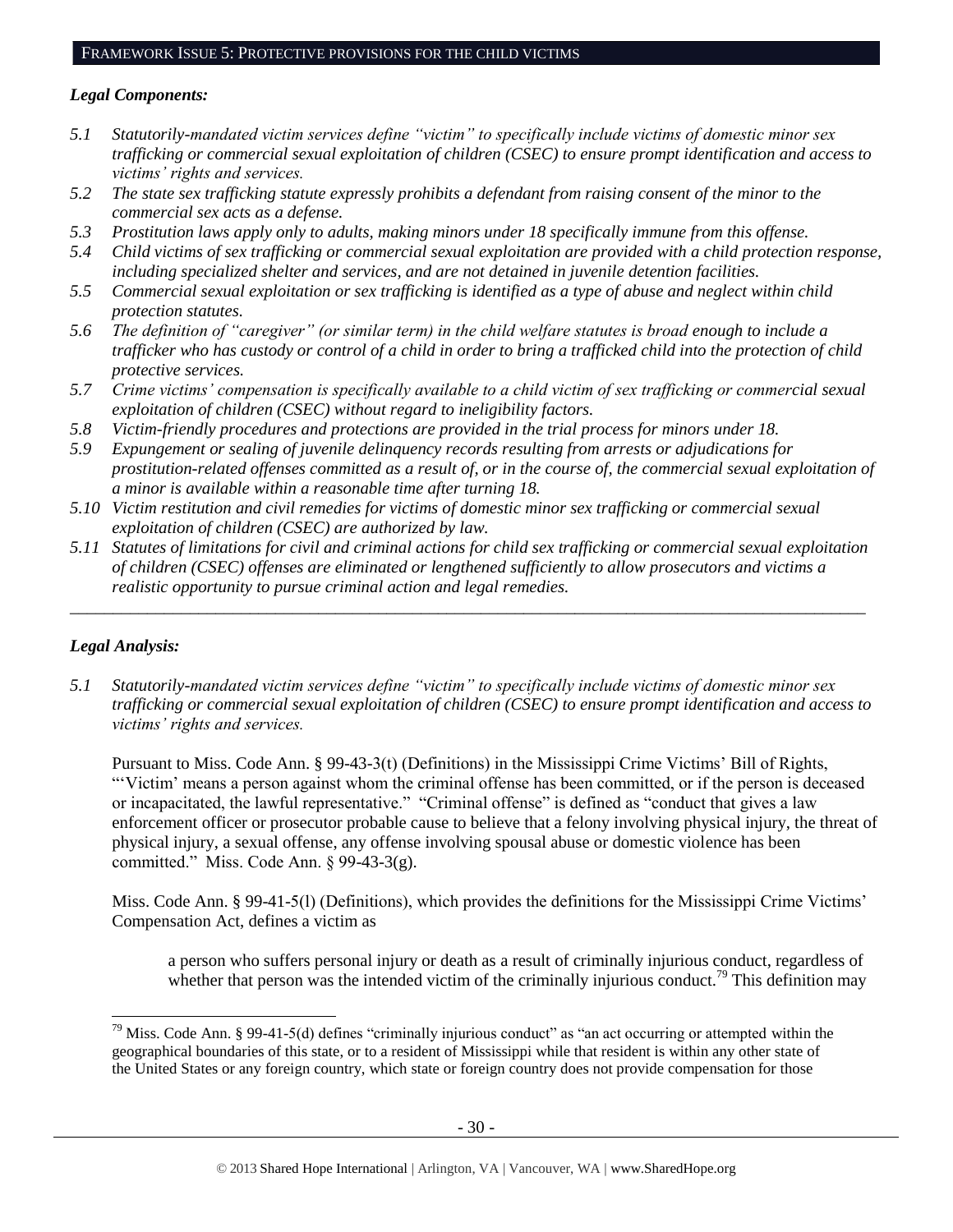## FRAMEWORK ISSUE 5: PROTECTIVE PROVISIONS FOR THE CHILD VICTIMS

### *Legal Components:*

*5.1 Statutorily-mandated victim services define "victim" to specifically include victims of domestic minor sex trafficking or commercial sexual exploitation of children (CSEC) to ensure prompt identification and access to victims' rights and services.*

*5.2 The state sex trafficking statute expressly prohibits a defendant from raising consent of the minor to the commercial sex acts as a defense.*

*5.3 Prostitution laws apply only to adults, making minors under 18 specifically immune from this offense.*

*5.4 Child victims of sex trafficking or commercial sexual exploitation are provided with a child protection response, including specialized shelter and services, and are not detained in juvenile detention facilities.*

*5.5 Commercial sexual exploitation or sex trafficking is identified as a type of abuse and neglect within child protection statutes.*

*5.6 The definition of "caregiver" (or similar term) in the child welfare statutes is broad enough to include a trafficker who has custody or control of a child in order to bring a trafficked child into the protection of child protective services.*

*5.7 Crime victims' compensation is specifically available to a child victim of sex trafficking or commercial sexual exploitation of children (CSEC) without regard to ineligibility factors.*

*5.8 Victim-friendly procedures and protections are provided in the trial process for minors under 18.*

*5.9 Expungement or sealing of juvenile delinquency records resulting from arrests or adjudications for prostitution-related offenses committed as a result of, or in the course of, the commercial sexual exploitation of a minor is available within a reasonable time after turning 18.*

*5.10 Victim restitution and civil remedies for victims of domestic minor sex trafficking or commercial sexual exploitation of children (CSEC) are authorized by law.*

*5.11 Statutes of limitations for civil and criminal actions for child sex trafficking or commercial sexual exploitation of children (CSEC) offenses are eliminated or lengthened sufficiently to allow prosecutors and victims a realistic opportunity to pursue criminal action and legal remedies.*

---

### *Legal Analysis:*

*5.1 Statutorily-mandated victim services define "victim" to specifically include victims of domestic minor sex trafficking or commercial sexual exploitation of children (CSEC) to ensure prompt identification and access to victims' rights and services.*

Pursuant to Miss. Code Ann. § 99-43-3(t) (Definitions) in the Mississippi Crime Victims' Bill of Rights, "'Victim' means a person against whom the criminal offense has been committed, or if the person is deceased or incapacitated, the lawful representative." "Criminal offense" is defined as "conduct that gives a law enforcement officer or prosecutor probable cause to believe that a felony involving physical injury, the threat of physical injury, a sexual offense, any offense involving spousal abuse or domestic violence has been committed." Miss. Code Ann. § 99-43-3(g).

Miss. Code Ann. § 99-41-5(l) (Definitions), which provides the definitions for the Mississippi Crime Victims' Compensation Act, defines a victim as

> a person who suffers personal injury or death as a result of criminally injurious conduct, regardless of whether that person was the intended victim of the criminally injurious conduct.[79] This definition may

---

[79] Miss. Code Ann. § 99-41-5(d) defines "criminally injurious conduct" as "an act occurring or attempted within the geographical boundaries of this state, or to a resident of Mississippi while that resident is within any other state of the United States or any foreign country, which state or foreign country does not provide compensation for those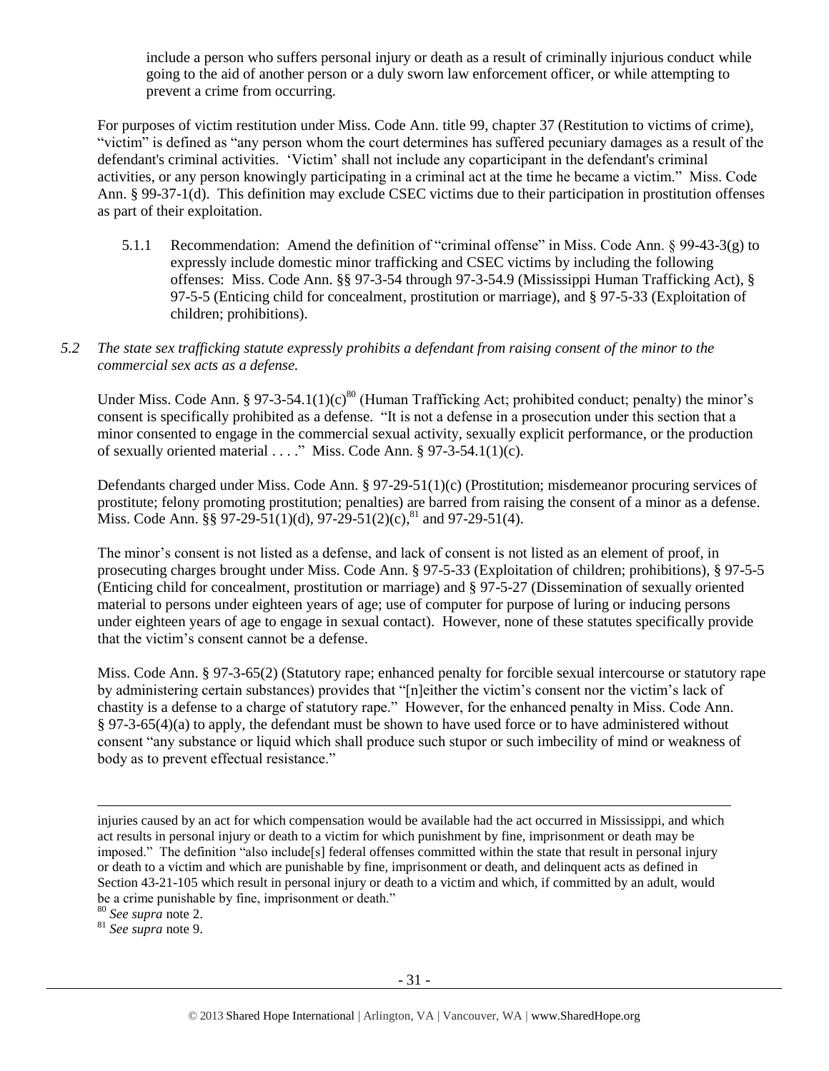include a person who suffers personal injury or death as a result of criminally injurious conduct while going to the aid of another person or a duly sworn law enforcement officer, or while attempting to prevent a crime from occurring.

For purposes of victim restitution under Miss. Code Ann. title 99, chapter 37 (Restitution to victims of crime), "victim" is defined as "any person whom the court determines has suffered pecuniary damages as a result of the defendant's criminal activities. 'Victim' shall not include any coparticipant in the defendant's criminal activities, or any person knowingly participating in a criminal act at the time he became a victim." Miss. Code Ann. § 99-37-1(d). This definition may exclude CSEC victims due to their participation in prostitution offenses as part of their exploitation.

5.1.1 Recommendation: Amend the definition of "criminal offense" in Miss. Code Ann. § 99-43-3(g) to expressly include domestic minor trafficking and CSEC victims by including the following offenses: Miss. Code Ann. §§ 97-3-54 through 97-3-54.9 (Mississippi Human Trafficking Act), § 97-5-5 (Enticing child for concealment, prostitution or marriage), and § 97-5-33 (Exploitation of children; prohibitions).

*5.2 The state sex trafficking statute expressly prohibits a defendant from raising consent of the minor to the commercial sex acts as a defense.*

Under Miss. Code Ann. § 97-3-54.1(1)(c)[80] (Human Trafficking Act; prohibited conduct; penalty) the minor's consent is specifically prohibited as a defense. "It is not a defense in a prosecution under this section that a minor consented to engage in the commercial sexual activity, sexually explicit performance, or the production of sexually oriented material . . . ." Miss. Code Ann. § 97-3-54.1(1)(c).

Defendants charged under Miss. Code Ann. § 97-29-51(1)(c) (Prostitution; misdemeanor procuring services of prostitute; felony promoting prostitution; penalties) are barred from raising the consent of a minor as a defense. Miss. Code Ann. §§ 97-29-51(1)(d), 97-29-51(2)(c),[81] and 97-29-51(4).

The minor's consent is not listed as a defense, and lack of consent is not listed as an element of proof, in prosecuting charges brought under Miss. Code Ann. § 97-5-33 (Exploitation of children; prohibitions), § 97-5-5 (Enticing child for concealment, prostitution or marriage) and § 97-5-27 (Dissemination of sexually oriented material to persons under eighteen years of age; use of computer for purpose of luring or inducing persons under eighteen years of age to engage in sexual contact). However, none of these statutes specifically provide that the victim's consent cannot be a defense.

Miss. Code Ann. § 97-3-65(2) (Statutory rape; enhanced penalty for forcible sexual intercourse or statutory rape by administering certain substances) provides that "[n]either the victim's consent nor the victim's lack of chastity is a defense to a charge of statutory rape." However, for the enhanced penalty in Miss. Code Ann. § 97-3-65(4)(a) to apply, the defendant must be shown to have used force or to have administered without consent "any substance or liquid which shall produce such stupor or such imbecility of mind or weakness of body as to prevent effectual resistance."

---

injuries caused by an act for which compensation would be available had the act occurred in Mississippi, and which act results in personal injury or death to a victim for which punishment by fine, imprisonment or death may be imposed." The definition "also include[s] federal offenses committed within the state that result in personal injury or death to a victim and which are punishable by fine, imprisonment or death, and delinquent acts as defined in Section 43-21-105 which result in personal injury or death to a victim and which, if committed by an adult, would be a crime punishable by fine, imprisonment or death."

[80] *See supra* note 2.

[81] *See supra* note 9.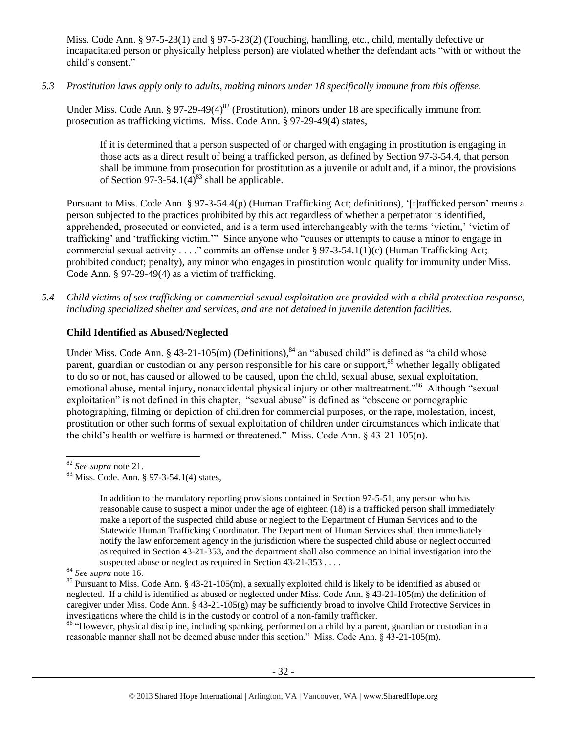Miss. Code Ann. § 97-5-23(1) and § 97-5-23(2) (Touching, handling, etc., child, mentally defective or incapacitated person or physically helpless person) are violated whether the defendant acts "with or without the child's consent."

*5.3 Prostitution laws apply only to adults, making minors under 18 specifically immune from this offense.*

Under Miss. Code Ann. § 97-29-49(4)[82] (Prostitution), minors under 18 are specifically immune from prosecution as trafficking victims. Miss. Code Ann. § 97-29-49(4) states,

> If it is determined that a person suspected of or charged with engaging in prostitution is engaging in those acts as a direct result of being a trafficked person, as defined by Section 97-3-54.4, that person shall be immune from prosecution for prostitution as a juvenile or adult and, if a minor, the provisions of Section 97-3-54.1(4)[83] shall be applicable.

Pursuant to Miss. Code Ann. § 97-3-54.4(p) (Human Trafficking Act; definitions), '[t]rafficked person' means a person subjected to the practices prohibited by this act regardless of whether a perpetrator is identified, apprehended, prosecuted or convicted, and is a term used interchangeably with the terms 'victim,' 'victim of trafficking' and 'trafficking victim.'" Since anyone who "causes or attempts to cause a minor to engage in commercial sexual activity . . . ." commits an offense under § 97-3-54.1(1)(c) (Human Trafficking Act; prohibited conduct; penalty), any minor who engages in prostitution would qualify for immunity under Miss. Code Ann. § 97-29-49(4) as a victim of trafficking.

*5.4 Child victims of sex trafficking or commercial sexual exploitation are provided with a child protection response, including specialized shelter and services, and are not detained in juvenile detention facilities.*

**Child Identified as Abused/Neglected**

Under Miss. Code Ann. § 43-21-105(m) (Definitions),[84] an "abused child" is defined as "a child whose parent, guardian or custodian or any person responsible for his care or support,[85] whether legally obligated to do so or not, has caused or allowed to be caused, upon the child, sexual abuse, sexual exploitation, emotional abuse, mental injury, nonaccidental physical injury or other maltreatment."[86] Although "sexual exploitation" is not defined in this chapter, "sexual abuse" is defined as "obscene or pornographic photographing, filming or depiction of children for commercial purposes, or the rape, molestation, incest, prostitution or other such forms of sexual exploitation of children under circumstances which indicate that the child's health or welfare is harmed or threatened." Miss. Code Ann. § 43-21-105(n).

---

[82] *See supra* note 21.

[83] Miss. Code. Ann. § 97-3-54.1(4) states,

> In addition to the mandatory reporting provisions contained in Section 97-5-51, any person who has reasonable cause to suspect a minor under the age of eighteen (18) is a trafficked person shall immediately make a report of the suspected child abuse or neglect to the Department of Human Services and to the Statewide Human Trafficking Coordinator. The Department of Human Services shall then immediately notify the law enforcement agency in the jurisdiction where the suspected child abuse or neglect occurred as required in Section 43-21-353, and the department shall also commence an initial investigation into the suspected abuse or neglect as required in Section 43-21-353 . . . .

[84] *See supra* note 16.

[85] Pursuant to Miss. Code Ann. § 43-21-105(m), a sexually exploited child is likely to be identified as abused or neglected. If a child is identified as abused or neglected under Miss. Code Ann. § 43-21-105(m) the definition of caregiver under Miss. Code Ann. § 43-21-105(g) may be sufficiently broad to involve Child Protective Services in investigations where the child is in the custody or control of a non-family trafficker.

[86] "However, physical discipline, including spanking, performed on a child by a parent, guardian or custodian in a reasonable manner shall not be deemed abuse under this section." Miss. Code Ann. § 43-21-105(m).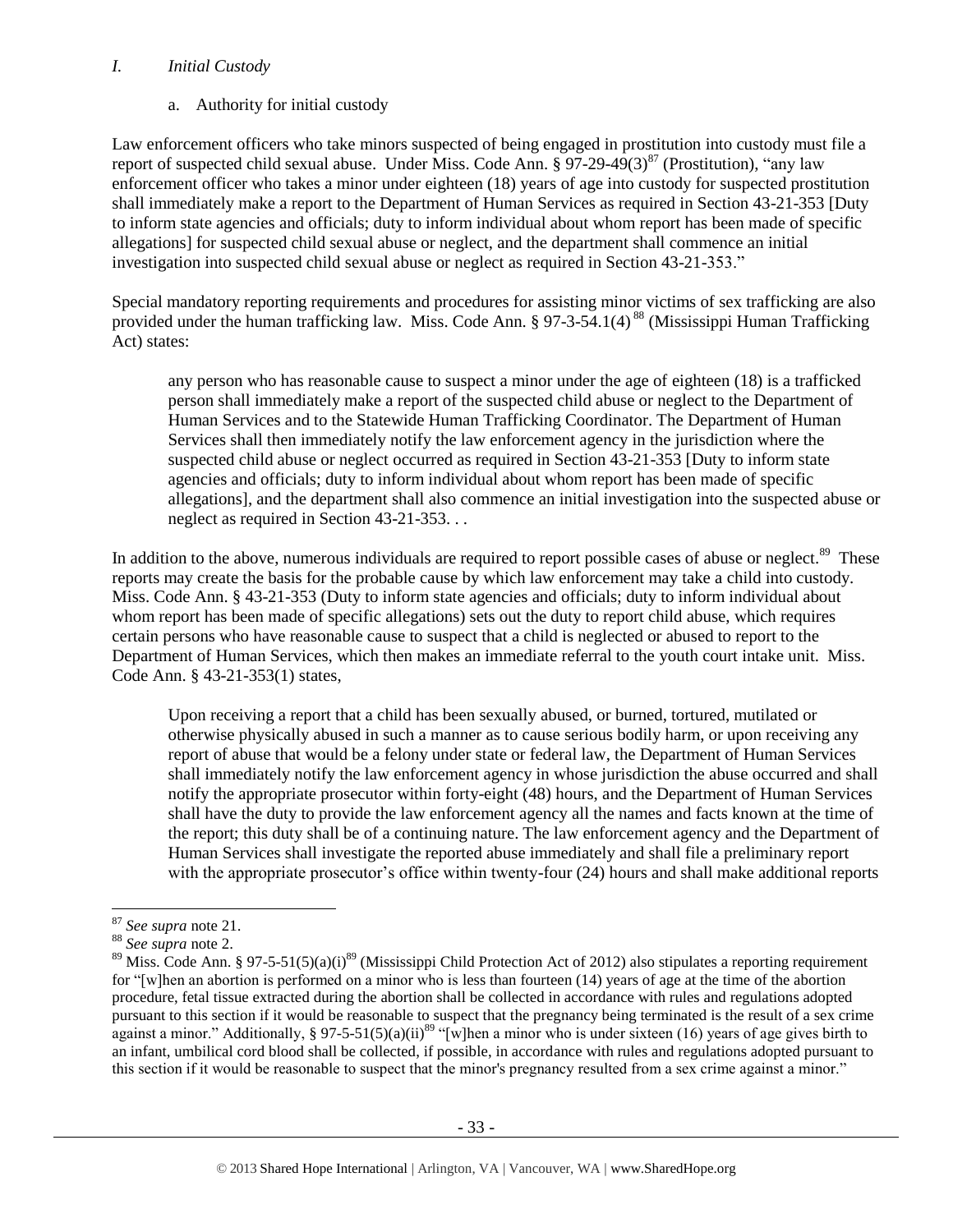## I. *Initial Custody*

a. Authority for initial custody

Law enforcement officers who take minors suspected of being engaged in prostitution into custody must file a report of suspected child sexual abuse. Under Miss. Code Ann. § 97-29-49(3)[87] (Prostitution), "any law enforcement officer who takes a minor under eighteen (18) years of age into custody for suspected prostitution shall immediately make a report to the Department of Human Services as required in Section 43-21-353 [Duty to inform state agencies and officials; duty to inform individual about whom report has been made of specific allegations] for suspected child sexual abuse or neglect, and the department shall commence an initial investigation into suspected child sexual abuse or neglect as required in Section 43-21-353."

Special mandatory reporting requirements and procedures for assisting minor victims of sex trafficking are also provided under the human trafficking law. Miss. Code Ann. § 97-3-54.1(4)[88] (Mississippi Human Trafficking Act) states:

> any person who has reasonable cause to suspect a minor under the age of eighteen (18) is a trafficked person shall immediately make a report of the suspected child abuse or neglect to the Department of Human Services and to the Statewide Human Trafficking Coordinator. The Department of Human Services shall then immediately notify the law enforcement agency in the jurisdiction where the suspected child abuse or neglect occurred as required in Section 43-21-353 [Duty to inform state agencies and officials; duty to inform individual about whom report has been made of specific allegations], and the department shall also commence an initial investigation into the suspected abuse or neglect as required in Section 43-21-353. . .

In addition to the above, numerous individuals are required to report possible cases of abuse or neglect.[89] These reports may create the basis for the probable cause by which law enforcement may take a child into custody. Miss. Code Ann. § 43-21-353 (Duty to inform state agencies and officials; duty to inform individual about whom report has been made of specific allegations) sets out the duty to report child abuse, which requires certain persons who have reasonable cause to suspect that a child is neglected or abused to report to the Department of Human Services, which then makes an immediate referral to the youth court intake unit. Miss. Code Ann. § 43-21-353(1) states,

> Upon receiving a report that a child has been sexually abused, or burned, tortured, mutilated or otherwise physically abused in such a manner as to cause serious bodily harm, or upon receiving any report of abuse that would be a felony under state or federal law, the Department of Human Services shall immediately notify the law enforcement agency in whose jurisdiction the abuse occurred and shall notify the appropriate prosecutor within forty-eight (48) hours, and the Department of Human Services shall have the duty to provide the law enforcement agency all the names and facts known at the time of the report; this duty shall be of a continuing nature. The law enforcement agency and the Department of Human Services shall investigate the reported abuse immediately and shall file a preliminary report with the appropriate prosecutor's office within twenty-four (24) hours and shall make additional reports

---

[87] *See supra* note 21.

[88] *See supra* note 2.

[89] Miss. Code Ann. § 97-5-51(5)(a)(i)[89] (Mississippi Child Protection Act of 2012) also stipulates a reporting requirement for "[w]hen an abortion is performed on a minor who is less than fourteen (14) years of age at the time of the abortion procedure, fetal tissue extracted during the abortion shall be collected in accordance with rules and regulations adopted pursuant to this section if it would be reasonable to suspect that the pregnancy being terminated is the result of a sex crime against a minor." Additionally, § 97-5-51(5)(a)(ii)[89] "[w]hen a minor who is under sixteen (16) years of age gives birth to an infant, umbilical cord blood shall be collected, if possible, in accordance with rules and regulations adopted pursuant to this section if it would be reasonable to suspect that the minor's pregnancy resulted from a sex crime against a minor."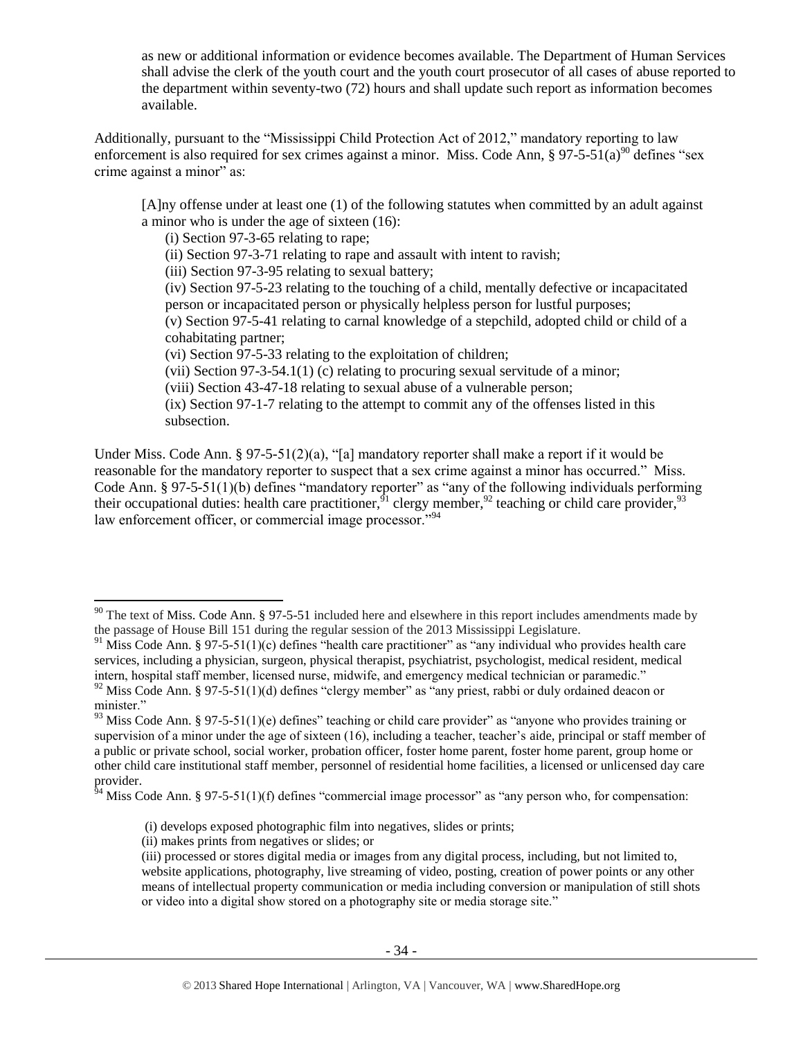> as new or additional information or evidence becomes available. The Department of Human Services shall advise the clerk of the youth court and the youth court prosecutor of all cases of abuse reported to the department within seventy-two (72) hours and shall update such report as information becomes available.

Additionally, pursuant to the "Mississippi Child Protection Act of 2012," mandatory reporting to law enforcement is also required for sex crimes against a minor. Miss. Code Ann, § 97-5-51(a)[90] defines "sex crime against a minor" as:

> [A]ny offense under at least one (1) of the following statutes when committed by an adult against a minor who is under the age of sixteen (16):
>
> (i) Section 97-3-65 relating to rape;
> (ii) Section 97-3-71 relating to rape and assault with intent to ravish;
> (iii) Section 97-3-95 relating to sexual battery;
> (iv) Section 97-5-23 relating to the touching of a child, mentally defective or incapacitated person or incapacitated person or physically helpless person for lustful purposes;
> (v) Section 97-5-41 relating to carnal knowledge of a stepchild, adopted child or child of a cohabitating partner;
> (vi) Section 97-5-33 relating to the exploitation of children;
> (vii) Section 97-3-54.1(1) (c) relating to procuring sexual servitude of a minor;
> (viii) Section 43-47-18 relating to sexual abuse of a vulnerable person;
> (ix) Section 97-1-7 relating to the attempt to commit any of the offenses listed in this subsection.

Under Miss. Code Ann. § 97-5-51(2)(a), "[a] mandatory reporter shall make a report if it would be reasonable for the mandatory reporter to suspect that a sex crime against a minor has occurred." Miss. Code Ann. § 97-5-51(1)(b) defines "mandatory reporter" as "any of the following individuals performing their occupational duties: health care practitioner,[91] clergy member,[92] teaching or child care provider,[93] law enforcement officer, or commercial image processor."[94]

---

[90] The text of Miss. Code Ann. § 97-5-51 included here and elsewhere in this report includes amendments made by the passage of House Bill 151 during the regular session of the 2013 Mississippi Legislature.

[91] Miss Code Ann. § 97-5-51(1)(c) defines "health care practitioner" as "any individual who provides health care services, including a physician, surgeon, physical therapist, psychiatrist, psychologist, medical resident, medical intern, hospital staff member, licensed nurse, midwife, and emergency medical technician or paramedic."

[92] Miss Code Ann. § 97-5-51(1)(d) defines "clergy member" as "any priest, rabbi or duly ordained deacon or minister."

[93] Miss Code Ann. § 97-5-51(1)(e) defines" teaching or child care provider" as "anyone who provides training or supervision of a minor under the age of sixteen (16), including a teacher, teacher's aide, principal or staff member of a public or private school, social worker, probation officer, foster home parent, foster home parent, group home or other child care institutional staff member, personnel of residential home facilities, a licensed or unlicensed day care provider.

[94] Miss Code Ann. § 97-5-51(1)(f) defines "commercial image processor" as "any person who, for compensation:

> (i) develops exposed photographic film into negatives, slides or prints;
> (ii) makes prints from negatives or slides; or
> (iii) processed or stores digital media or images from any digital process, including, but not limited to, website applications, photography, live streaming of video, posting, creation of power points or any other means of intellectual property communication or media including conversion or manipulation of still shots or video into a digital show stored on a photography site or media storage site."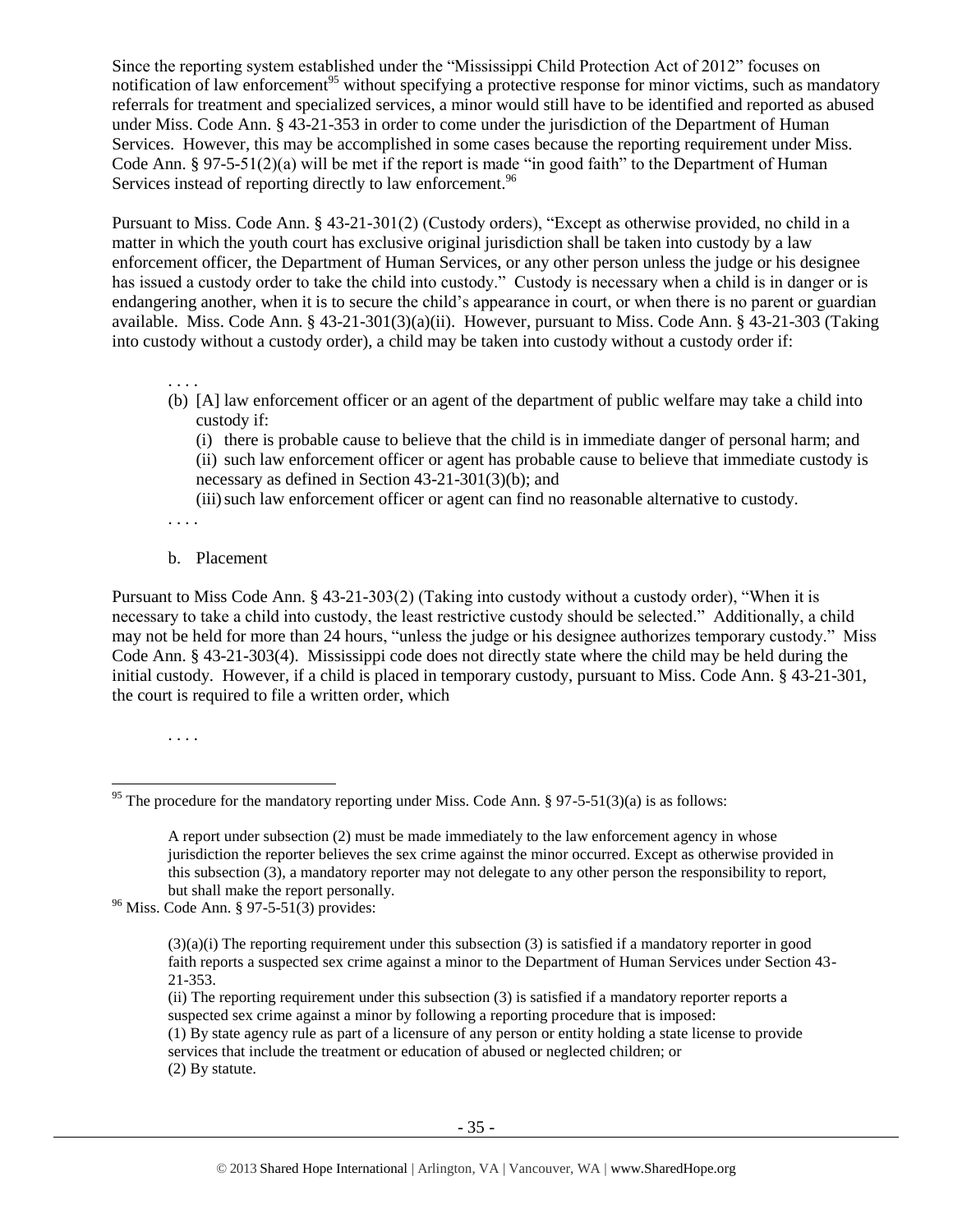Since the reporting system established under the "Mississippi Child Protection Act of 2012" focuses on notification of law enforcement[95] without specifying a protective response for minor victims, such as mandatory referrals for treatment and specialized services, a minor would still have to be identified and reported as abused under Miss. Code Ann. § 43-21-353 in order to come under the jurisdiction of the Department of Human Services. However, this may be accomplished in some cases because the reporting requirement under Miss. Code Ann. § 97-5-51(2)(a) will be met if the report is made "in good faith" to the Department of Human Services instead of reporting directly to law enforcement.[96]

Pursuant to Miss. Code Ann. § 43-21-301(2) (Custody orders), "Except as otherwise provided, no child in a matter in which the youth court has exclusive original jurisdiction shall be taken into custody by a law enforcement officer, the Department of Human Services, or any other person unless the judge or his designee has issued a custody order to take the child into custody." Custody is necessary when a child is in danger or is endangering another, when it is to secure the child's appearance in court, or when there is no parent or guardian available. Miss. Code Ann. § 43-21-301(3)(a)(ii). However, pursuant to Miss. Code Ann. § 43-21-303 (Taking into custody without a custody order), a child may be taken into custody without a custody order if:

> . . . .
>
> (b) [A] law enforcement officer or an agent of the department of public welfare may take a child into custody if:
>
> (i) there is probable cause to believe that the child is in immediate danger of personal harm; and
>
> (ii) such law enforcement officer or agent has probable cause to believe that immediate custody is necessary as defined in Section 43-21-301(3)(b); and
>
> (iii) such law enforcement officer or agent can find no reasonable alternative to custody.
>
> . . . .

b. Placement

Pursuant to Miss Code Ann. § 43-21-303(2) (Taking into custody without a custody order), "When it is necessary to take a child into custody, the least restrictive custody should be selected." Additionally, a child may not be held for more than 24 hours, "unless the judge or his designee authorizes temporary custody." Miss Code Ann. § 43-21-303(4). Mississippi code does not directly state where the child may be held during the initial custody. However, if a child is placed in temporary custody, pursuant to Miss. Code Ann. § 43-21-301, the court is required to file a written order, which

> . . . .

---

[95] The procedure for the mandatory reporting under Miss. Code Ann. § 97-5-51(3)(a) is as follows:

> A report under subsection (2) must be made immediately to the law enforcement agency in whose jurisdiction the reporter believes the sex crime against the minor occurred. Except as otherwise provided in this subsection (3), a mandatory reporter may not delegate to any other person the responsibility to report, but shall make the report personally.

[96] Miss. Code Ann. § 97-5-51(3) provides:

> (3)(a)(i) The reporting requirement under this subsection (3) is satisfied if a mandatory reporter in good faith reports a suspected sex crime against a minor to the Department of Human Services under Section 43-21-353.
>
> (ii) The reporting requirement under this subsection (3) is satisfied if a mandatory reporter reports a suspected sex crime against a minor by following a reporting procedure that is imposed:
>
> (1) By state agency rule as part of a licensure of any person or entity holding a state license to provide services that include the treatment or education of abused or neglected children; or
>
> (2) By statute.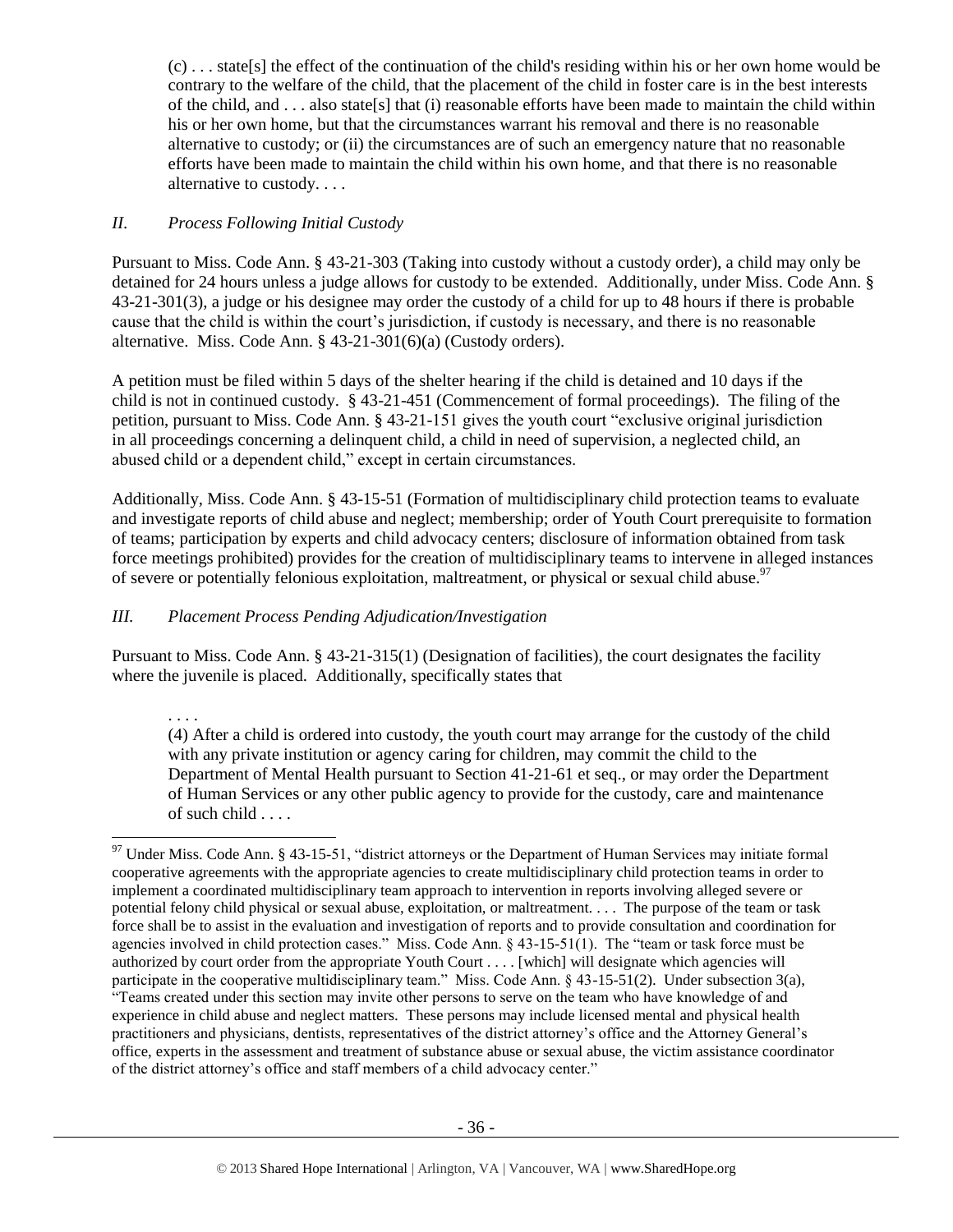> (c) . . . state[s] the effect of the continuation of the child's residing within his or her own home would be contrary to the welfare of the child, that the placement of the child in foster care is in the best interests of the child, and . . . also state[s] that (i) reasonable efforts have been made to maintain the child within his or her own home, but that the circumstances warrant his removal and there is no reasonable alternative to custody; or (ii) the circumstances are of such an emergency nature that no reasonable efforts have been made to maintain the child within his own home, and that there is no reasonable alternative to custody. . . .

### *II. Process Following Initial Custody*

Pursuant to Miss. Code Ann. § 43-21-303 (Taking into custody without a custody order), a child may only be detained for 24 hours unless a judge allows for custody to be extended. Additionally, under Miss. Code Ann. § 43-21-301(3), a judge or his designee may order the custody of a child for up to 48 hours if there is probable cause that the child is within the court's jurisdiction, if custody is necessary, and there is no reasonable alternative. Miss. Code Ann. § 43-21-301(6)(a) (Custody orders).

A petition must be filed within 5 days of the shelter hearing if the child is detained and 10 days if the child is not in continued custody. § 43-21-451 (Commencement of formal proceedings). The filing of the petition, pursuant to Miss. Code Ann. § 43-21-151 gives the youth court "exclusive original jurisdiction in all proceedings concerning a delinquent child, a child in need of supervision, a neglected child, an abused child or a dependent child," except in certain circumstances.

Additionally, Miss. Code Ann. § 43-15-51 (Formation of multidisciplinary child protection teams to evaluate and investigate reports of child abuse and neglect; membership; order of Youth Court prerequisite to formation of teams; participation by experts and child advocacy centers; disclosure of information obtained from task force meetings prohibited) provides for the creation of multidisciplinary teams to intervene in alleged instances of severe or potentially felonious exploitation, maltreatment, or physical or sexual child abuse.[97]

### *III. Placement Process Pending Adjudication/Investigation*

Pursuant to Miss. Code Ann. § 43-21-315(1) (Designation of facilities), the court designates the facility where the juvenile is placed. Additionally, specifically states that

> . . . .
> (4) After a child is ordered into custody, the youth court may arrange for the custody of the child with any private institution or agency caring for children, may commit the child to the Department of Mental Health pursuant to Section 41-21-61 et seq., or may order the Department of Human Services or any other public agency to provide for the custody, care and maintenance of such child . . . .

---

[97] Under Miss. Code Ann. § 43-15-51, "district attorneys or the Department of Human Services may initiate formal cooperative agreements with the appropriate agencies to create multidisciplinary child protection teams in order to implement a coordinated multidisciplinary team approach to intervention in reports involving alleged severe or potential felony child physical or sexual abuse, exploitation, or maltreatment. . . . The purpose of the team or task force shall be to assist in the evaluation and investigation of reports and to provide consultation and coordination for agencies involved in child protection cases." Miss. Code Ann. § 43-15-51(1). The "team or task force must be authorized by court order from the appropriate Youth Court . . . . [which] will designate which agencies will participate in the cooperative multidisciplinary team." Miss. Code Ann. § 43-15-51(2). Under subsection 3(a), "Teams created under this section may invite other persons to serve on the team who have knowledge of and experience in child abuse and neglect matters. These persons may include licensed mental and physical health practitioners and physicians, dentists, representatives of the district attorney's office and the Attorney General's office, experts in the assessment and treatment of substance abuse or sexual abuse, the victim assistance coordinator of the district attorney's office and staff members of a child advocacy center."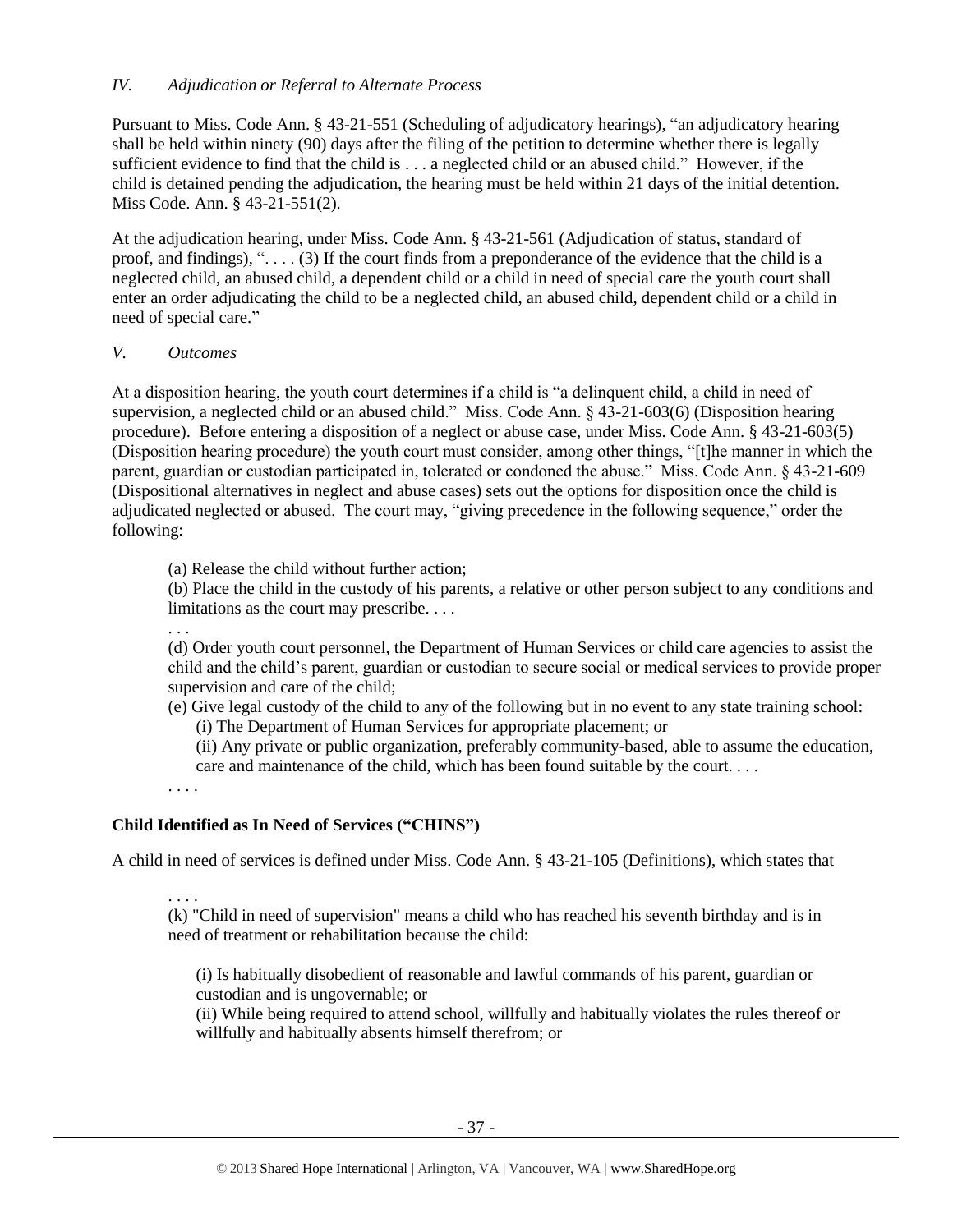*IV. Adjudication or Referral to Alternate Process*

Pursuant to Miss. Code Ann. § 43-21-551 (Scheduling of adjudicatory hearings), "an adjudicatory hearing shall be held within ninety (90) days after the filing of the petition to determine whether there is legally sufficient evidence to find that the child is . . . a neglected child or an abused child." However, if the child is detained pending the adjudication, the hearing must be held within 21 days of the initial detention. Miss Code. Ann. § 43-21-551(2).

At the adjudication hearing, under Miss. Code Ann. § 43-21-561 (Adjudication of status, standard of proof, and findings), ". . . . (3) If the court finds from a preponderance of the evidence that the child is a neglected child, an abused child, a dependent child or a child in need of special care the youth court shall enter an order adjudicating the child to be a neglected child, an abused child, dependent child or a child in need of special care."

*V. Outcomes*

At a disposition hearing, the youth court determines if a child is "a delinquent child, a child in need of supervision, a neglected child or an abused child." Miss. Code Ann. § 43-21-603(6) (Disposition hearing procedure). Before entering a disposition of a neglect or abuse case, under Miss. Code Ann. § 43-21-603(5) (Disposition hearing procedure) the youth court must consider, among other things, "[t]he manner in which the parent, guardian or custodian participated in, tolerated or condoned the abuse." Miss. Code Ann. § 43-21-609 (Dispositional alternatives in neglect and abuse cases) sets out the options for disposition once the child is adjudicated neglected or abused. The court may, "giving precedence in the following sequence," order the following:

> (a) Release the child without further action;
> (b) Place the child in the custody of his parents, a relative or other person subject to any conditions and limitations as the court may prescribe. . . .
> . . .
> (d) Order youth court personnel, the Department of Human Services or child care agencies to assist the child and the child's parent, guardian or custodian to secure social or medical services to provide proper supervision and care of the child;
> (e) Give legal custody of the child to any of the following but in no event to any state training school:
> (i) The Department of Human Services for appropriate placement; or
> (ii) Any private or public organization, preferably community-based, able to assume the education, care and maintenance of the child, which has been found suitable by the court. . . .
> . . . .

**Child Identified as In Need of Services ("CHINS")**

A child in need of services is defined under Miss. Code Ann. § 43-21-105 (Definitions), which states that

> . . . .
> (k) "Child in need of supervision" means a child who has reached his seventh birthday and is in need of treatment or rehabilitation because the child:
>
> (i) Is habitually disobedient of reasonable and lawful commands of his parent, guardian or custodian and is ungovernable; or
> (ii) While being required to attend school, willfully and habitually violates the rules thereof or willfully and habitually absents himself therefrom; or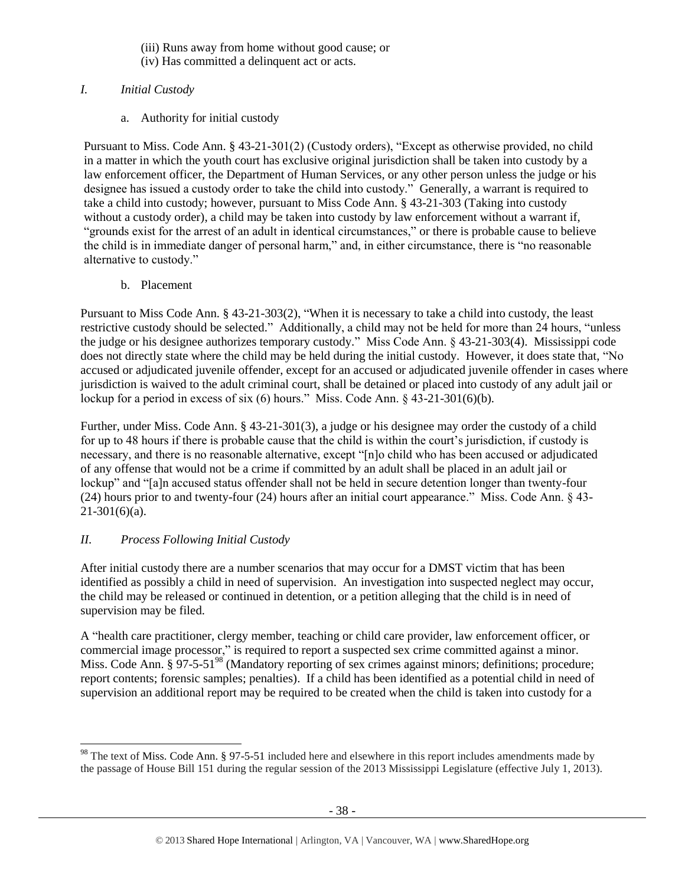(iii) Runs away from home without good cause; or
(iv) Has committed a delinquent act or acts.

## *I. Initial Custody*

a. Authority for initial custody

Pursuant to Miss. Code Ann. § 43-21-301(2) (Custody orders), "Except as otherwise provided, no child in a matter in which the youth court has exclusive original jurisdiction shall be taken into custody by a law enforcement officer, the Department of Human Services, or any other person unless the judge or his designee has issued a custody order to take the child into custody." Generally, a warrant is required to take a child into custody; however, pursuant to Miss Code Ann. § 43-21-303 (Taking into custody without a custody order), a child may be taken into custody by law enforcement without a warrant if, "grounds exist for the arrest of an adult in identical circumstances," or there is probable cause to believe the child is in immediate danger of personal harm," and, in either circumstance, there is "no reasonable alternative to custody."

b. Placement

Pursuant to Miss Code Ann. § 43-21-303(2), "When it is necessary to take a child into custody, the least restrictive custody should be selected." Additionally, a child may not be held for more than 24 hours, "unless the judge or his designee authorizes temporary custody." Miss Code Ann. § 43-21-303(4). Mississippi code does not directly state where the child may be held during the initial custody. However, it does state that, "No accused or adjudicated juvenile offender, except for an accused or adjudicated juvenile offender in cases where jurisdiction is waived to the adult criminal court, shall be detained or placed into custody of any adult jail or lockup for a period in excess of six (6) hours." Miss. Code Ann. § 43-21-301(6)(b).

Further, under Miss. Code Ann. § 43-21-301(3), a judge or his designee may order the custody of a child for up to 48 hours if there is probable cause that the child is within the court's jurisdiction, if custody is necessary, and there is no reasonable alternative, except "[n]o child who has been accused or adjudicated of any offense that would not be a crime if committed by an adult shall be placed in an adult jail or lockup" and "[a]n accused status offender shall not be held in secure detention longer than twenty-four (24) hours prior to and twenty-four (24) hours after an initial court appearance." Miss. Code Ann. § 43-21-301(6)(a).

## *II. Process Following Initial Custody*

After initial custody there are a number scenarios that may occur for a DMST victim that has been identified as possibly a child in need of supervision. An investigation into suspected neglect may occur, the child may be released or continued in detention, or a petition alleging that the child is in need of supervision may be filed.

A "health care practitioner, clergy member, teaching or child care provider, law enforcement officer, or commercial image processor," is required to report a suspected sex crime committed against a minor. Miss. Code Ann. § 97-5-51[98] (Mandatory reporting of sex crimes against minors; definitions; procedure; report contents; forensic samples; penalties). If a child has been identified as a potential child in need of supervision an additional report may be required to be created when the child is taken into custody for a

---

[98] The text of Miss. Code Ann. § 97-5-51 included here and elsewhere in this report includes amendments made by the passage of House Bill 151 during the regular session of the 2013 Mississippi Legislature (effective July 1, 2013).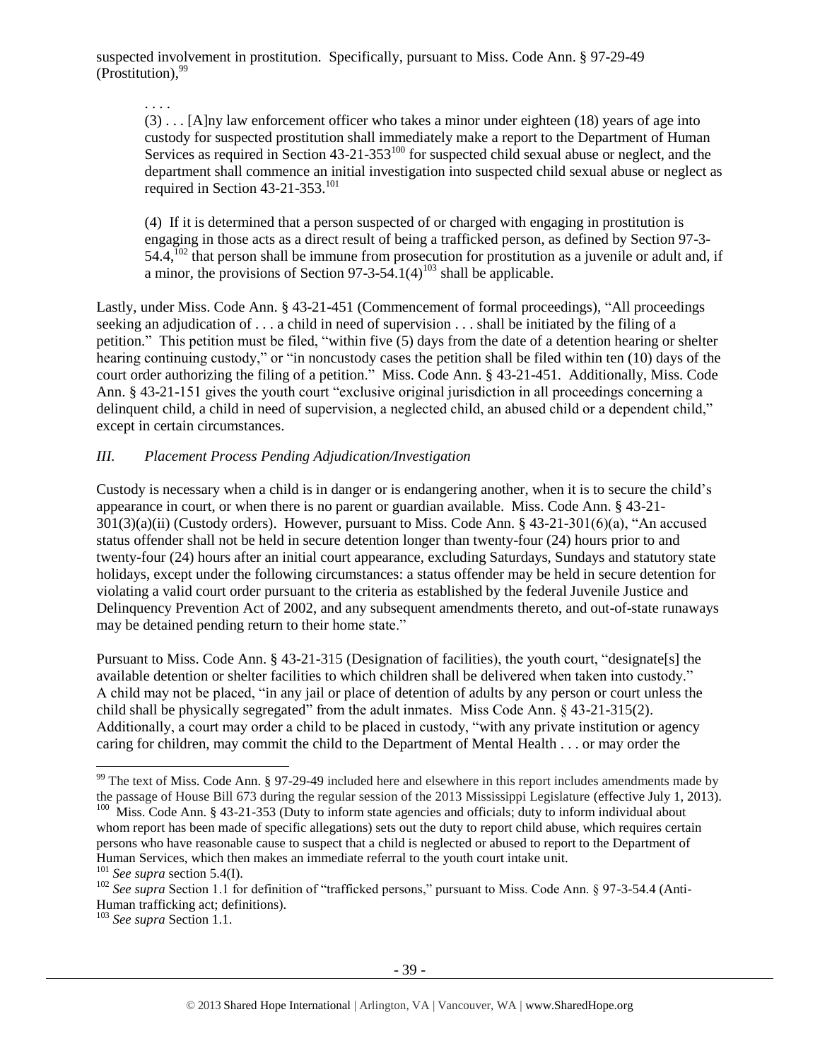suspected involvement in prostitution. Specifically, pursuant to Miss. Code Ann. § 97-29-49 (Prostitution),[99]

> . . . .
>
> (3) . . . [A]ny law enforcement officer who takes a minor under eighteen (18) years of age into custody for suspected prostitution shall immediately make a report to the Department of Human Services as required in Section 43-21-353[100] for suspected child sexual abuse or neglect, and the department shall commence an initial investigation into suspected child sexual abuse or neglect as required in Section 43-21-353.[101]
>
> (4) If it is determined that a person suspected of or charged with engaging in prostitution is engaging in those acts as a direct result of being a trafficked person, as defined by Section 97-3-54.4,[102] that person shall be immune from prosecution for prostitution as a juvenile or adult and, if a minor, the provisions of Section 97-3-54.1(4)[103] shall be applicable.

Lastly, under Miss. Code Ann. § 43-21-451 (Commencement of formal proceedings), "All proceedings seeking an adjudication of . . . a child in need of supervision . . . shall be initiated by the filing of a petition." This petition must be filed, "within five (5) days from the date of a detention hearing or shelter hearing continuing custody," or "in noncustody cases the petition shall be filed within ten (10) days of the court order authorizing the filing of a petition." Miss. Code Ann. § 43-21-451. Additionally, Miss. Code Ann. § 43-21-151 gives the youth court "exclusive original jurisdiction in all proceedings concerning a delinquent child, a child in need of supervision, a neglected child, an abused child or a dependent child," except in certain circumstances.

### *III. Placement Process Pending Adjudication/Investigation*

Custody is necessary when a child is in danger or is endangering another, when it is to secure the child's appearance in court, or when there is no parent or guardian available. Miss. Code Ann. § 43-21-301(3)(a)(ii) (Custody orders). However, pursuant to Miss. Code Ann. § 43-21-301(6)(a), "An accused status offender shall not be held in secure detention longer than twenty-four (24) hours prior to and twenty-four (24) hours after an initial court appearance, excluding Saturdays, Sundays and statutory state holidays, except under the following circumstances: a status offender may be held in secure detention for violating a valid court order pursuant to the criteria as established by the federal Juvenile Justice and Delinquency Prevention Act of 2002, and any subsequent amendments thereto, and out-of-state runaways may be detained pending return to their home state."

Pursuant to Miss. Code Ann. § 43-21-315 (Designation of facilities), the youth court, "designate[s] the available detention or shelter facilities to which children shall be delivered when taken into custody." A child may not be placed, "in any jail or place of detention of adults by any person or court unless the child shall be physically segregated" from the adult inmates. Miss Code Ann. § 43-21-315(2). Additionally, a court may order a child to be placed in custody, "with any private institution or agency caring for children, may commit the child to the Department of Mental Health . . . or may order the

---

[99] The text of Miss. Code Ann. § 97-29-49 included here and elsewhere in this report includes amendments made by the passage of House Bill 673 during the regular session of the 2013 Mississippi Legislature (effective July 1, 2013).

[100] Miss. Code Ann. § 43-21-353 (Duty to inform state agencies and officials; duty to inform individual about whom report has been made of specific allegations) sets out the duty to report child abuse, which requires certain persons who have reasonable cause to suspect that a child is neglected or abused to report to the Department of Human Services, which then makes an immediate referral to the youth court intake unit.

[101] *See supra* section 5.4(I).

[102] *See supra* Section 1.1 for definition of "trafficked persons," pursuant to Miss. Code Ann. § 97-3-54.4 (Anti-Human trafficking act; definitions).

[103] *See supra* Section 1.1.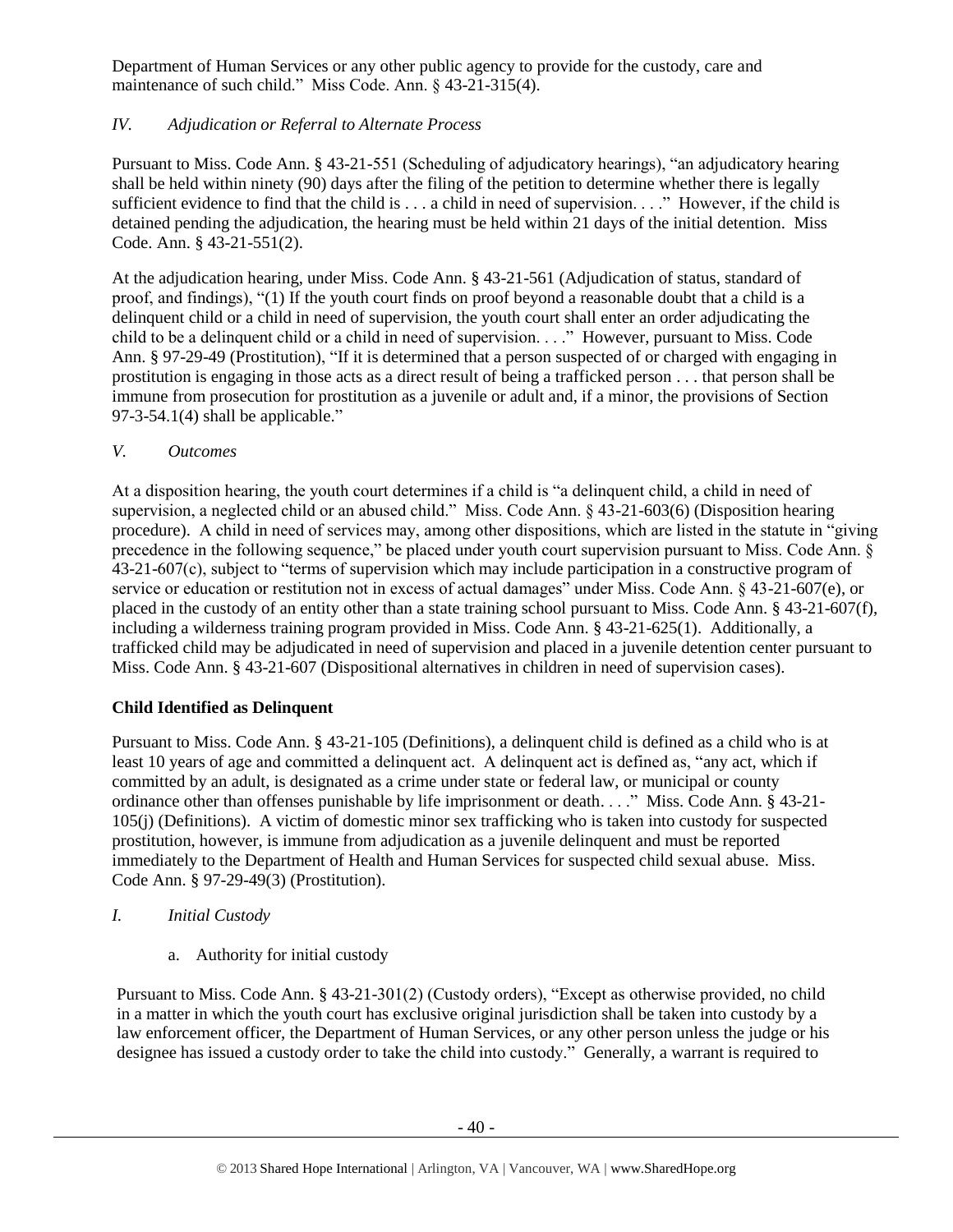Department of Human Services or any other public agency to provide for the custody, care and maintenance of such child." Miss Code. Ann. § 43-21-315(4).

### *IV. Adjudication or Referral to Alternate Process*

Pursuant to Miss. Code Ann. § 43-21-551 (Scheduling of adjudicatory hearings), "an adjudicatory hearing shall be held within ninety (90) days after the filing of the petition to determine whether there is legally sufficient evidence to find that the child is . . . a child in need of supervision. . . ." However, if the child is detained pending the adjudication, the hearing must be held within 21 days of the initial detention. Miss Code. Ann. § 43-21-551(2).

At the adjudication hearing, under Miss. Code Ann. § 43-21-561 (Adjudication of status, standard of proof, and findings), "(1) If the youth court finds on proof beyond a reasonable doubt that a child is a delinquent child or a child in need of supervision, the youth court shall enter an order adjudicating the child to be a delinquent child or a child in need of supervision. . . ." However, pursuant to Miss. Code Ann. § 97-29-49 (Prostitution), "If it is determined that a person suspected of or charged with engaging in prostitution is engaging in those acts as a direct result of being a trafficked person . . . that person shall be immune from prosecution for prostitution as a juvenile or adult and, if a minor, the provisions of Section 97-3-54.1(4) shall be applicable."

### *V. Outcomes*

At a disposition hearing, the youth court determines if a child is "a delinquent child, a child in need of supervision, a neglected child or an abused child." Miss. Code Ann. § 43-21-603(6) (Disposition hearing procedure). A child in need of services may, among other dispositions, which are listed in the statute in "giving precedence in the following sequence," be placed under youth court supervision pursuant to Miss. Code Ann. § 43-21-607(c), subject to "terms of supervision which may include participation in a constructive program of service or education or restitution not in excess of actual damages" under Miss. Code Ann. § 43-21-607(e), or placed in the custody of an entity other than a state training school pursuant to Miss. Code Ann. § 43-21-607(f), including a wilderness training program provided in Miss. Code Ann. § 43-21-625(1). Additionally, a trafficked child may be adjudicated in need of supervision and placed in a juvenile detention center pursuant to Miss. Code Ann. § 43-21-607 (Dispositional alternatives in children in need of supervision cases).

## **Child Identified as Delinquent**

Pursuant to Miss. Code Ann. § 43-21-105 (Definitions), a delinquent child is defined as a child who is at least 10 years of age and committed a delinquent act. A delinquent act is defined as, "any act, which if committed by an adult, is designated as a crime under state or federal law, or municipal or county ordinance other than offenses punishable by life imprisonment or death. . . ." Miss. Code Ann. § 43-21-105(j) (Definitions). A victim of domestic minor sex trafficking who is taken into custody for suspected prostitution, however, is immune from adjudication as a juvenile delinquent and must be reported immediately to the Department of Health and Human Services for suspected child sexual abuse. Miss. Code Ann. § 97-29-49(3) (Prostitution).

### *I. Initial Custody*

a. Authority for initial custody

Pursuant to Miss. Code Ann. § 43-21-301(2) (Custody orders), "Except as otherwise provided, no child in a matter in which the youth court has exclusive original jurisdiction shall be taken into custody by a law enforcement officer, the Department of Human Services, or any other person unless the judge or his designee has issued a custody order to take the child into custody." Generally, a warrant is required to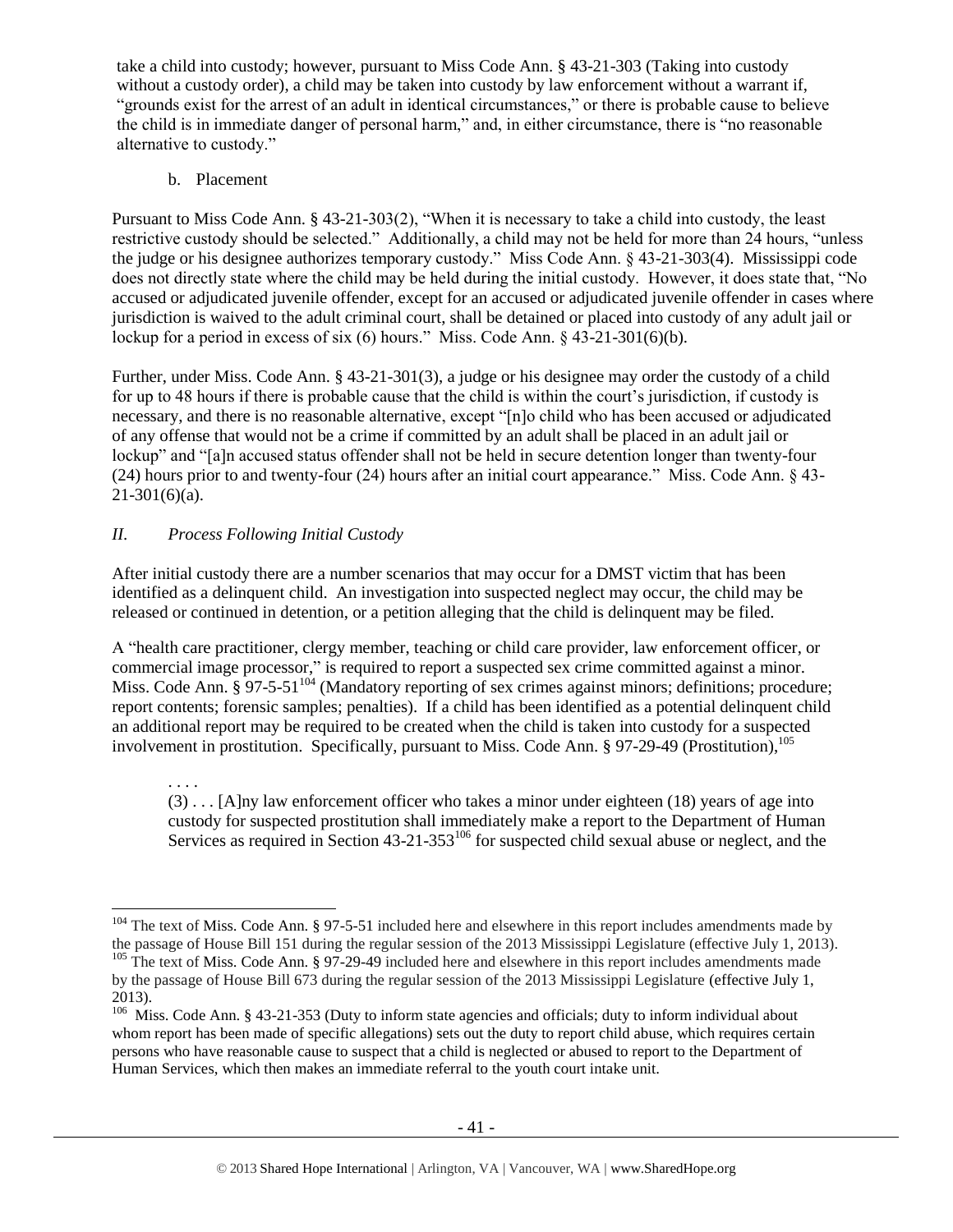take a child into custody; however, pursuant to Miss Code Ann. § 43-21-303 (Taking into custody without a custody order), a child may be taken into custody by law enforcement without a warrant if, "grounds exist for the arrest of an adult in identical circumstances," or there is probable cause to believe the child is in immediate danger of personal harm," and, in either circumstance, there is "no reasonable alternative to custody."

b. Placement

Pursuant to Miss Code Ann. § 43-21-303(2), "When it is necessary to take a child into custody, the least restrictive custody should be selected." Additionally, a child may not be held for more than 24 hours, "unless the judge or his designee authorizes temporary custody." Miss Code Ann. § 43-21-303(4). Mississippi code does not directly state where the child may be held during the initial custody. However, it does state that, "No accused or adjudicated juvenile offender, except for an accused or adjudicated juvenile offender in cases where jurisdiction is waived to the adult criminal court, shall be detained or placed into custody of any adult jail or lockup for a period in excess of six (6) hours." Miss. Code Ann. § 43-21-301(6)(b).

Further, under Miss. Code Ann. § 43-21-301(3), a judge or his designee may order the custody of a child for up to 48 hours if there is probable cause that the child is within the court's jurisdiction, if custody is necessary, and there is no reasonable alternative, except "[n]o child who has been accused or adjudicated of any offense that would not be a crime if committed by an adult shall be placed in an adult jail or lockup" and "[a]n accused status offender shall not be held in secure detention longer than twenty-four (24) hours prior to and twenty-four (24) hours after an initial court appearance." Miss. Code Ann. § 43-21-301(6)(a).

## *II. Process Following Initial Custody*

After initial custody there are a number scenarios that may occur for a DMST victim that has been identified as a delinquent child. An investigation into suspected neglect may occur, the child may be released or continued in detention, or a petition alleging that the child is delinquent may be filed.

A "health care practitioner, clergy member, teaching or child care provider, law enforcement officer, or commercial image processor," is required to report a suspected sex crime committed against a minor. Miss. Code Ann. § 97-5-51[104] (Mandatory reporting of sex crimes against minors; definitions; procedure; report contents; forensic samples; penalties). If a child has been identified as a potential delinquent child an additional report may be required to be created when the child is taken into custody for a suspected involvement in prostitution. Specifically, pursuant to Miss. Code Ann. § 97-29-49 (Prostitution),[105]

> . . . .
>
> (3) . . . [A]ny law enforcement officer who takes a minor under eighteen (18) years of age into custody for suspected prostitution shall immediately make a report to the Department of Human Services as required in Section 43-21-353[106] for suspected child sexual abuse or neglect, and the

---

[104] The text of Miss. Code Ann. § 97-5-51 included here and elsewhere in this report includes amendments made by the passage of House Bill 151 during the regular session of the 2013 Mississippi Legislature (effective July 1, 2013).

[105] The text of Miss. Code Ann. § 97-29-49 included here and elsewhere in this report includes amendments made by the passage of House Bill 673 during the regular session of the 2013 Mississippi Legislature (effective July 1, 2013).

[106] Miss. Code Ann. § 43-21-353 (Duty to inform state agencies and officials; duty to inform individual about whom report has been made of specific allegations) sets out the duty to report child abuse, which requires certain persons who have reasonable cause to suspect that a child is neglected or abused to report to the Department of Human Services, which then makes an immediate referral to the youth court intake unit.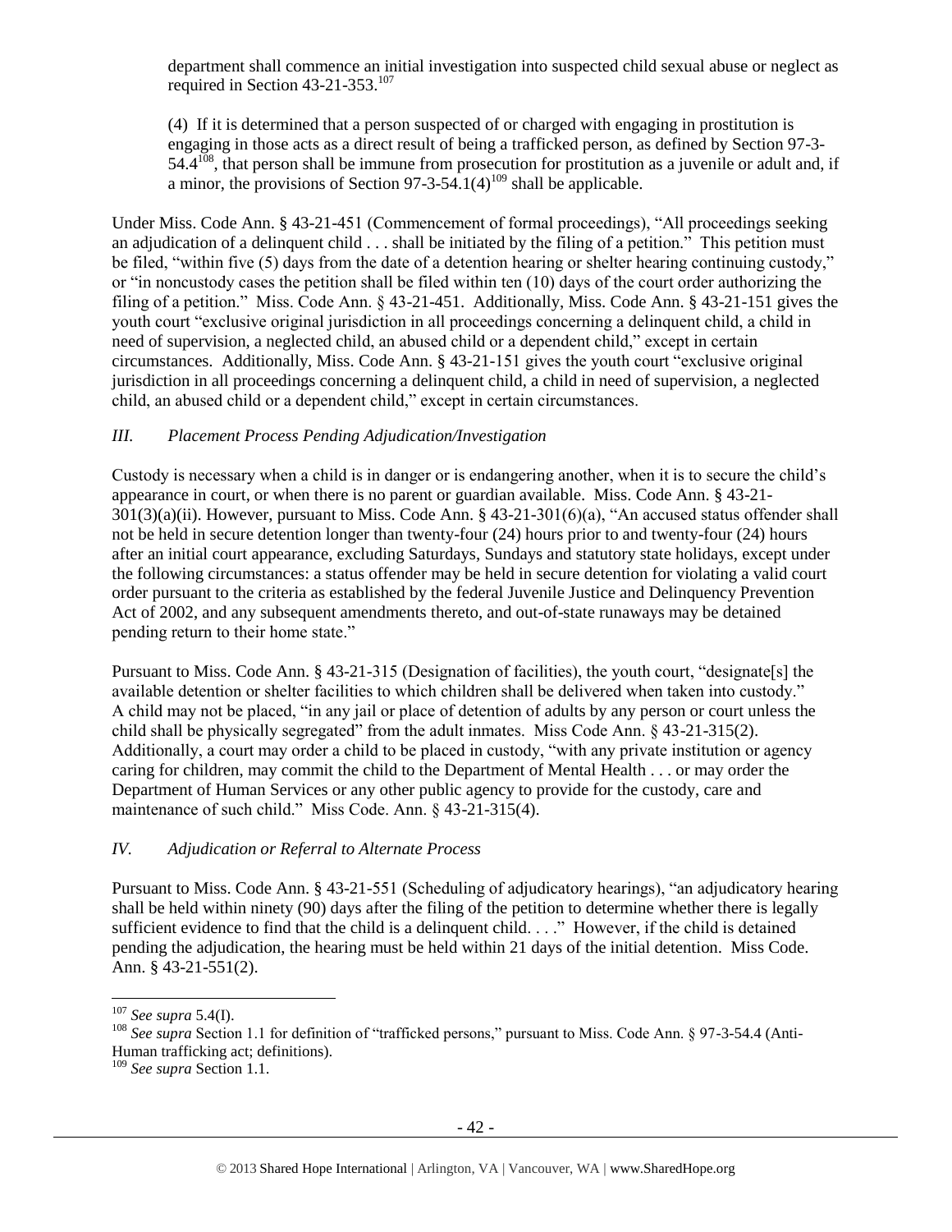department shall commence an initial investigation into suspected child sexual abuse or neglect as required in Section 43-21-353.[107]

(4) If it is determined that a person suspected of or charged with engaging in prostitution is engaging in those acts as a direct result of being a trafficked person, as defined by Section 97-3-54.4[108], that person shall be immune from prosecution for prostitution as a juvenile or adult and, if a minor, the provisions of Section 97-3-54.1(4)[109] shall be applicable.

Under Miss. Code Ann. § 43-21-451 (Commencement of formal proceedings), "All proceedings seeking an adjudication of a delinquent child . . . shall be initiated by the filing of a petition." This petition must be filed, "within five (5) days from the date of a detention hearing or shelter hearing continuing custody," or "in noncustody cases the petition shall be filed within ten (10) days of the court order authorizing the filing of a petition." Miss. Code Ann. § 43-21-451. Additionally, Miss. Code Ann. § 43-21-151 gives the youth court "exclusive original jurisdiction in all proceedings concerning a delinquent child, a child in need of supervision, a neglected child, an abused child or a dependent child," except in certain circumstances. Additionally, Miss. Code Ann. § 43-21-151 gives the youth court "exclusive original jurisdiction in all proceedings concerning a delinquent child, a child in need of supervision, a neglected child, an abused child or a dependent child," except in certain circumstances.

### *III. Placement Process Pending Adjudication/Investigation*

Custody is necessary when a child is in danger or is endangering another, when it is to secure the child's appearance in court, or when there is no parent or guardian available. Miss. Code Ann. § 43-21-301(3)(a)(ii). However, pursuant to Miss. Code Ann. § 43-21-301(6)(a), "An accused status offender shall not be held in secure detention longer than twenty-four (24) hours prior to and twenty-four (24) hours after an initial court appearance, excluding Saturdays, Sundays and statutory state holidays, except under the following circumstances: a status offender may be held in secure detention for violating a valid court order pursuant to the criteria as established by the federal Juvenile Justice and Delinquency Prevention Act of 2002, and any subsequent amendments thereto, and out-of-state runaways may be detained pending return to their home state."

Pursuant to Miss. Code Ann. § 43-21-315 (Designation of facilities), the youth court, "designate[s] the available detention or shelter facilities to which children shall be delivered when taken into custody." A child may not be placed, "in any jail or place of detention of adults by any person or court unless the child shall be physically segregated" from the adult inmates. Miss Code Ann. § 43-21-315(2). Additionally, a court may order a child to be placed in custody, "with any private institution or agency caring for children, may commit the child to the Department of Mental Health . . . or may order the Department of Human Services or any other public agency to provide for the custody, care and maintenance of such child." Miss Code. Ann. § 43-21-315(4).

### *IV. Adjudication or Referral to Alternate Process*

Pursuant to Miss. Code Ann. § 43-21-551 (Scheduling of adjudicatory hearings), "an adjudicatory hearing shall be held within ninety (90) days after the filing of the petition to determine whether there is legally sufficient evidence to find that the child is a delinquent child. . . ." However, if the child is detained pending the adjudication, the hearing must be held within 21 days of the initial detention. Miss Code. Ann. § 43-21-551(2).

---

[107] *See supra* 5.4(I).

[108] *See supra* Section 1.1 for definition of "trafficked persons," pursuant to Miss. Code Ann. § 97-3-54.4 (Anti-Human trafficking act; definitions).

[109] *See supra* Section 1.1.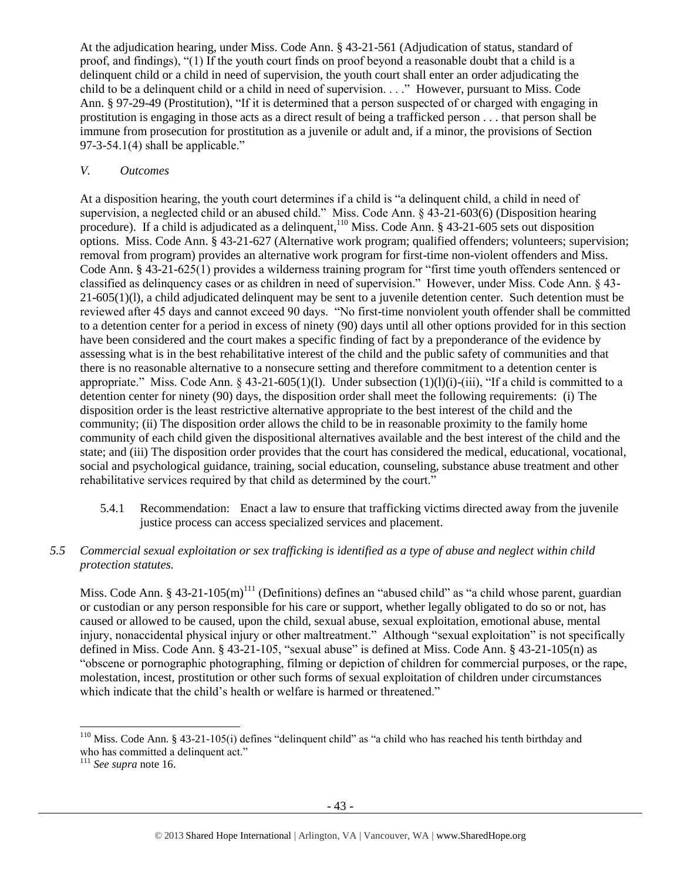At the adjudication hearing, under Miss. Code Ann. § 43-21-561 (Adjudication of status, standard of proof, and findings), "(1) If the youth court finds on proof beyond a reasonable doubt that a child is a delinquent child or a child in need of supervision, the youth court shall enter an order adjudicating the child to be a delinquent child or a child in need of supervision. . . ." However, pursuant to Miss. Code Ann. § 97-29-49 (Prostitution), "If it is determined that a person suspected of or charged with engaging in prostitution is engaging in those acts as a direct result of being a trafficked person . . . that person shall be immune from prosecution for prostitution as a juvenile or adult and, if a minor, the provisions of Section 97-3-54.1(4) shall be applicable."

*V. Outcomes*

At a disposition hearing, the youth court determines if a child is "a delinquent child, a child in need of supervision, a neglected child or an abused child." Miss. Code Ann. § 43-21-603(6) (Disposition hearing procedure). If a child is adjudicated as a delinquent,[110] Miss. Code Ann. § 43-21-605 sets out disposition options. Miss. Code Ann. § 43-21-627 (Alternative work program; qualified offenders; volunteers; supervision; removal from program) provides an alternative work program for first-time non-violent offenders and Miss. Code Ann. § 43-21-625(1) provides a wilderness training program for "first time youth offenders sentenced or classified as delinquency cases or as children in need of supervision." However, under Miss. Code Ann. § 43-21-605(1)(l), a child adjudicated delinquent may be sent to a juvenile detention center. Such detention must be reviewed after 45 days and cannot exceed 90 days. "No first-time nonviolent youth offender shall be committed to a detention center for a period in excess of ninety (90) days until all other options provided for in this section have been considered and the court makes a specific finding of fact by a preponderance of the evidence by assessing what is in the best rehabilitative interest of the child and the public safety of communities and that there is no reasonable alternative to a nonsecure setting and therefore commitment to a detention center is appropriate." Miss. Code Ann. § 43-21-605(1)(l). Under subsection (1)(l)(i)-(iii), "If a child is committed to a detention center for ninety (90) days, the disposition order shall meet the following requirements: (i) The disposition order is the least restrictive alternative appropriate to the best interest of the child and the community; (ii) The disposition order allows the child to be in reasonable proximity to the family home community of each child given the dispositional alternatives available and the best interest of the child and the state; and (iii) The disposition order provides that the court has considered the medical, educational, vocational, social and psychological guidance, training, social education, counseling, substance abuse treatment and other rehabilitative services required by that child as determined by the court."

5.4.1 Recommendation: Enact a law to ensure that trafficking victims directed away from the juvenile justice process can access specialized services and placement.

*5.5 Commercial sexual exploitation or sex trafficking is identified as a type of abuse and neglect within child protection statutes.*

Miss. Code Ann. § 43-21-105(m)[111] (Definitions) defines an "abused child" as "a child whose parent, guardian or custodian or any person responsible for his care or support, whether legally obligated to do so or not, has caused or allowed to be caused, upon the child, sexual abuse, sexual exploitation, emotional abuse, mental injury, nonaccidental physical injury or other maltreatment." Although "sexual exploitation" is not specifically defined in Miss. Code Ann. § 43-21-105, "sexual abuse" is defined at Miss. Code Ann. § 43-21-105(n) as "obscene or pornographic photographing, filming or depiction of children for commercial purposes, or the rape, molestation, incest, prostitution or other such forms of sexual exploitation of children under circumstances which indicate that the child's health or welfare is harmed or threatened."

[110] Miss. Code Ann. § 43-21-105(i) defines "delinquent child" as "a child who has reached his tenth birthday and who has committed a delinquent act."

[111] *See supra* note 16.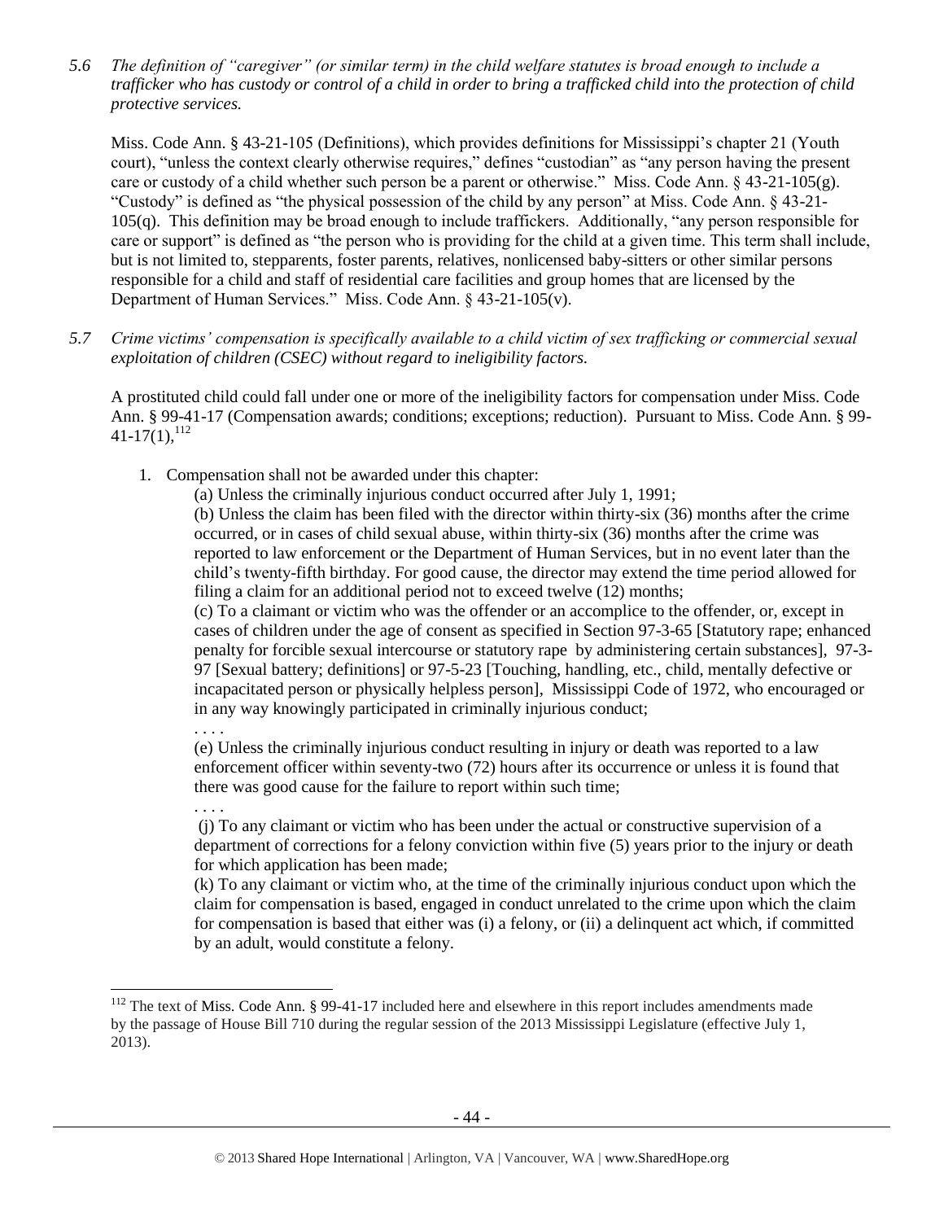*5.6 The definition of "caregiver" (or similar term) in the child welfare statutes is broad enough to include a trafficker who has custody or control of a child in order to bring a trafficked child into the protection of child protective services.*

Miss. Code Ann. § 43-21-105 (Definitions), which provides definitions for Mississippi's chapter 21 (Youth court), "unless the context clearly otherwise requires," defines "custodian" as "any person having the present care or custody of a child whether such person be a parent or otherwise." Miss. Code Ann. § 43-21-105(g). "Custody" is defined as "the physical possession of the child by any person" at Miss. Code Ann. § 43-21-105(q). This definition may be broad enough to include traffickers. Additionally, "any person responsible for care or support" is defined as "the person who is providing for the child at a given time. This term shall include, but is not limited to, stepparents, foster parents, relatives, nonlicensed baby-sitters or other similar persons responsible for a child and staff of residential care facilities and group homes that are licensed by the Department of Human Services." Miss. Code Ann. § 43-21-105(v).

*5.7 Crime victims' compensation is specifically available to a child victim of sex trafficking or commercial sexual exploitation of children (CSEC) without regard to ineligibility factors.*

A prostituted child could fall under one or more of the ineligibility factors for compensation under Miss. Code Ann. § 99-41-17 (Compensation awards; conditions; exceptions; reduction). Pursuant to Miss. Code Ann. § 99-41-17(1),[112]

1. Compensation shall not be awarded under this chapter:

   (a) Unless the criminally injurious conduct occurred after July 1, 1991;

   (b) Unless the claim has been filed with the director within thirty-six (36) months after the crime occurred, or in cases of child sexual abuse, within thirty-six (36) months after the crime was reported to law enforcement or the Department of Human Services, but in no event later than the child's twenty-fifth birthday. For good cause, the director may extend the time period allowed for filing a claim for an additional period not to exceed twelve (12) months;

   (c) To a claimant or victim who was the offender or an accomplice to the offender, or, except in cases of children under the age of consent as specified in Section 97-3-65 [Statutory rape; enhanced penalty for forcible sexual intercourse or statutory rape by administering certain substances], 97-3-97 [Sexual battery; definitions] or 97-5-23 [Touching, handling, etc., child, mentally defective or incapacitated person or physically helpless person], Mississippi Code of 1972, who encouraged or in any way knowingly participated in criminally injurious conduct;

   . . . .

   (e) Unless the criminally injurious conduct resulting in injury or death was reported to a law enforcement officer within seventy-two (72) hours after its occurrence or unless it is found that there was good cause for the failure to report within such time;

   . . . .

   (j) To any claimant or victim who has been under the actual or constructive supervision of a department of corrections for a felony conviction within five (5) years prior to the injury or death for which application has been made;

   (k) To any claimant or victim who, at the time of the criminally injurious conduct upon which the claim for compensation is based, engaged in conduct unrelated to the crime upon which the claim for compensation is based that either was (i) a felony, or (ii) a delinquent act which, if committed by an adult, would constitute a felony.

---

[112] The text of Miss. Code Ann. § 99-41-17 included here and elsewhere in this report includes amendments made by the passage of House Bill 710 during the regular session of the 2013 Mississippi Legislature (effective July 1, 2013).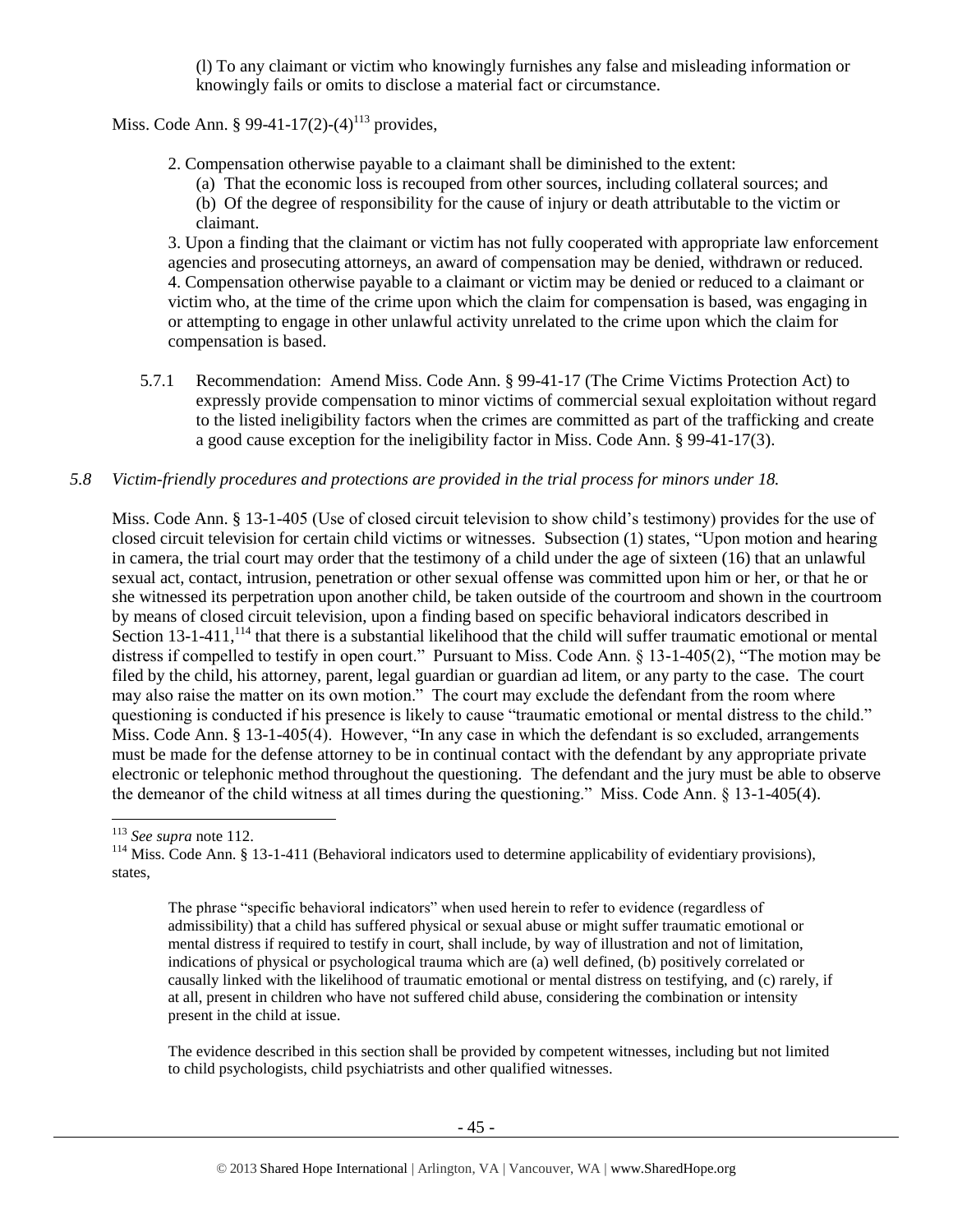(l) To any claimant or victim who knowingly furnishes any false and misleading information or knowingly fails or omits to disclose a material fact or circumstance.

Miss. Code Ann. § 99-41-17(2)-(4)[113] provides,

2. Compensation otherwise payable to a claimant shall be diminished to the extent:
   (a) That the economic loss is recouped from other sources, including collateral sources; and
   (b) Of the degree of responsibility for the cause of injury or death attributable to the victim or claimant.

3. Upon a finding that the claimant or victim has not fully cooperated with appropriate law enforcement agencies and prosecuting attorneys, an award of compensation may be denied, withdrawn or reduced.
4. Compensation otherwise payable to a claimant or victim may be denied or reduced to a claimant or victim who, at the time of the crime upon which the claim for compensation is based, was engaging in or attempting to engage in other unlawful activity unrelated to the crime upon which the claim for compensation is based.

5.7.1 Recommendation: Amend Miss. Code Ann. § 99-41-17 (The Crime Victims Protection Act) to expressly provide compensation to minor victims of commercial sexual exploitation without regard to the listed ineligibility factors when the crimes are committed as part of the trafficking and create a good cause exception for the ineligibility factor in Miss. Code Ann. § 99-41-17(3).

*5.8 Victim-friendly procedures and protections are provided in the trial process for minors under 18.*

Miss. Code Ann. § 13-1-405 (Use of closed circuit television to show child's testimony) provides for the use of closed circuit television for certain child victims or witnesses. Subsection (1) states, "Upon motion and hearing in camera, the trial court may order that the testimony of a child under the age of sixteen (16) that an unlawful sexual act, contact, intrusion, penetration or other sexual offense was committed upon him or her, or that he or she witnessed its perpetration upon another child, be taken outside of the courtroom and shown in the courtroom by means of closed circuit television, upon a finding based on specific behavioral indicators described in Section 13-1-411,[114] that there is a substantial likelihood that the child will suffer traumatic emotional or mental distress if compelled to testify in open court." Pursuant to Miss. Code Ann. § 13-1-405(2), "The motion may be filed by the child, his attorney, parent, legal guardian or guardian ad litem, or any party to the case. The court may also raise the matter on its own motion." The court may exclude the defendant from the room where questioning is conducted if his presence is likely to cause "traumatic emotional or mental distress to the child." Miss. Code Ann. § 13-1-405(4). However, "In any case in which the defendant is so excluded, arrangements must be made for the defense attorney to be in continual contact with the defendant by any appropriate private electronic or telephonic method throughout the questioning. The defendant and the jury must be able to observe the demeanor of the child witness at all times during the questioning." Miss. Code Ann. § 13-1-405(4).

---

[113] *See supra* note 112.

[114] Miss. Code Ann. § 13-1-411 (Behavioral indicators used to determine applicability of evidentiary provisions), states,

> The phrase "specific behavioral indicators" when used herein to refer to evidence (regardless of admissibility) that a child has suffered physical or sexual abuse or might suffer traumatic emotional or mental distress if required to testify in court, shall include, by way of illustration and not of limitation, indications of physical or psychological trauma which are (a) well defined, (b) positively correlated or causally linked with the likelihood of traumatic emotional or mental distress on testifying, and (c) rarely, if at all, present in children who have not suffered child abuse, considering the combination or intensity present in the child at issue.
>
> The evidence described in this section shall be provided by competent witnesses, including but not limited to child psychologists, child psychiatrists and other qualified witnesses.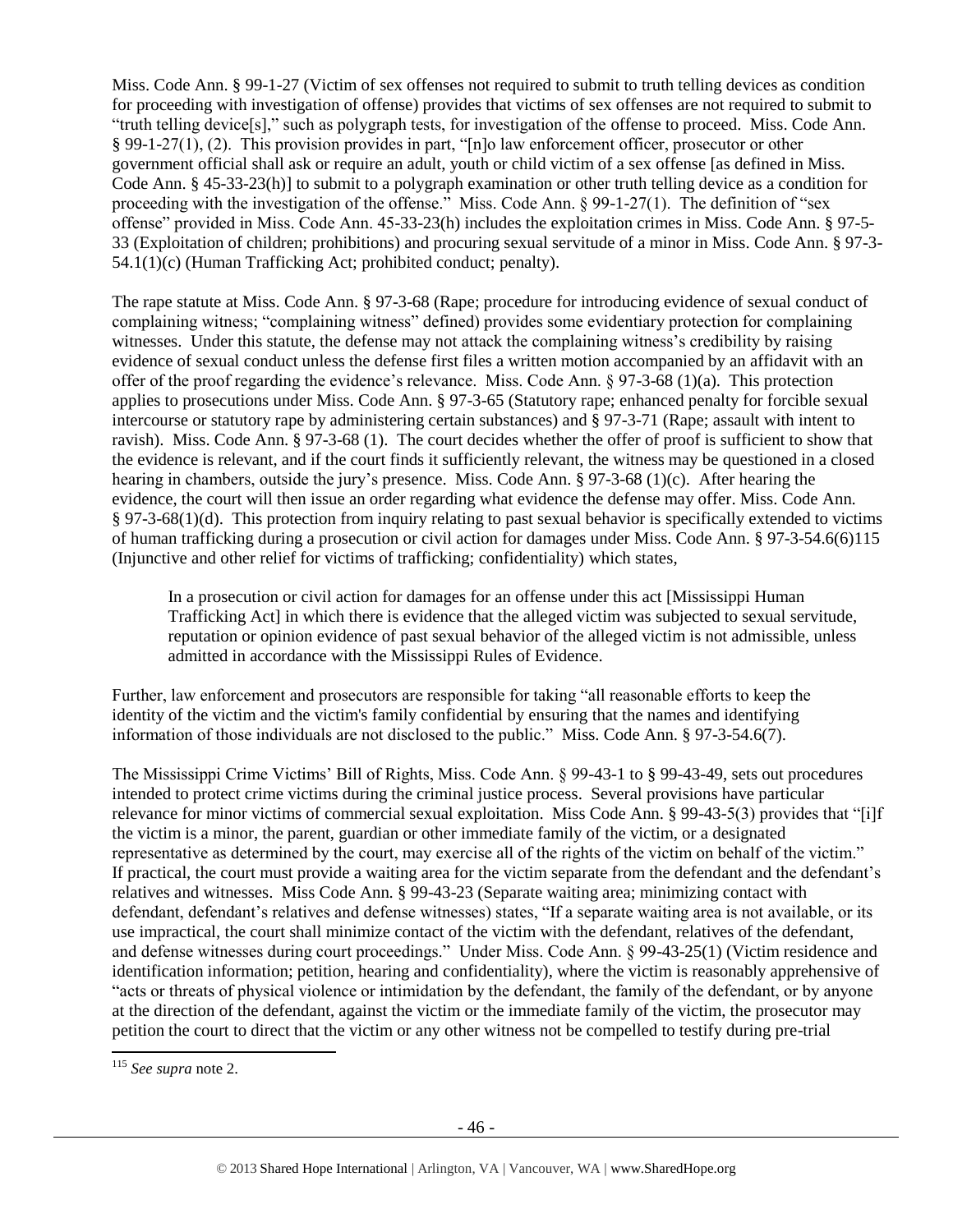Miss. Code Ann. § 99-1-27 (Victim of sex offenses not required to submit to truth telling devices as condition for proceeding with investigation of offense) provides that victims of sex offenses are not required to submit to "truth telling device[s]," such as polygraph tests, for investigation of the offense to proceed. Miss. Code Ann. § 99-1-27(1), (2). This provision provides in part, "[n]o law enforcement officer, prosecutor or other government official shall ask or require an adult, youth or child victim of a sex offense [as defined in Miss. Code Ann. § 45-33-23(h)] to submit to a polygraph examination or other truth telling device as a condition for proceeding with the investigation of the offense." Miss. Code Ann. § 99-1-27(1). The definition of "sex offense" provided in Miss. Code Ann. 45-33-23(h) includes the exploitation crimes in Miss. Code Ann. § 97-5-33 (Exploitation of children; prohibitions) and procuring sexual servitude of a minor in Miss. Code Ann. § 97-3-54.1(1)(c) (Human Trafficking Act; prohibited conduct; penalty).

The rape statute at Miss. Code Ann. § 97-3-68 (Rape; procedure for introducing evidence of sexual conduct of complaining witness; "complaining witness" defined) provides some evidentiary protection for complaining witnesses. Under this statute, the defense may not attack the complaining witness's credibility by raising evidence of sexual conduct unless the defense first files a written motion accompanied by an affidavit with an offer of the proof regarding the evidence's relevance. Miss. Code Ann. § 97-3-68 (1)(a). This protection applies to prosecutions under Miss. Code Ann. § 97-3-65 (Statutory rape; enhanced penalty for forcible sexual intercourse or statutory rape by administering certain substances) and § 97-3-71 (Rape; assault with intent to ravish). Miss. Code Ann. § 97-3-68 (1). The court decides whether the offer of proof is sufficient to show that the evidence is relevant, and if the court finds it sufficiently relevant, the witness may be questioned in a closed hearing in chambers, outside the jury's presence. Miss. Code Ann. § 97-3-68 (1)(c). After hearing the evidence, the court will then issue an order regarding what evidence the defense may offer. Miss. Code Ann. § 97-3-68(1)(d). This protection from inquiry relating to past sexual behavior is specifically extended to victims of human trafficking during a prosecution or civil action for damages under Miss. Code Ann. § 97-3-54.6(6)[115] (Injunctive and other relief for victims of trafficking; confidentiality) which states,

> In a prosecution or civil action for damages for an offense under this act [Mississippi Human Trafficking Act] in which there is evidence that the alleged victim was subjected to sexual servitude, reputation or opinion evidence of past sexual behavior of the alleged victim is not admissible, unless admitted in accordance with the Mississippi Rules of Evidence.

Further, law enforcement and prosecutors are responsible for taking "all reasonable efforts to keep the identity of the victim and the victim's family confidential by ensuring that the names and identifying information of those individuals are not disclosed to the public." Miss. Code Ann. § 97-3-54.6(7).

The Mississippi Crime Victims' Bill of Rights, Miss. Code Ann. § 99-43-1 to § 99-43-49, sets out procedures intended to protect crime victims during the criminal justice process. Several provisions have particular relevance for minor victims of commercial sexual exploitation. Miss Code Ann. § 99-43-5(3) provides that "[i]f the victim is a minor, the parent, guardian or other immediate family of the victim, or a designated representative as determined by the court, may exercise all of the rights of the victim on behalf of the victim." If practical, the court must provide a waiting area for the victim separate from the defendant and the defendant's relatives and witnesses. Miss Code Ann. § 99-43-23 (Separate waiting area; minimizing contact with defendant, defendant's relatives and defense witnesses) states, "If a separate waiting area is not available, or its use impractical, the court shall minimize contact of the victim with the defendant, relatives of the defendant, and defense witnesses during court proceedings." Under Miss. Code Ann. § 99-43-25(1) (Victim residence and identification information; petition, hearing and confidentiality), where the victim is reasonably apprehensive of "acts or threats of physical violence or intimidation by the defendant, the family of the defendant, or by anyone at the direction of the defendant, against the victim or the immediate family of the victim, the prosecutor may petition the court to direct that the victim or any other witness not be compelled to testify during pre-trial

---

[115] *See supra* note 2.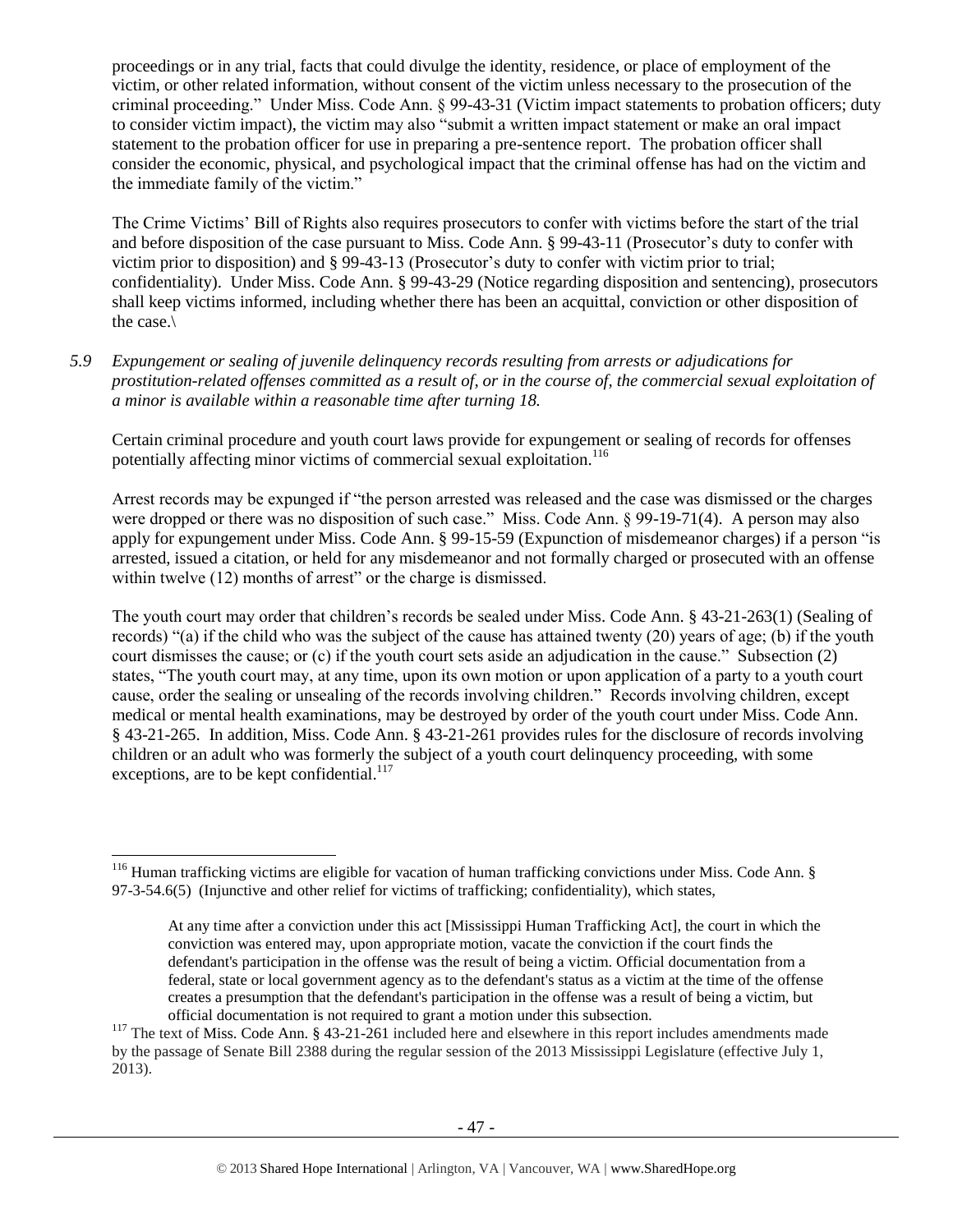proceedings or in any trial, facts that could divulge the identity, residence, or place of employment of the victim, or other related information, without consent of the victim unless necessary to the prosecution of the criminal proceeding." Under Miss. Code Ann. § 99-43-31 (Victim impact statements to probation officers; duty to consider victim impact), the victim may also "submit a written impact statement or make an oral impact statement to the probation officer for use in preparing a pre-sentence report. The probation officer shall consider the economic, physical, and psychological impact that the criminal offense has had on the victim and the immediate family of the victim."

The Crime Victims' Bill of Rights also requires prosecutors to confer with victims before the start of the trial and before disposition of the case pursuant to Miss. Code Ann. § 99-43-11 (Prosecutor's duty to confer with victim prior to disposition) and § 99-43-13 (Prosecutor's duty to confer with victim prior to trial; confidentiality). Under Miss. Code Ann. § 99-43-29 (Notice regarding disposition and sentencing), prosecutors shall keep victims informed, including whether there has been an acquittal, conviction or other disposition of the case.\

*5.9 Expungement or sealing of juvenile delinquency records resulting from arrests or adjudications for prostitution-related offenses committed as a result of, or in the course of, the commercial sexual exploitation of a minor is available within a reasonable time after turning 18.*

Certain criminal procedure and youth court laws provide for expungement or sealing of records for offenses potentially affecting minor victims of commercial sexual exploitation.[116]

Arrest records may be expunged if "the person arrested was released and the case was dismissed or the charges were dropped or there was no disposition of such case." Miss. Code Ann. § 99-19-71(4). A person may also apply for expungement under Miss. Code Ann. § 99-15-59 (Expunction of misdemeanor charges) if a person "is arrested, issued a citation, or held for any misdemeanor and not formally charged or prosecuted with an offense within twelve (12) months of arrest" or the charge is dismissed.

The youth court may order that children's records be sealed under Miss. Code Ann. § 43-21-263(1) (Sealing of records) "(a) if the child who was the subject of the cause has attained twenty (20) years of age; (b) if the youth court dismisses the cause; or (c) if the youth court sets aside an adjudication in the cause." Subsection (2) states, "The youth court may, at any time, upon its own motion or upon application of a party to a youth court cause, order the sealing or unsealing of the records involving children." Records involving children, except medical or mental health examinations, may be destroyed by order of the youth court under Miss. Code Ann. § 43-21-265. In addition, Miss. Code Ann. § 43-21-261 provides rules for the disclosure of records involving children or an adult who was formerly the subject of a youth court delinquency proceeding, with some exceptions, are to be kept confidential.[117]

---

[116] Human trafficking victims are eligible for vacation of human trafficking convictions under Miss. Code Ann. § 97-3-54.6(5) (Injunctive and other relief for victims of trafficking; confidentiality), which states,

> At any time after a conviction under this act [Mississippi Human Trafficking Act], the court in which the conviction was entered may, upon appropriate motion, vacate the conviction if the court finds the defendant's participation in the offense was the result of being a victim. Official documentation from a federal, state or local government agency as to the defendant's status as a victim at the time of the offense creates a presumption that the defendant's participation in the offense was a result of being a victim, but official documentation is not required to grant a motion under this subsection.

[117] The text of Miss. Code Ann. § 43-21-261 included here and elsewhere in this report includes amendments made by the passage of Senate Bill 2388 during the regular session of the 2013 Mississippi Legislature (effective July 1, 2013).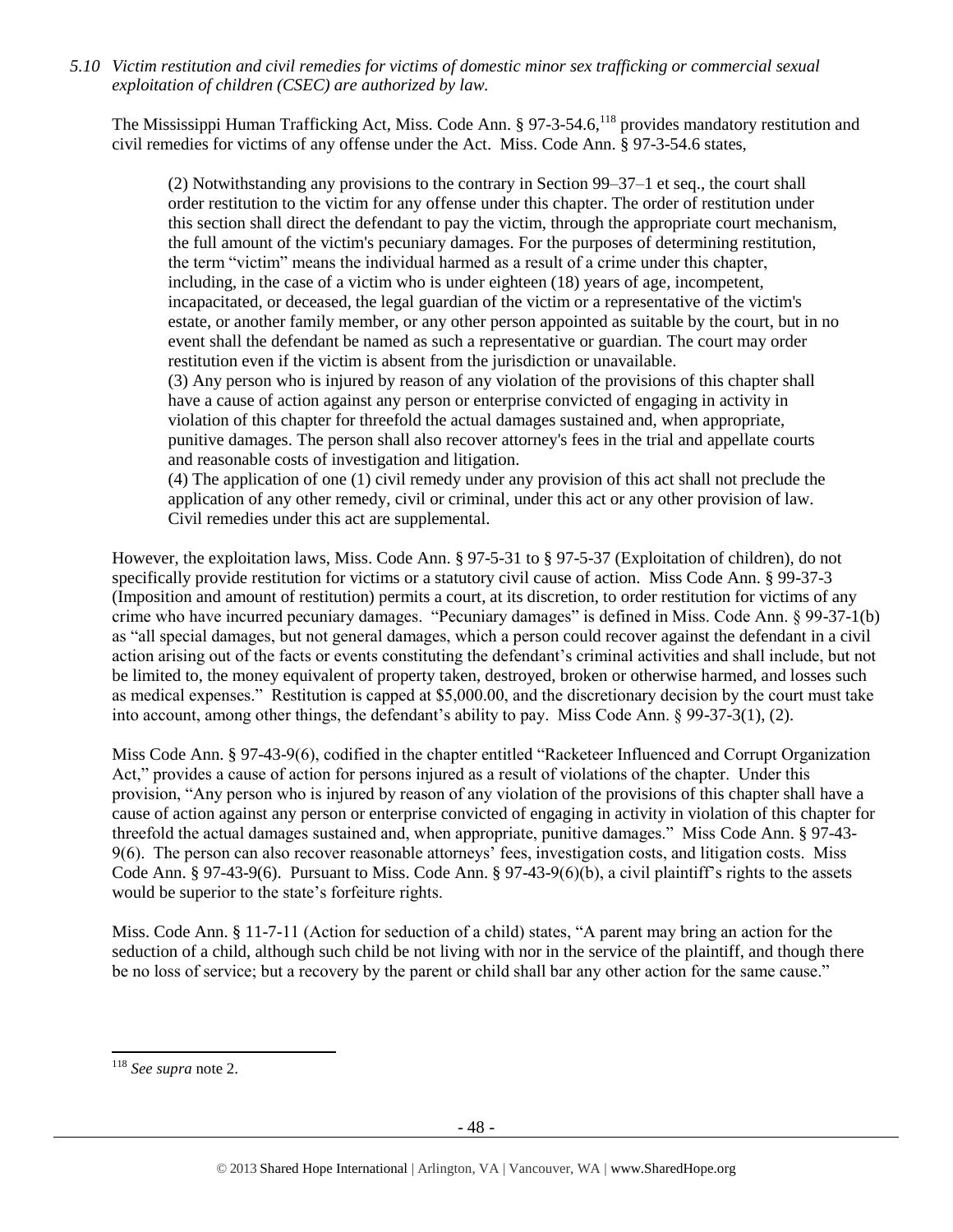*5.10 Victim restitution and civil remedies for victims of domestic minor sex trafficking or commercial sexual exploitation of children (CSEC) are authorized by law.*

The Mississippi Human Trafficking Act, Miss. Code Ann. § 97-3-54.6,[118] provides mandatory restitution and civil remedies for victims of any offense under the Act. Miss. Code Ann. § 97-3-54.6 states,

> (2) Notwithstanding any provisions to the contrary in Section 99–37–1 et seq., the court shall order restitution to the victim for any offense under this chapter. The order of restitution under this section shall direct the defendant to pay the victim, through the appropriate court mechanism, the full amount of the victim's pecuniary damages. For the purposes of determining restitution, the term "victim" means the individual harmed as a result of a crime under this chapter, including, in the case of a victim who is under eighteen (18) years of age, incompetent, incapacitated, or deceased, the legal guardian of the victim or a representative of the victim's estate, or another family member, or any other person appointed as suitable by the court, but in no event shall the defendant be named as such a representative or guardian. The court may order restitution even if the victim is absent from the jurisdiction or unavailable.
>
> (3) Any person who is injured by reason of any violation of the provisions of this chapter shall have a cause of action against any person or enterprise convicted of engaging in activity in violation of this chapter for threefold the actual damages sustained and, when appropriate, punitive damages. The person shall also recover attorney's fees in the trial and appellate courts and reasonable costs of investigation and litigation.
>
> (4) The application of one (1) civil remedy under any provision of this act shall not preclude the application of any other remedy, civil or criminal, under this act or any other provision of law. Civil remedies under this act are supplemental.

However, the exploitation laws, Miss. Code Ann. § 97-5-31 to § 97-5-37 (Exploitation of children), do not specifically provide restitution for victims or a statutory civil cause of action. Miss Code Ann. § 99-37-3 (Imposition and amount of restitution) permits a court, at its discretion, to order restitution for victims of any crime who have incurred pecuniary damages. "Pecuniary damages" is defined in Miss. Code Ann. § 99-37-1(b) as "all special damages, but not general damages, which a person could recover against the defendant in a civil action arising out of the facts or events constituting the defendant's criminal activities and shall include, but not be limited to, the money equivalent of property taken, destroyed, broken or otherwise harmed, and losses such as medical expenses." Restitution is capped at $5,000.00, and the discretionary decision by the court must take into account, among other things, the defendant's ability to pay. Miss Code Ann. § 99-37-3(1), (2).

Miss Code Ann. § 97-43-9(6), codified in the chapter entitled "Racketeer Influenced and Corrupt Organization Act," provides a cause of action for persons injured as a result of violations of the chapter. Under this provision, "Any person who is injured by reason of any violation of the provisions of this chapter shall have a cause of action against any person or enterprise convicted of engaging in activity in violation of this chapter for threefold the actual damages sustained and, when appropriate, punitive damages." Miss Code Ann. § 97-43-9(6). The person can also recover reasonable attorneys' fees, investigation costs, and litigation costs. Miss Code Ann. § 97-43-9(6). Pursuant to Miss. Code Ann. § 97-43-9(6)(b), a civil plaintiff's rights to the assets would be superior to the state's forfeiture rights.

Miss. Code Ann. § 11-7-11 (Action for seduction of a child) states, "A parent may bring an action for the seduction of a child, although such child be not living with nor in the service of the plaintiff, and though there be no loss of service; but a recovery by the parent or child shall bar any other action for the same cause."

---

[118] *See supra* note 2.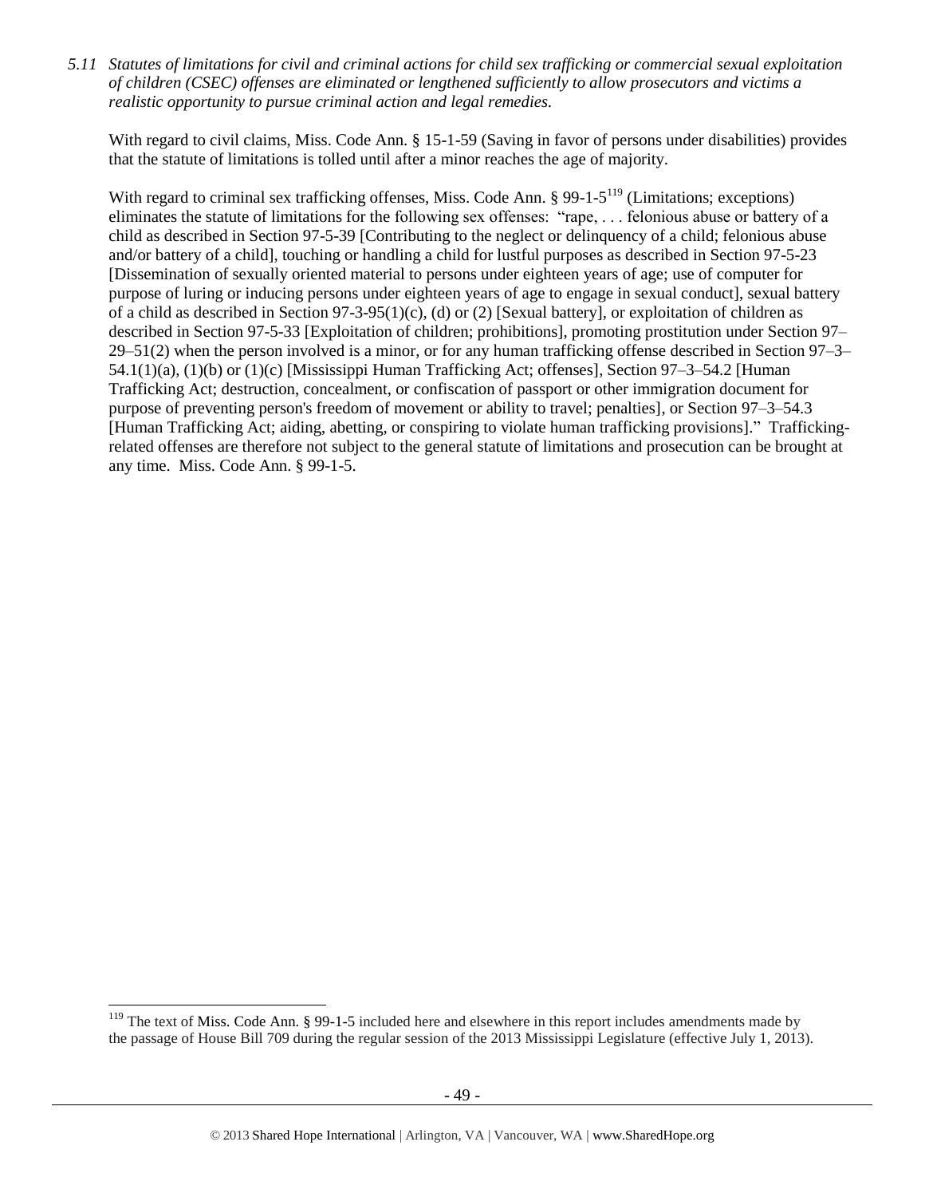*5.11 Statutes of limitations for civil and criminal actions for child sex trafficking or commercial sexual exploitation of children (CSEC) offenses are eliminated or lengthened sufficiently to allow prosecutors and victims a realistic opportunity to pursue criminal action and legal remedies.*

With regard to civil claims, Miss. Code Ann. § 15-1-59 (Saving in favor of persons under disabilities) provides that the statute of limitations is tolled until after a minor reaches the age of majority.

With regard to criminal sex trafficking offenses, Miss. Code Ann. § 99-1-5[119] (Limitations; exceptions) eliminates the statute of limitations for the following sex offenses: "rape, . . . felonious abuse or battery of a child as described in Section 97-5-39 [Contributing to the neglect or delinquency of a child; felonious abuse and/or battery of a child], touching or handling a child for lustful purposes as described in Section 97-5-23 [Dissemination of sexually oriented material to persons under eighteen years of age; use of computer for purpose of luring or inducing persons under eighteen years of age to engage in sexual conduct], sexual battery of a child as described in Section 97-3-95(1)(c), (d) or (2) [Sexual battery], or exploitation of children as described in Section 97-5-33 [Exploitation of children; prohibitions], promoting prostitution under Section 97–29–51(2) when the person involved is a minor, or for any human trafficking offense described in Section 97–3–54.1(1)(a), (1)(b) or (1)(c) [Mississippi Human Trafficking Act; offenses], Section 97–3–54.2 [Human Trafficking Act; destruction, concealment, or confiscation of passport or other immigration document for purpose of preventing person's freedom of movement or ability to travel; penalties], or Section 97–3–54.3 [Human Trafficking Act; aiding, abetting, or conspiring to violate human trafficking provisions]." Trafficking-related offenses are therefore not subject to the general statute of limitations and prosecution can be brought at any time. Miss. Code Ann. § 99-1-5.

---

[119] The text of Miss. Code Ann. § 99-1-5 included here and elsewhere in this report includes amendments made by the passage of House Bill 709 during the regular session of the 2013 Mississippi Legislature (effective July 1, 2013).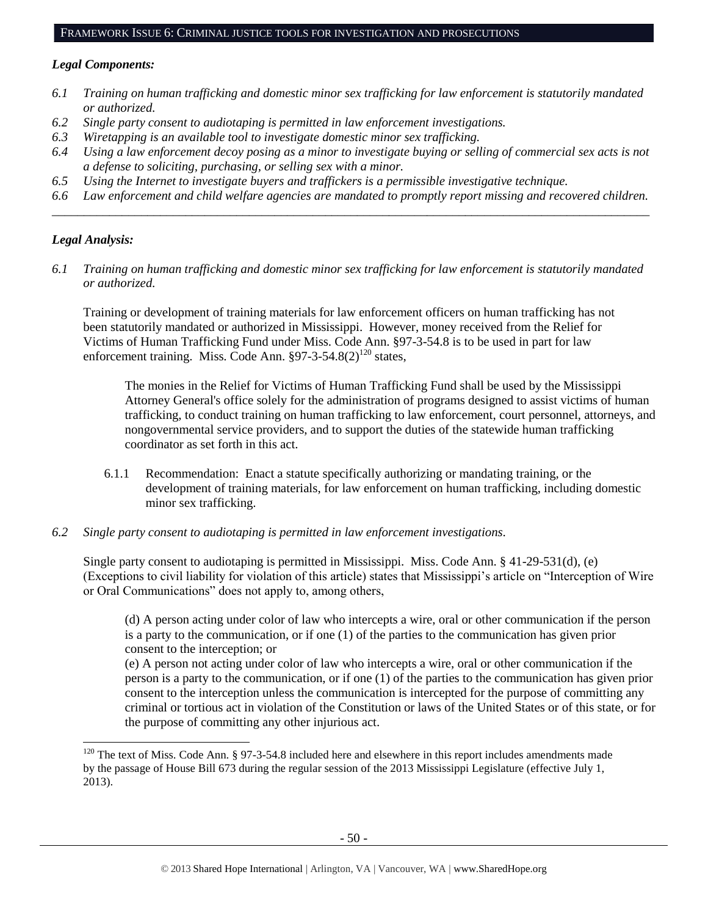## FRAMEWORK ISSUE 6: CRIMINAL JUSTICE TOOLS FOR INVESTIGATION AND PROSECUTIONS

***Legal Components:***

*6.1 Training on human trafficking and domestic minor sex trafficking for law enforcement is statutorily mandated or authorized.*
*6.2 Single party consent to audiotaping is permitted in law enforcement investigations.*
*6.3 Wiretapping is an available tool to investigate domestic minor sex trafficking.*
*6.4 Using a law enforcement decoy posing as a minor to investigate buying or selling of commercial sex acts is not a defense to soliciting, purchasing, or selling sex with a minor.*
*6.5 Using the Internet to investigate buyers and traffickers is a permissible investigative technique.*
*6.6 Law enforcement and child welfare agencies are mandated to promptly report missing and recovered children.*

---

***Legal Analysis:***

*6.1 Training on human trafficking and domestic minor sex trafficking for law enforcement is statutorily mandated or authorized.*

Training or development of training materials for law enforcement officers on human trafficking has not been statutorily mandated or authorized in Mississippi. However, money received from the Relief for Victims of Human Trafficking Fund under Miss. Code Ann. §97-3-54.8 is to be used in part for law enforcement training. Miss. Code Ann. §97-3-54.8(2)[120] states,

> The monies in the Relief for Victims of Human Trafficking Fund shall be used by the Mississippi Attorney General's office solely for the administration of programs designed to assist victims of human trafficking, to conduct training on human trafficking to law enforcement, court personnel, attorneys, and nongovernmental service providers, and to support the duties of the statewide human trafficking coordinator as set forth in this act.

6.1.1 Recommendation: Enact a statute specifically authorizing or mandating training, or the development of training materials, for law enforcement on human trafficking, including domestic minor sex trafficking.

*6.2 Single party consent to audiotaping is permitted in law enforcement investigations.*

Single party consent to audiotaping is permitted in Mississippi. Miss. Code Ann. § 41-29-531(d), (e) (Exceptions to civil liability for violation of this article) states that Mississippi's article on "Interception of Wire or Oral Communications" does not apply to, among others,

> (d) A person acting under color of law who intercepts a wire, oral or other communication if the person is a party to the communication, or if one (1) of the parties to the communication has given prior consent to the interception; or
> (e) A person not acting under color of law who intercepts a wire, oral or other communication if the person is a party to the communication, or if one (1) of the parties to the communication has given prior consent to the interception unless the communication is intercepted for the purpose of committing any criminal or tortious act in violation of the Constitution or laws of the United States or of this state, or for the purpose of committing any other injurious act.

---

[120] The text of Miss. Code Ann. § 97-3-54.8 included here and elsewhere in this report includes amendments made by the passage of House Bill 673 during the regular session of the 2013 Mississippi Legislature (effective July 1, 2013).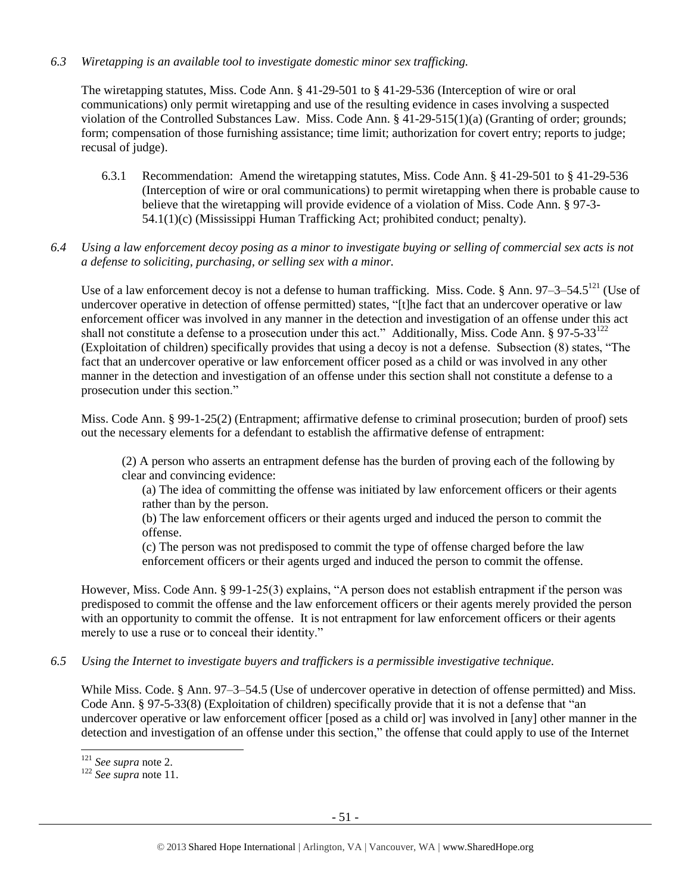*6.3 Wiretapping is an available tool to investigate domestic minor sex trafficking.*

The wiretapping statutes, Miss. Code Ann. § 41-29-501 to § 41-29-536 (Interception of wire or oral communications) only permit wiretapping and use of the resulting evidence in cases involving a suspected violation of the Controlled Substances Law. Miss. Code Ann. § 41-29-515(1)(a) (Granting of order; grounds; form; compensation of those furnishing assistance; time limit; authorization for covert entry; reports to judge; recusal of judge).

6.3.1 Recommendation: Amend the wiretapping statutes, Miss. Code Ann. § 41-29-501 to § 41-29-536 (Interception of wire or oral communications) to permit wiretapping when there is probable cause to believe that the wiretapping will provide evidence of a violation of Miss. Code Ann. § 97-3-54.1(1)(c) (Mississippi Human Trafficking Act; prohibited conduct; penalty).

*6.4 Using a law enforcement decoy posing as a minor to investigate buying or selling of commercial sex acts is not a defense to soliciting, purchasing, or selling sex with a minor.*

Use of a law enforcement decoy is not a defense to human trafficking. Miss. Code. § Ann. 97–3–54.5[121] (Use of undercover operative in detection of offense permitted) states, "[t]he fact that an undercover operative or law enforcement officer was involved in any manner in the detection and investigation of an offense under this act shall not constitute a defense to a prosecution under this act." Additionally, Miss. Code Ann. § 97-5-33[122] (Exploitation of children) specifically provides that using a decoy is not a defense. Subsection (8) states, "The fact that an undercover operative or law enforcement officer posed as a child or was involved in any other manner in the detection and investigation of an offense under this section shall not constitute a defense to a prosecution under this section."

Miss. Code Ann. § 99-1-25(2) (Entrapment; affirmative defense to criminal prosecution; burden of proof) sets out the necessary elements for a defendant to establish the affirmative defense of entrapment:

> (2) A person who asserts an entrapment defense has the burden of proving each of the following by clear and convincing evidence:
>
> (a) The idea of committing the offense was initiated by law enforcement officers or their agents rather than by the person.
>
> (b) The law enforcement officers or their agents urged and induced the person to commit the offense.
>
> (c) The person was not predisposed to commit the type of offense charged before the law enforcement officers or their agents urged and induced the person to commit the offense.

However, Miss. Code Ann. § 99-1-25(3) explains, "A person does not establish entrapment if the person was predisposed to commit the offense and the law enforcement officers or their agents merely provided the person with an opportunity to commit the offense. It is not entrapment for law enforcement officers or their agents merely to use a ruse or to conceal their identity."

*6.5 Using the Internet to investigate buyers and traffickers is a permissible investigative technique.*

While Miss. Code. § Ann. 97–3–54.5 (Use of undercover operative in detection of offense permitted) and Miss. Code Ann. § 97-5-33(8) (Exploitation of children) specifically provide that it is not a defense that "an undercover operative or law enforcement officer [posed as a child or] was involved in [any] other manner in the detection and investigation of an offense under this section," the offense that could apply to use of the Internet

---

[121] *See supra* note 2.

[122] *See supra* note 11.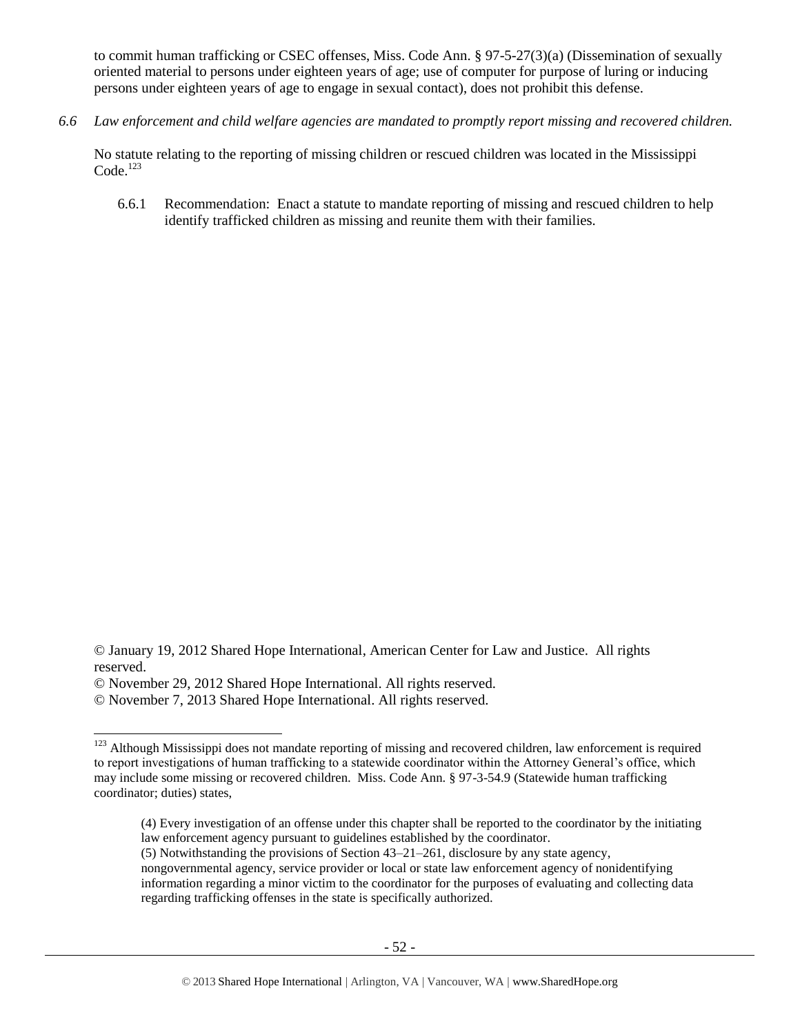to commit human trafficking or CSEC offenses, Miss. Code Ann. § 97-5-27(3)(a) (Dissemination of sexually oriented material to persons under eighteen years of age; use of computer for purpose of luring or inducing persons under eighteen years of age to engage in sexual contact), does not prohibit this defense.

*6.6 Law enforcement and child welfare agencies are mandated to promptly report missing and recovered children.*

No statute relating to the reporting of missing children or rescued children was located in the Mississippi Code.[123]

6.6.1 Recommendation: Enact a statute to mandate reporting of missing and rescued children to help identify trafficked children as missing and reunite them with their families.

© January 19, 2012 Shared Hope International, American Center for Law and Justice. All rights reserved.

© November 29, 2012 Shared Hope International. All rights reserved.

© November 7, 2013 Shared Hope International. All rights reserved.

---

[123] Although Mississippi does not mandate reporting of missing and recovered children, law enforcement is required to report investigations of human trafficking to a statewide coordinator within the Attorney General's office, which may include some missing or recovered children. Miss. Code Ann. § 97-3-54.9 (Statewide human trafficking coordinator; duties) states,

> (4) Every investigation of an offense under this chapter shall be reported to the coordinator by the initiating law enforcement agency pursuant to guidelines established by the coordinator.
>
> (5) Notwithstanding the provisions of Section 43–21–261, disclosure by any state agency, nongovernmental agency, service provider or local or state law enforcement agency of nonidentifying information regarding a minor victim to the coordinator for the purposes of evaluating and collecting data regarding trafficking offenses in the state is specifically authorized.